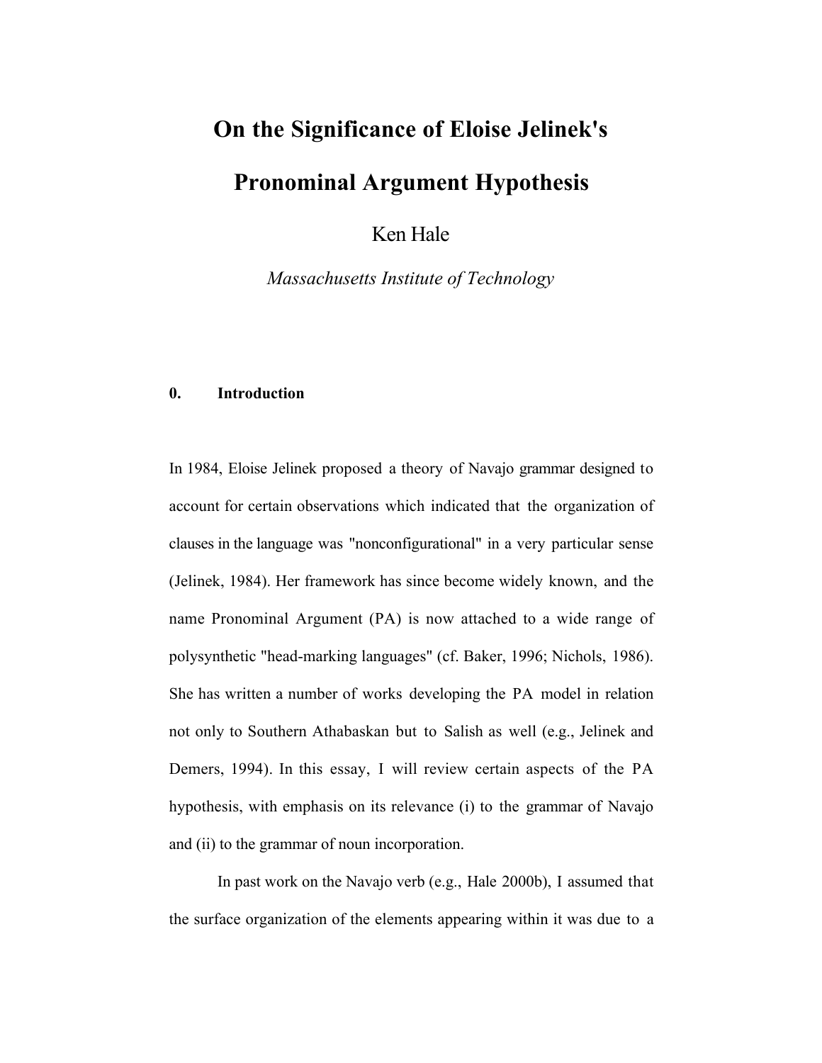# On the Significance of Eloise Jelinek's Pronominal Argument Hypothesis

Ken Hale

*Massachusetts Institute of Technology*

## 0. Introduction

In 1984, Eloise Jelinek proposed a theory of Navajo grammar designed to account for certain observations which indicated that the organization of clauses in the language was "nonconfigurational" in a very particular sense (Jelinek, 1984). Her framework has since become widely known, and the name Pronominal Argument (PA) is now attached to a wide range of polysynthetic "head-marking languages" (cf. Baker, 1996; Nichols, 1986). She has written a number of works developing the PA model in relation not only to Southern Athabaskan but to Salish as well (e.g., Jelinek and Demers, 1994). In this essay, I will review certain aspects of the PA hypothesis, with emphasis on its relevance (i) to the grammar of Navajo and (ii) to the grammar of noun incorporation.

In past work on the Navajo verb (e.g., Hale 2000b), I assumed that the surface organization of the elements appearing within it was due to a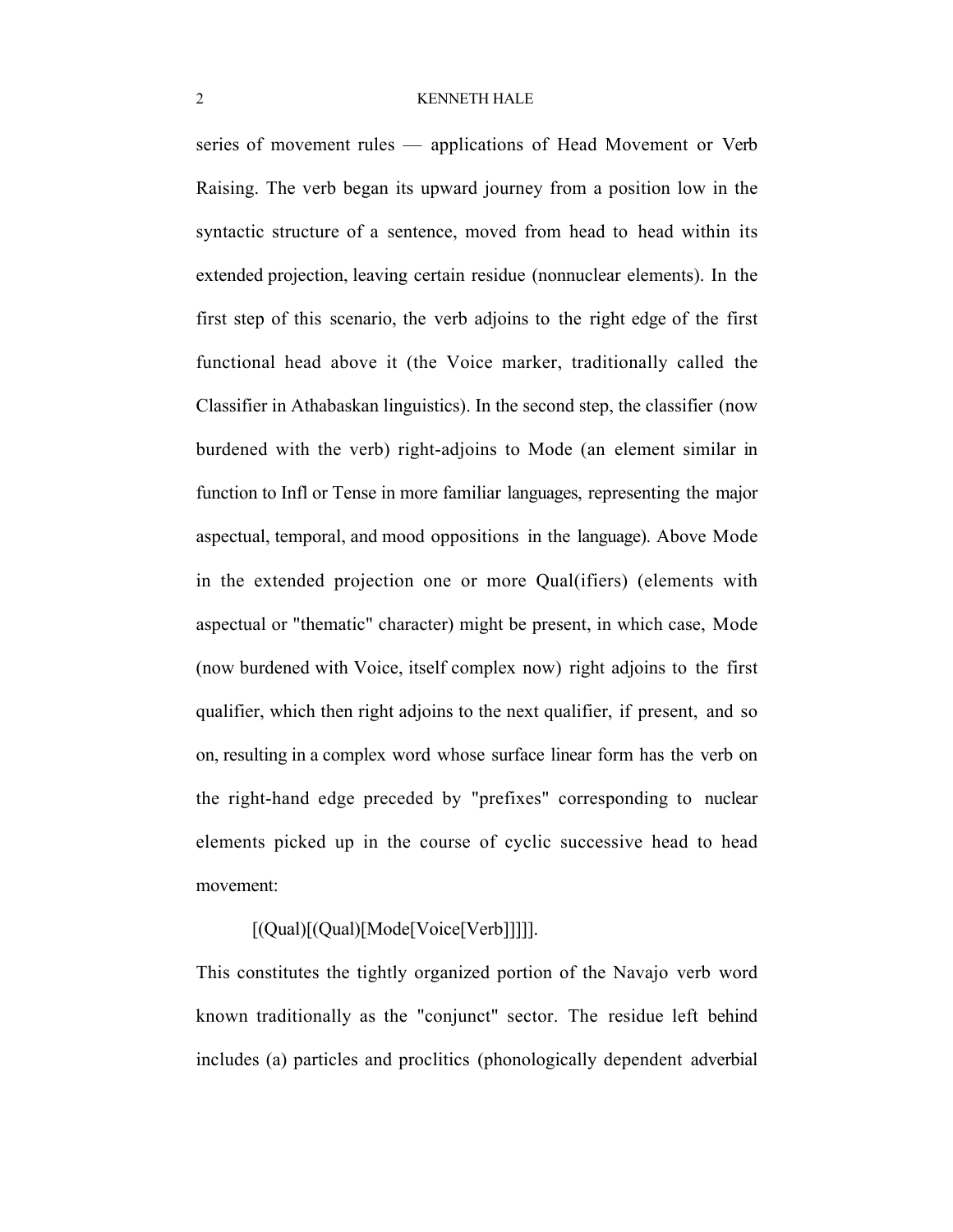series of movement rules — applications of Head Movement or Verb Raising. The verb began its upward journey from a position low in the syntactic structure of a sentence, moved from head to head within its extended projection, leaving certain residue (nonnuclear elements). In the first step of this scenario, the verb adjoins to the right edge of the first functional head above it (the Voice marker, traditionally called the Classifier in Athabaskan linguistics). In the second step, the classifier (now burdened with the verb) right-adjoins to Mode (an element similar in function to Infl or Tense in more familiar languages, representing the major aspectual, temporal, and mood oppositions in the language). Above Mode in the extended projection one or more Qual(ifiers) (elements with aspectual or "thematic" character) might be present, in which case, Mode (now burdened with Voice, itself complex now) right adjoins to the first qualifier, which then right adjoins to the next qualifier, if present, and so on, resulting in a complex word whose surface linear form has the verb on the right-hand edge preceded by "prefixes" corresponding to nuclear elements picked up in the course of cyclic successive head to head movement:

[(Qual)[(Qual)[Mode[Voice[Verb]]]]].

This constitutes the tightly organized portion of the Navajo verb word known traditionally as the "conjunct" sector. The residue left behind includes (a) particles and proclitics (phonologically dependent adverbial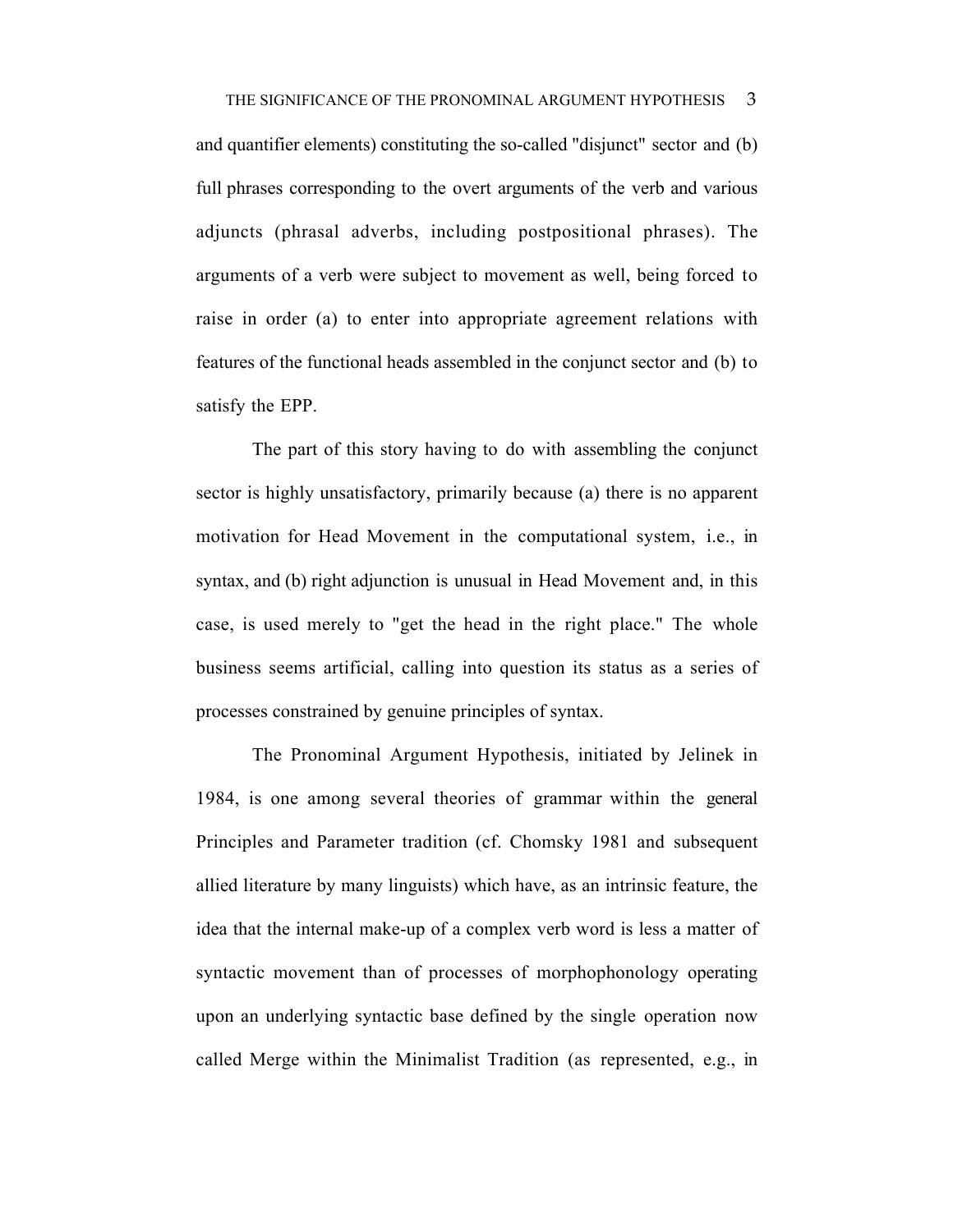and quantifier elements) constituting the so-called "disjunct" sector and (b) full phrases corresponding to the overt arguments of the verb and various adjuncts (phrasal adverbs, including postpositional phrases). The arguments of a verb were subject to movement as well, being forced to raise in order (a) to enter into appropriate agreement relations with features of the functional heads assembled in the conjunct sector and (b) to satisfy the EPP.

The part of this story having to do with assembling the conjunct sector is highly unsatisfactory, primarily because (a) there is no apparent motivation for Head Movement in the computational system, i.e., in syntax, and (b) right adjunction is unusual in Head Movement and, in this case, is used merely to "get the head in the right place." The whole business seems artificial, calling into question its status as a series of processes constrained by genuine principles of syntax.

The Pronominal Argument Hypothesis, initiated by Jelinek in 1984, is one among several theories of grammar within the general Principles and Parameter tradition (cf. Chomsky 1981 and subsequent allied literature by many linguists) which have, as an intrinsic feature, the idea that the internal make-up of a complex verb word is less a matter of syntactic movement than of processes of morphophonology operating upon an underlying syntactic base defined by the single operation now called Merge within the Minimalist Tradition (as represented, e.g., in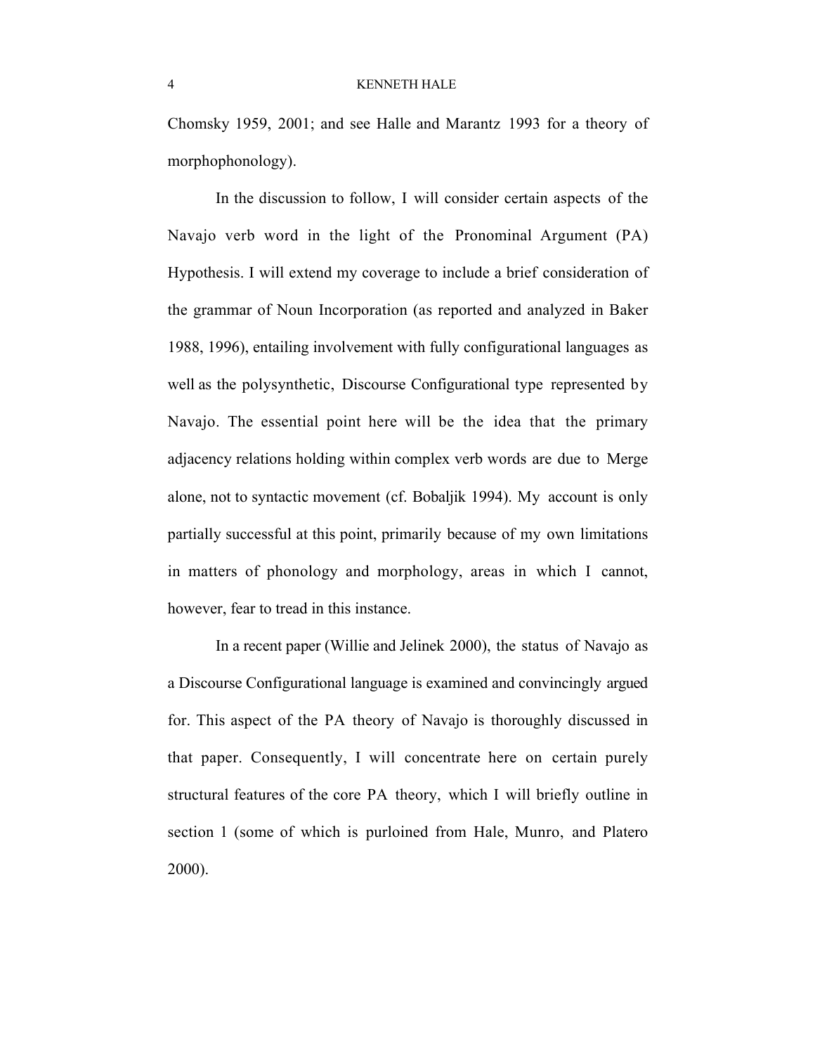Chomsky 1959, 2001; and see Halle and Marantz 1993 for a theory of morphophonology).

In the discussion to follow, I will consider certain aspects of the Navajo verb word in the light of the Pronominal Argument (PA) Hypothesis. I will extend my coverage to include a brief consideration of the grammar of Noun Incorporation (as reported and analyzed in Baker 1988, 1996), entailing involvement with fully configurational languages as well as the polysynthetic, Discourse Configurational type represented by Navajo. The essential point here will be the idea that the primary adjacency relations holding within complex verb words are due to Merge alone, not to syntactic movement (cf. Bobaljik 1994). My account is only partially successful at this point, primarily because of my own limitations in matters of phonology and morphology, areas in which I cannot, however, fear to tread in this instance.

In a recent paper (Willie and Jelinek 2000), the status of Navajo as a Discourse Configurational language is examined and convincingly argued for. This aspect of the PA theory of Navajo is thoroughly discussed in that paper. Consequently, I will concentrate here on certain purely structural features of the core PA theory, which I will briefly outline in section 1 (some of which is purloined from Hale, Munro, and Platero 2000).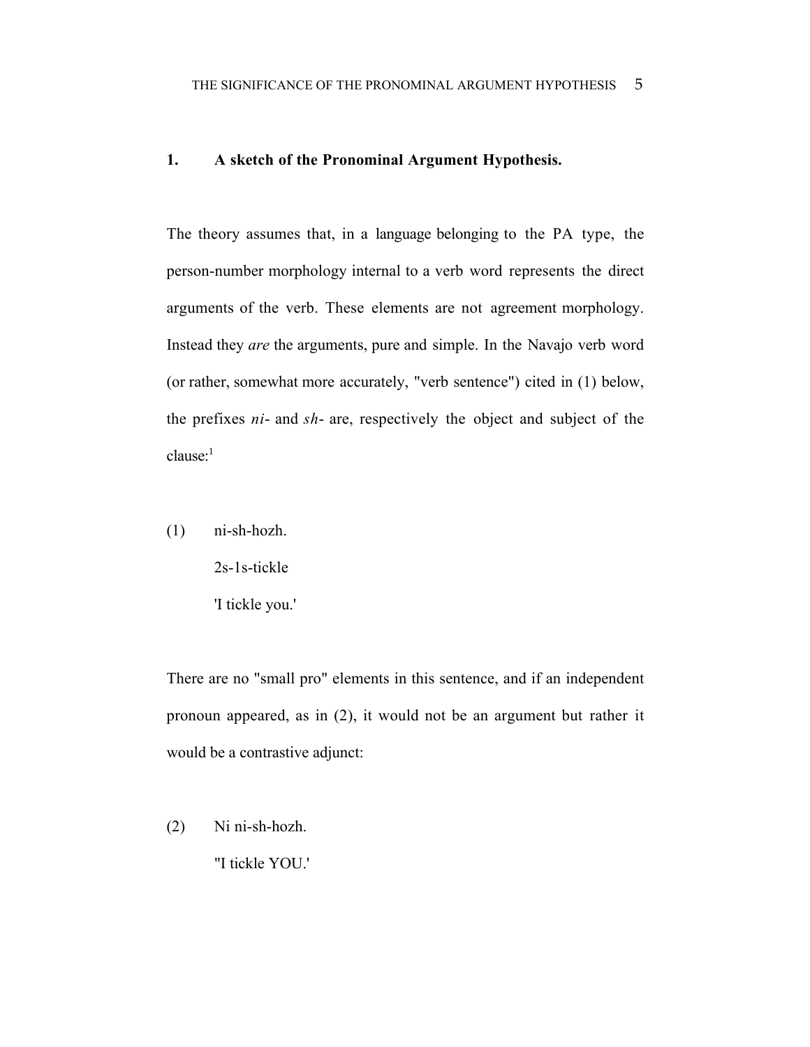## 1. A sketch of the Pronominal Argument Hypothesis.

The theory assumes that, in a language belonging to the PA type, the person-number morphology internal to a verb word represents the direct arguments of the verb. These elements are not agreement morphology. Instead they *are* the arguments, pure and simple. In the Navajo verb word (or rather, somewhat more accurately, "verb sentence") cited in (1) below, the prefixes *ni-* and *sh-* are, respectively the object and subject of the clause:[1]

(1) ni-sh-hozh.

  2s-1s-tickle

  'I tickle you.'

There are no "small pro" elements in this sentence, and if an independent pronoun appeared, as in (2), it would not be an argument but rather it would be a contrastive adjunct:

(2) Ni ni-sh-hozh.

  "I tickle YOU.'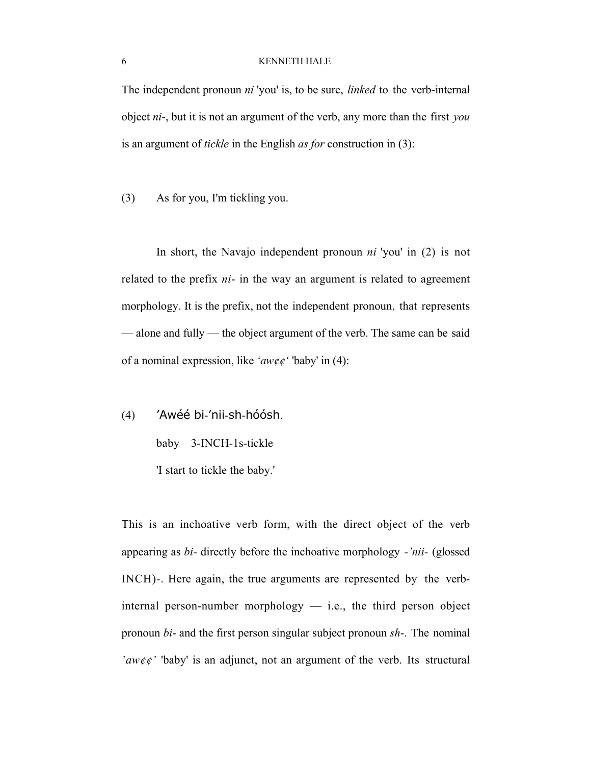The independent pronoun *ni* 'you' is, to be sure, *linked* to the verb-internal object *ni*-, but it is not an argument of the verb, any more than the first *you* is an argument of *tickle* in the English *as for* construction in (3):

(3) As for you, I'm tickling you.

In short, the Navajo independent pronoun *ni* 'you' in (2) is not related to the prefix *ni*- in the way an argument is related to agreement morphology. It is the prefix, not the independent pronoun, that represents — alone and fully — the object argument of the verb. The same can be said of a nominal expression, like *'aw¢¢'* 'baby' in (4):

(4) ’Awéé bi-’nii-sh-hóósh.

baby 3-INCH-1s-tickle

'I start to tickle the baby.'

This is an inchoative verb form, with the direct object of the verb appearing as *bi*- directly before the inchoative morphology *-’nii-* (glossed INCH)-. Here again, the true arguments are represented by the verb-internal person-number morphology — i.e., the third person object pronoun *bi*- and the first person singular subject pronoun *sh*-. The nominal *’aw¢¢’* 'baby' is an adjunct, not an argument of the verb. Its structural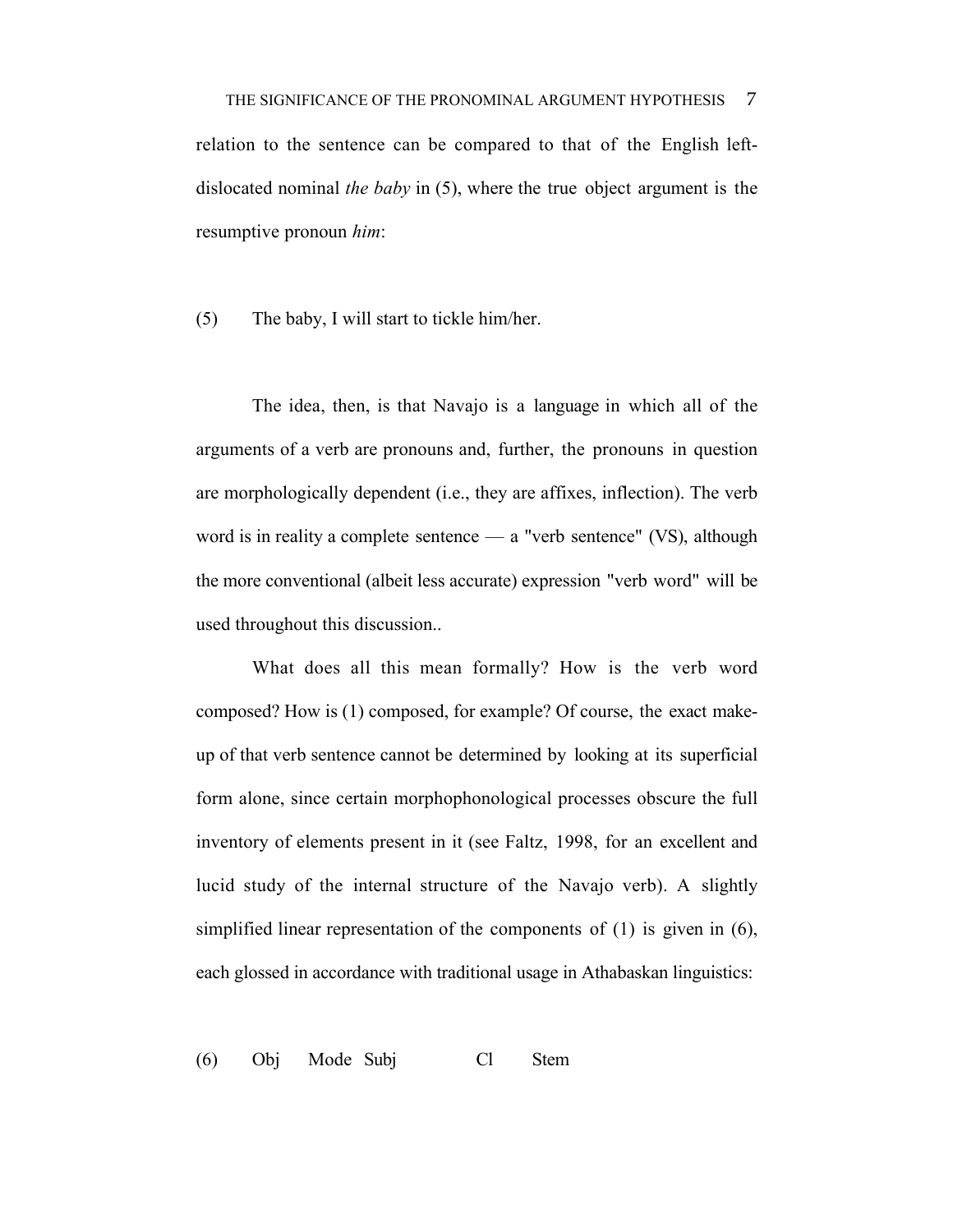relation to the sentence can be compared to that of the English left-dislocated nominal *the baby* in (5), where the true object argument is the resumptive pronoun *him*:

(5) The baby, I will start to tickle him/her.

The idea, then, is that Navajo is a language in which all of the arguments of a verb are pronouns and, further, the pronouns in question are morphologically dependent (i.e., they are affixes, inflection). The verb word is in reality a complete sentence — a "verb sentence" (VS), although the more conventional (albeit less accurate) expression "verb word" will be used throughout this discussion..

What does all this mean formally? How is the verb word composed? How is (1) composed, for example? Of course, the exact make-up of that verb sentence cannot be determined by looking at its superficial form alone, since certain morphophonological processes obscure the full inventory of elements present in it (see Faltz, 1998, for an excellent and lucid study of the internal structure of the Navajo verb). A slightly simplified linear representation of the components of (1) is given in (6), each glossed in accordance with traditional usage in Athabaskan linguistics:

(6) Obj Mode Subj Cl Stem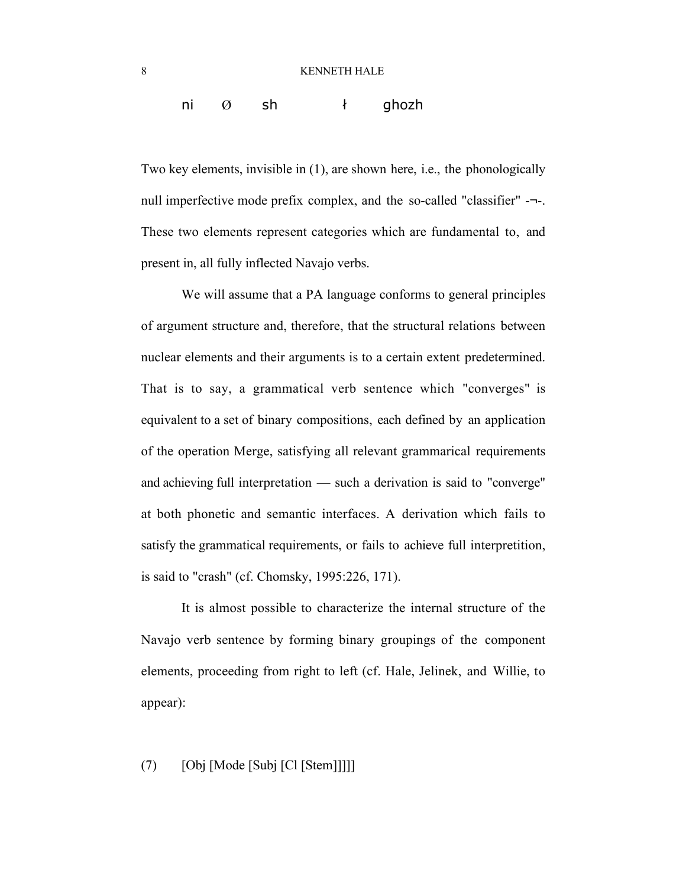ni	Ø	sh		ł	ghozh

Two key elements, invisible in (1), are shown here, i.e., the phonologically null imperfective mode prefix complex, and the so-called "classifier" -¬-. These two elements represent categories which are fundamental to, and present in, all fully inflected Navajo verbs.

We will assume that a PA language conforms to general principles of argument structure and, therefore, that the structural relations between nuclear elements and their arguments is to a certain extent predetermined. That is to say, a grammatical verb sentence which "converges" is equivalent to a set of binary compositions, each defined by an application of the operation Merge, satisfying all relevant grammarical requirements and achieving full interpretation — such a derivation is said to "converge" at both phonetic and semantic interfaces. A derivation which fails to satisfy the grammatical requirements, or fails to achieve full interpretition, is said to "crash" (cf. Chomsky, 1995:226, 171).

It is almost possible to characterize the internal structure of the Navajo verb sentence by forming binary groupings of the component elements, proceeding from right to left (cf. Hale, Jelinek, and Willie, to appear):

(7)	[Obj [Mode [Subj [Cl [Stem]]]]]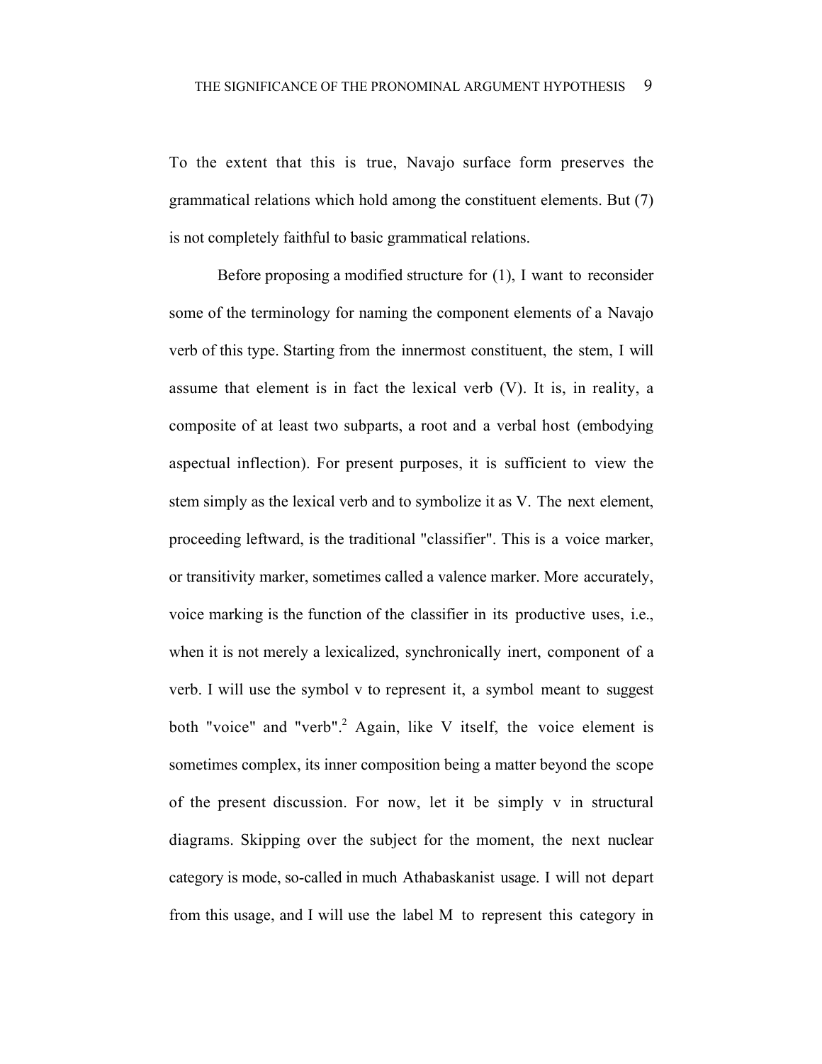To the extent that this is true, Navajo surface form preserves the grammatical relations which hold among the constituent elements. But (7) is not completely faithful to basic grammatical relations.

Before proposing a modified structure for (1), I want to reconsider some of the terminology for naming the component elements of a Navajo verb of this type. Starting from the innermost constituent, the stem, I will assume that element is in fact the lexical verb (V). It is, in reality, a composite of at least two subparts, a root and a verbal host (embodying aspectual inflection). For present purposes, it is sufficient to view the stem simply as the lexical verb and to symbolize it as V. The next element, proceeding leftward, is the traditional "classifier". This is a voice marker, or transitivity marker, sometimes called a valence marker. More accurately, voice marking is the function of the classifier in its productive uses, i.e., when it is not merely a lexicalized, synchronically inert, component of a verb. I will use the symbol v to represent it, a symbol meant to suggest both "voice" and "verb".[2] Again, like V itself, the voice element is sometimes complex, its inner composition being a matter beyond the scope of the present discussion. For now, let it be simply v in structural diagrams. Skipping over the subject for the moment, the next nuclear category is mode, so-called in much Athabaskanist usage. I will not depart from this usage, and I will use the label M to represent this category in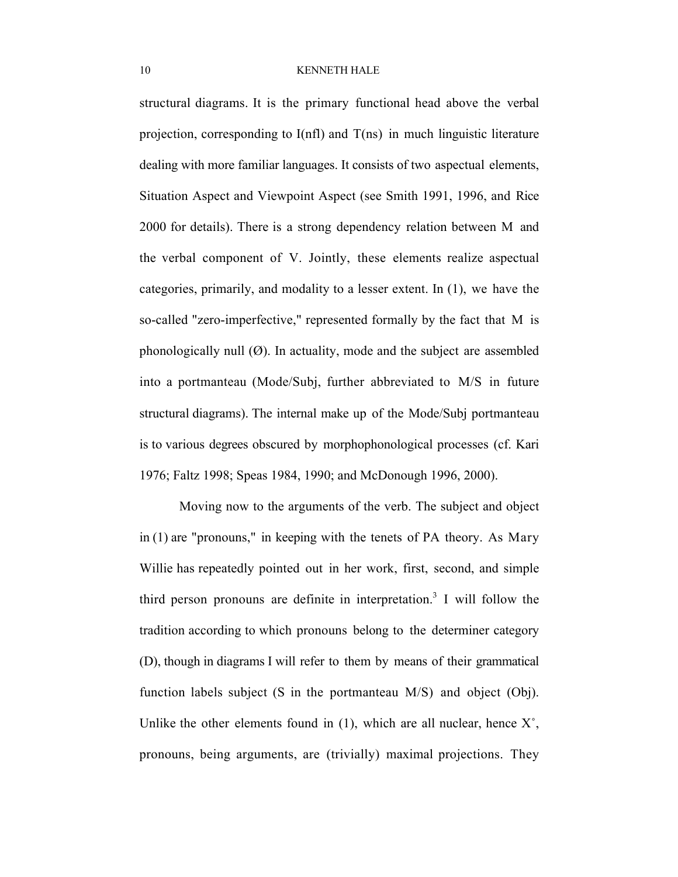structural diagrams. It is the primary functional head above the verbal projection, corresponding to I(nfl) and T(ns) in much linguistic literature dealing with more familiar languages. It consists of two aspectual elements, Situation Aspect and Viewpoint Aspect (see Smith 1991, 1996, and Rice 2000 for details). There is a strong dependency relation between M and the verbal component of V. Jointly, these elements realize aspectual categories, primarily, and modality to a lesser extent. In (1), we have the so-called "zero-imperfective," represented formally by the fact that M is phonologically null (Ø). In actuality, mode and the subject are assembled into a portmanteau (Mode/Subj, further abbreviated to M/S in future structural diagrams). The internal make up of the Mode/Subj portmanteau is to various degrees obscured by morphophonological processes (cf. Kari 1976; Faltz 1998; Speas 1984, 1990; and McDonough 1996, 2000).

Moving now to the arguments of the verb. The subject and object in (1) are "pronouns," in keeping with the tenets of PA theory. As Mary Willie has repeatedly pointed out in her work, first, second, and simple third person pronouns are definite in interpretation.[3] I will follow the tradition according to which pronouns belong to the determiner category (D), though in diagrams I will refer to them by means of their grammatical function labels subject (S in the portmanteau M/S) and object (Obj). Unlike the other elements found in (1), which are all nuclear, hence X°, pronouns, being arguments, are (trivially) maximal projections. They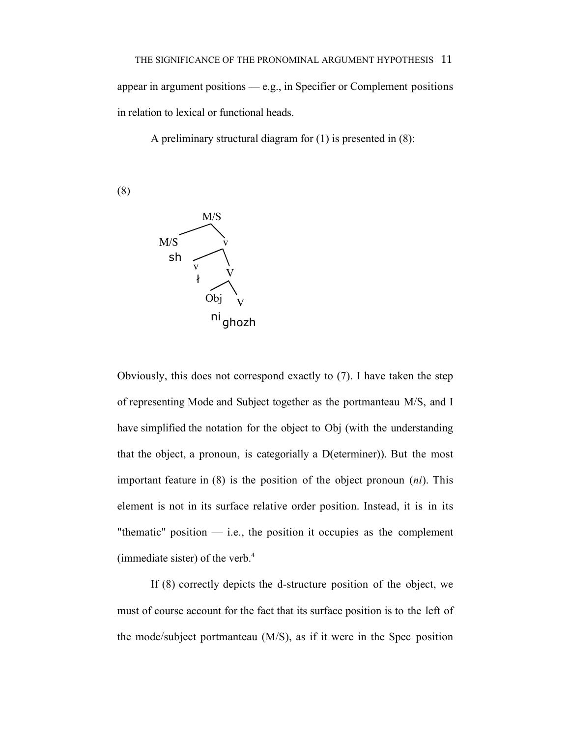appear in argument positions — e.g., in Specifier or Complement positions in relation to lexical or functional heads.

A preliminary structural diagram for (1) is presented in (8):

(8)

```
            M/S
           /   \
        M/S     v
        sh     /  \
              v    V
              ł   /  \
               Obj    V
               ni   ghozh
```

Obviously, this does not correspond exactly to (7). I have taken the step of representing Mode and Subject together as the portmanteau M/S, and I have simplified the notation for the object to Obj (with the understanding that the object, a pronoun, is categorially a D(eterminer)). But the most important feature in (8) is the position of the object pronoun (*ni*). This element is not in its surface relative order position. Instead, it is in its "thematic" position — i.e., the position it occupies as the complement (immediate sister) of the verb.[4]

If (8) correctly depicts the d-structure position of the object, we must of course account for the fact that its surface position is to the left of the mode/subject portmanteau (M/S), as if it were in the Spec position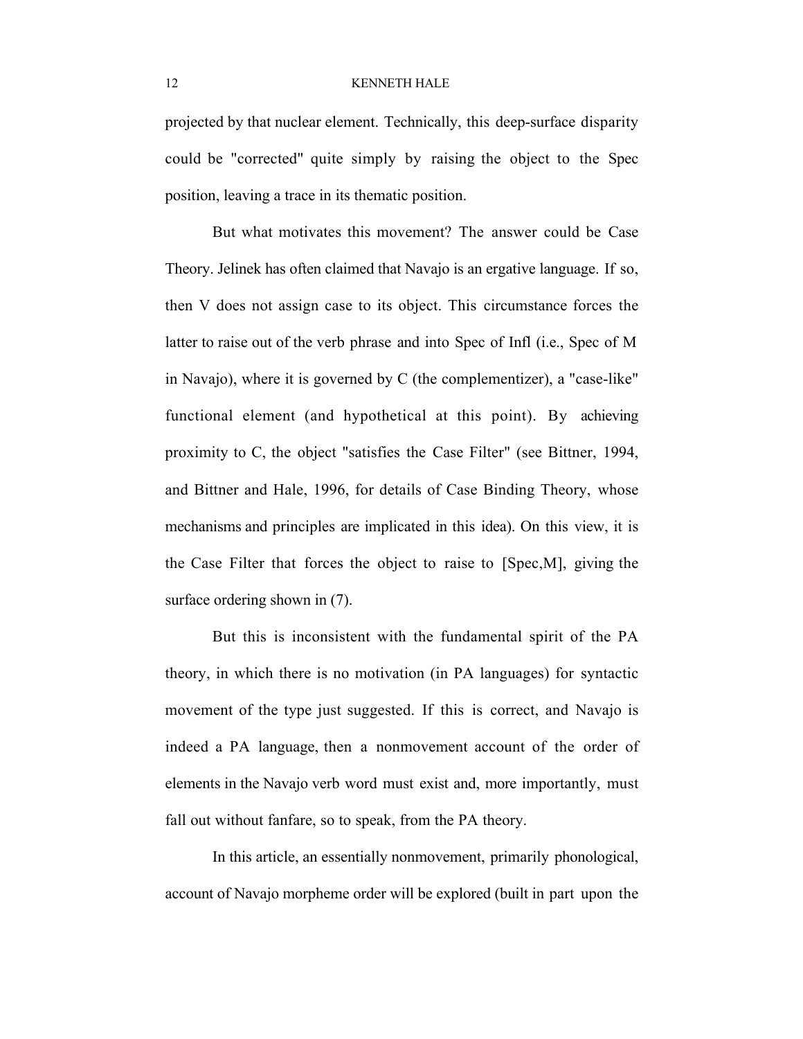projected by that nuclear element. Technically, this deep-surface disparity could be "corrected" quite simply by raising the object to the Spec position, leaving a trace in its thematic position.

But what motivates this movement? The answer could be Case Theory. Jelinek has often claimed that Navajo is an ergative language. If so, then V does not assign case to its object. This circumstance forces the latter to raise out of the verb phrase and into Spec of Infl (i.e., Spec of M in Navajo), where it is governed by C (the complementizer), a "case-like" functional element (and hypothetical at this point). By achieving proximity to C, the object "satisfies the Case Filter" (see Bittner, 1994, and Bittner and Hale, 1996, for details of Case Binding Theory, whose mechanisms and principles are implicated in this idea). On this view, it is the Case Filter that forces the object to raise to [Spec,M], giving the surface ordering shown in (7).

But this is inconsistent with the fundamental spirit of the PA theory, in which there is no motivation (in PA languages) for syntactic movement of the type just suggested. If this is correct, and Navajo is indeed a PA language, then a nonmovement account of the order of elements in the Navajo verb word must exist and, more importantly, must fall out without fanfare, so to speak, from the PA theory.

In this article, an essentially nonmovement, primarily phonological, account of Navajo morpheme order will be explored (built in part upon the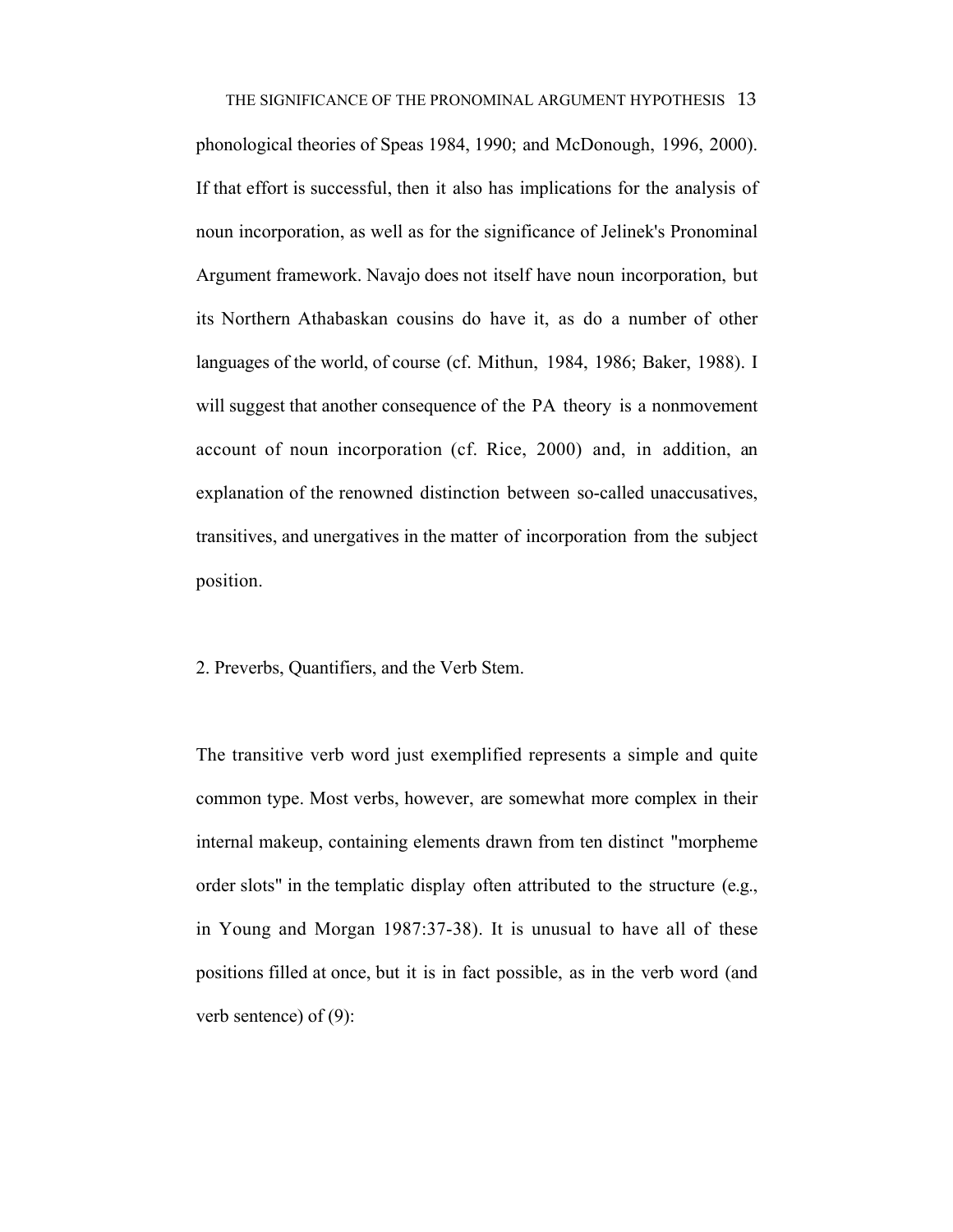phonological theories of Speas 1984, 1990; and McDonough, 1996, 2000). If that effort is successful, then it also has implications for the analysis of noun incorporation, as well as for the significance of Jelinek's Pronominal Argument framework. Navajo does not itself have noun incorporation, but its Northern Athabaskan cousins do have it, as do a number of other languages of the world, of course (cf. Mithun, 1984, 1986; Baker, 1988). I will suggest that another consequence of the PA theory is a nonmovement account of noun incorporation (cf. Rice, 2000) and, in addition, an explanation of the renowned distinction between so-called unaccusatives, transitives, and unergatives in the matter of incorporation from the subject position.

## 2. Preverbs, Quantifiers, and the Verb Stem.

The transitive verb word just exemplified represents a simple and quite common type. Most verbs, however, are somewhat more complex in their internal makeup, containing elements drawn from ten distinct "morpheme order slots" in the templatic display often attributed to the structure (e.g., in Young and Morgan 1987:37-38). It is unusual to have all of these positions filled at once, but it is in fact possible, as in the verb word (and verb sentence) of (9):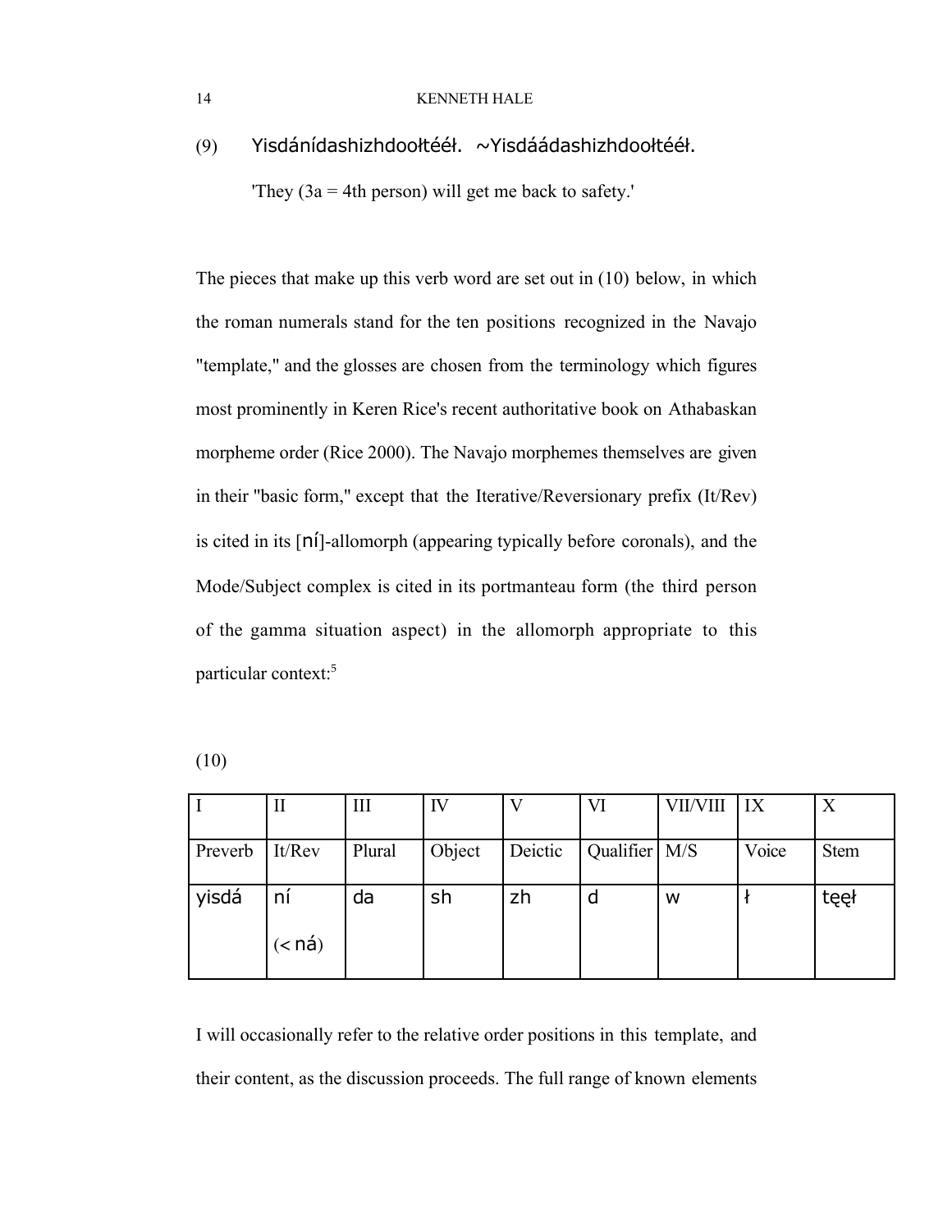(9) Yisdánídashizhdoołtééł. ~Yisdáádashizhdoołtééł.

'They (3a = 4th person) will get me back to safety.'

The pieces that make up this verb word are set out in (10) below, in which the roman numerals stand for the ten positions recognized in the Navajo "template," and the glosses are chosen from the terminology which figures most prominently in Keren Rice's recent authoritative book on Athabaskan morpheme order (Rice 2000). The Navajo morphemes themselves are given in their "basic form," except that the Iterative/Reversionary prefix (It/Rev) is cited in its [ní]-allomorph (appearing typically before coronals), and the Mode/Subject complex is cited in its portmanteau form (the third person of the gamma situation aspect) in the allomorph appropriate to this particular context:[5]

(10)

| I | II | III | IV | V | VI | VII/VIII | IX | X |
|---|---|---|---|---|---|---|---|---|
| Preverb | It/Rev | Plural | Object | Deictic | Qualifier | M/S | Voice | Stem |
| yisdá | ní (< ná) | da | sh | zh | d | w | ł | tęęł |

I will occasionally refer to the relative order positions in this template, and their content, as the discussion proceeds. The full range of known elements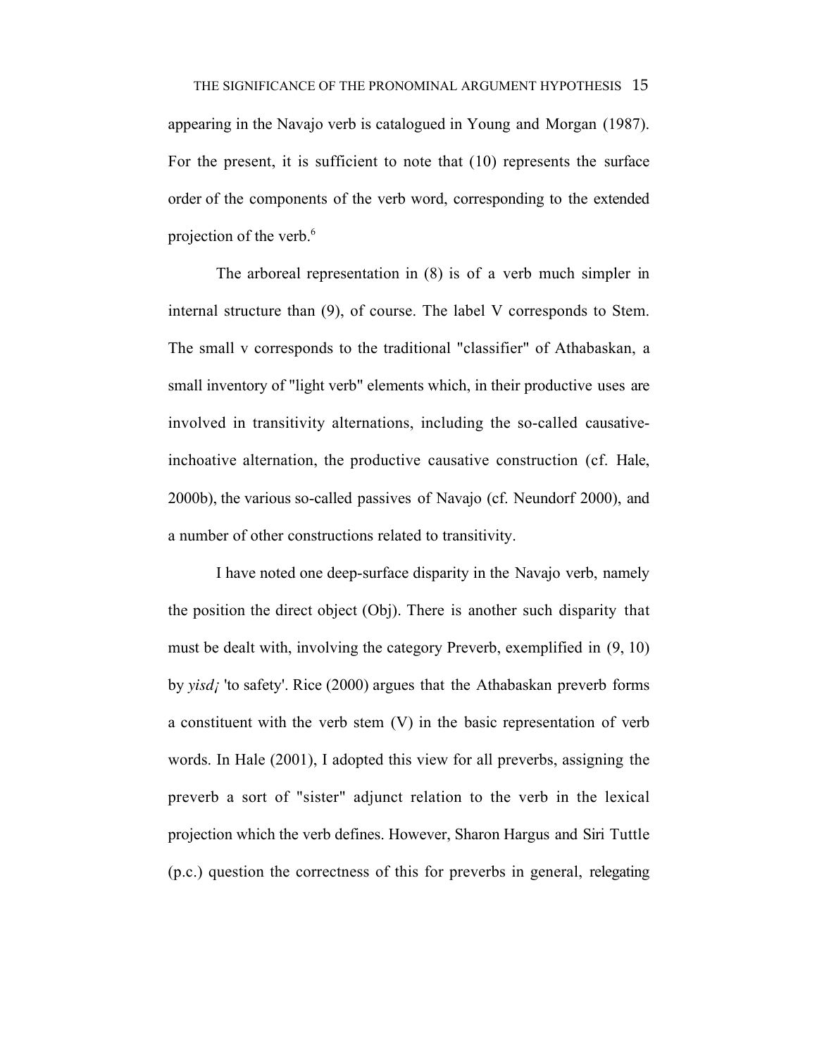appearing in the Navajo verb is catalogued in Young and Morgan (1987). For the present, it is sufficient to note that (10) represents the surface order of the components of the verb word, corresponding to the extended projection of the verb.[6]

The arboreal representation in (8) is of a verb much simpler in internal structure than (9), of course. The label V corresponds to Stem. The small v corresponds to the traditional "classifier" of Athabaskan, a small inventory of "light verb" elements which, in their productive uses are involved in transitivity alternations, including the so-called causative-inchoative alternation, the productive causative construction (cf. Hale, 2000b), the various so-called passives of Navajo (cf. Neundorf 2000), and a number of other constructions related to transitivity.

I have noted one deep-surface disparity in the Navajo verb, namely the position the direct object (Obj). There is another such disparity that must be dealt with, involving the category Preverb, exemplified in (9, 10) by *yisd¡* 'to safety'. Rice (2000) argues that the Athabaskan preverb forms a constituent with the verb stem (V) in the basic representation of verb words. In Hale (2001), I adopted this view for all preverbs, assigning the preverb a sort of "sister" adjunct relation to the verb in the lexical projection which the verb defines. However, Sharon Hargus and Siri Tuttle (p.c.) question the correctness of this for preverbs in general, relegating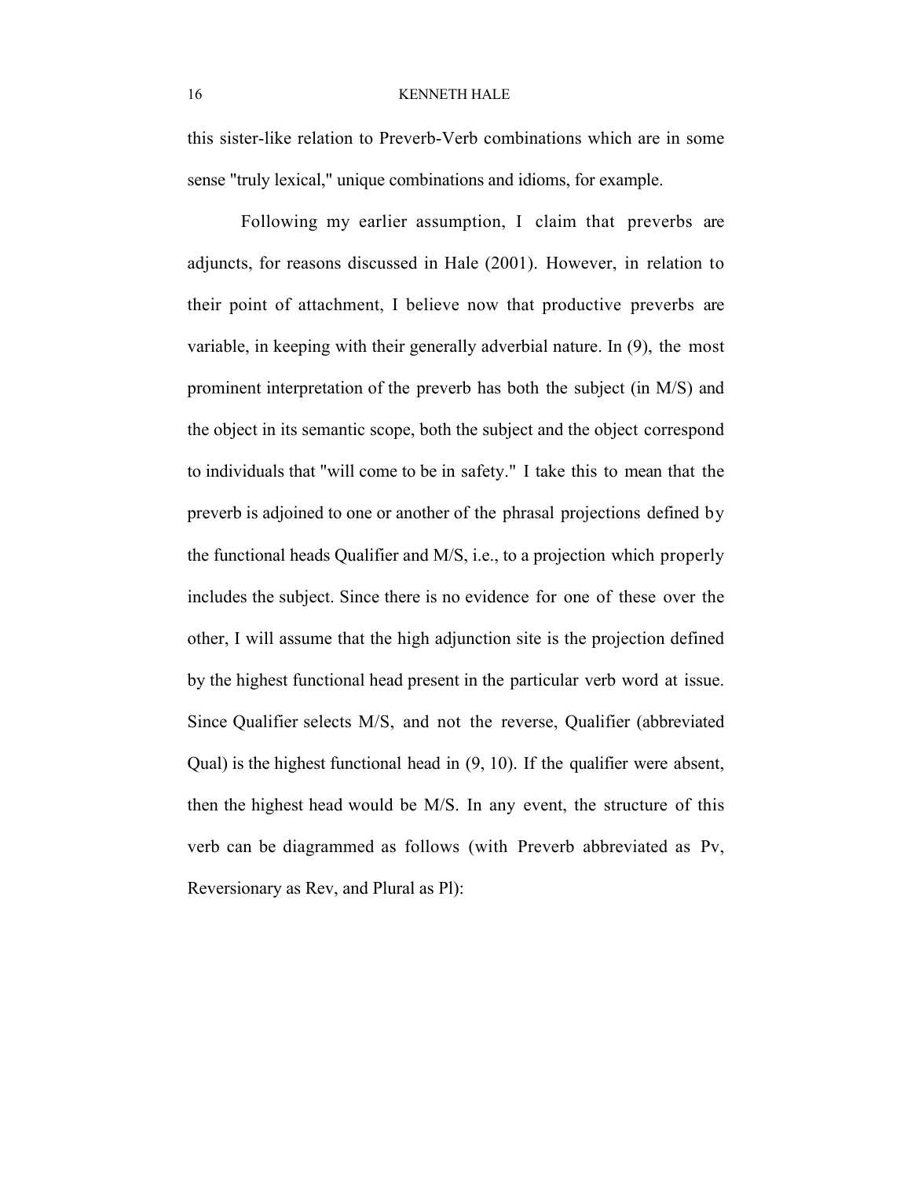this sister-like relation to Preverb-Verb combinations which are in some sense "truly lexical," unique combinations and idioms, for example.

Following my earlier assumption, I claim that preverbs are adjuncts, for reasons discussed in Hale (2001). However, in relation to their point of attachment, I believe now that productive preverbs are variable, in keeping with their generally adverbial nature. In (9), the most prominent interpretation of the preverb has both the subject (in M/S) and the object in its semantic scope, both the subject and the object correspond to individuals that "will come to be in safety." I take this to mean that the preverb is adjoined to one or another of the phrasal projections defined by the functional heads Qualifier and M/S, i.e., to a projection which properly includes the subject. Since there is no evidence for one of these over the other, I will assume that the high adjunction site is the projection defined by the highest functional head present in the particular verb word at issue. Since Qualifier selects M/S, and not the reverse, Qualifier (abbreviated Qual) is the highest functional head in (9, 10). If the qualifier were absent, then the highest head would be M/S. In any event, the structure of this verb can be diagrammed as follows (with Preverb abbreviated as Pv, Reversionary as Rev, and Plural as Pl):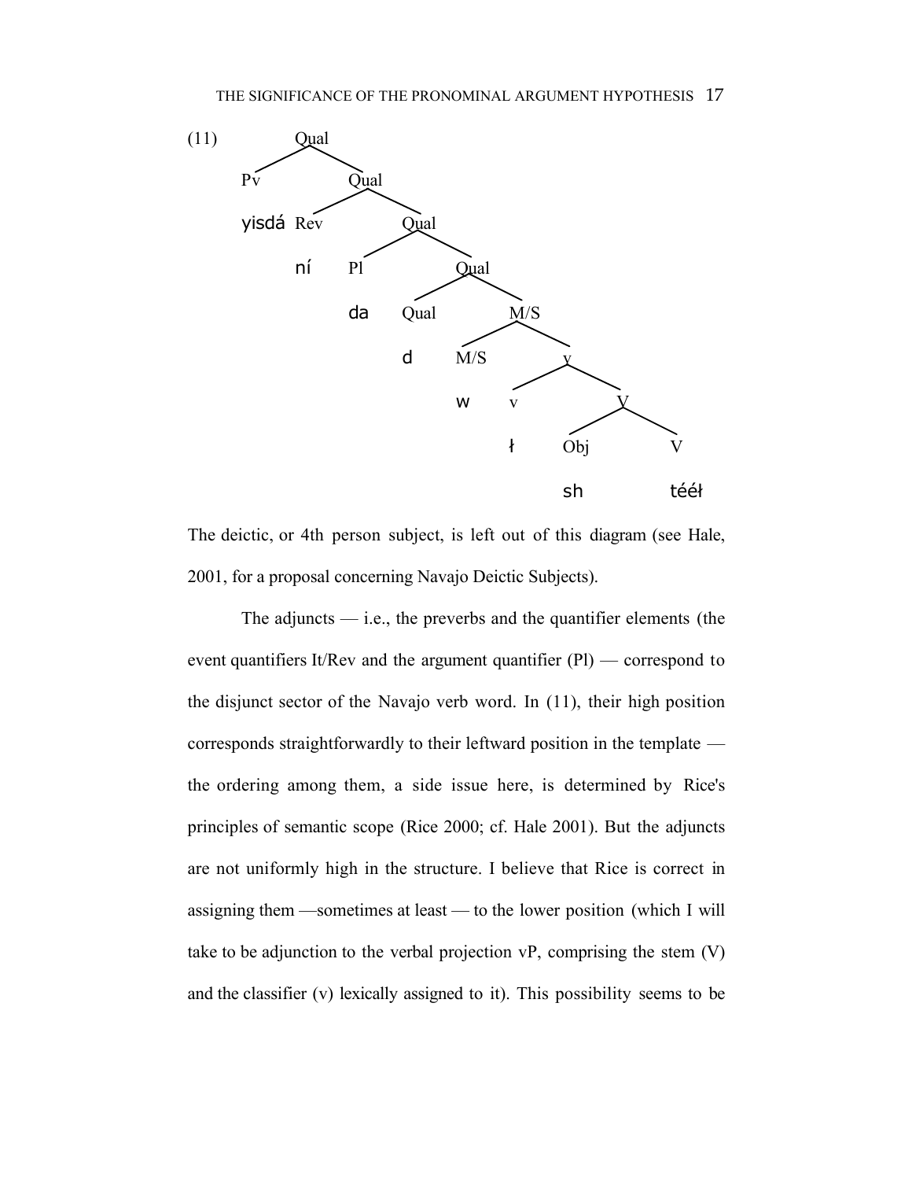(11)

```
        Qual
       /    \
     Pv      Qual
   yisdá    /    \
          Rev     Qual
          ní     /    \
               Pl      Qual
               da     /    \
                   Qual     M/S
                    d      /   \
                         M/S    v
                          w    / \
                              v   V
                              ł  / \
                               Obj  V
                               sh   téél
```

The deictic, or 4th person subject, is left out of this diagram (see Hale, 2001, for a proposal concerning Navajo Deictic Subjects).

The adjuncts — i.e., the preverbs and the quantifier elements (the event quantifiers It/Rev and the argument quantifier (Pl) — correspond to the disjunct sector of the Navajo verb word. In (11), their high position corresponds straightforwardly to their leftward position in the template — the ordering among them, a side issue here, is determined by Rice's principles of semantic scope (Rice 2000; cf. Hale 2001). But the adjuncts are not uniformly high in the structure. I believe that Rice is correct in assigning them —sometimes at least — to the lower position (which I will take to be adjunction to the verbal projection vP, comprising the stem (V) and the classifier (v) lexically assigned to it). This possibility seems to be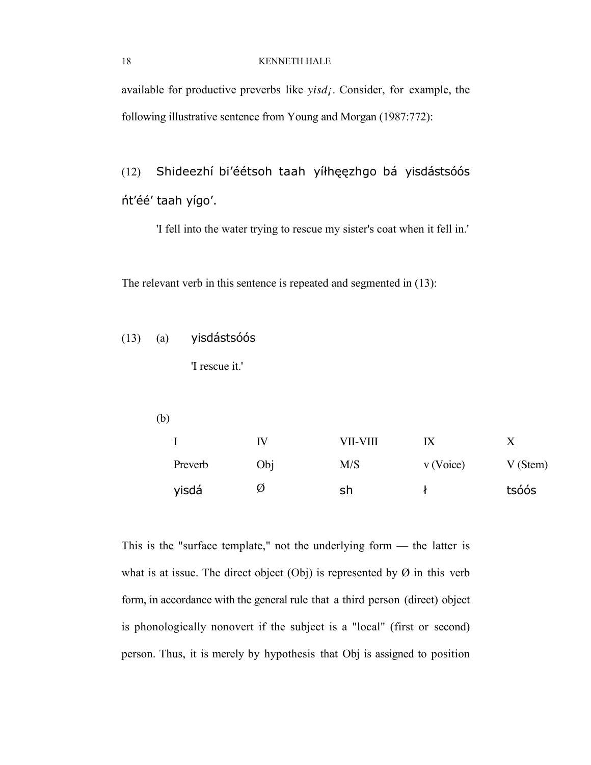available for productive preverbs like *yisd¡*. Consider, for example, the following illustrative sentence from Young and Morgan (1987:772):

(12) Shideezhí bi'éétsoh taah yíłhęęzhgo bá yisdáshtsóós ńt'éé' taah yígo'.

'I fell into the water trying to rescue my sister's coat when it fell in.'

The relevant verb in this sentence is repeated and segmented in (13):

(13) (a) yisdáshtsóós

'I rescue it.'

(b)

| I | IV | VII-VIII | IX | X |
|---|---|---|---|---|
| Preverb | Obj | M/S | v (Voice) | V (Stem) |
| yisdá | Ø | sh | ł | tsóós |

This is the "surface template," not the underlying form — the latter is what is at issue. The direct object (Obj) is represented by Ø in this verb form, in accordance with the general rule that a third person (direct) object is phonologically nonovert if the subject is a "local" (first or second) person. Thus, it is merely by hypothesis that Obj is assigned to position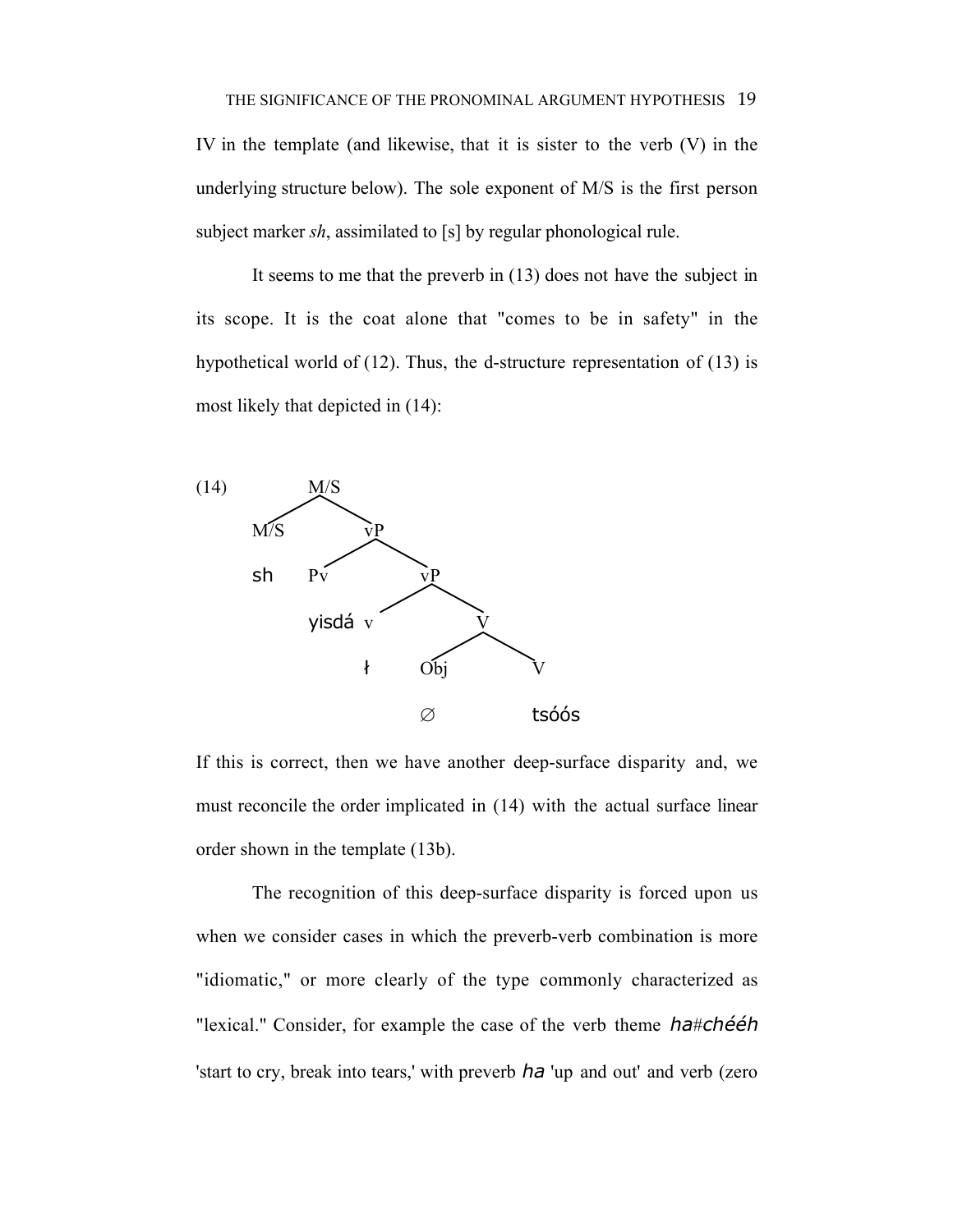IV in the template (and likewise, that it is sister to the verb (V) in the underlying structure below). The sole exponent of M/S is the first person subject marker *sh*, assimilated to [s] by regular phonological rule.

It seems to me that the preverb in (13) does not have the subject in its scope. It is the coat alone that "comes to be in safety" in the hypothetical world of (12). Thus, the d-structure representation of (13) is most likely that depicted in (14):

```
(14)          M/S
             /   \
          M/S     vP
          sh     /   \
               Pv     vP
             yisdá   /   \
                    v     V
                    ł    /  \
                       Obj   V
                        ∅    tsóós
```

If this is correct, then we have another deep-surface disparity and, we must reconcile the order implicated in (14) with the actual surface linear order shown in the template (13b).

The recognition of this deep-surface disparity is forced upon us when we consider cases in which the preverb-verb combination is more "idiomatic," or more clearly of the type commonly characterized as "lexical." Consider, for example the case of the verb theme *ha#chééh* 'start to cry, break into tears,' with preverb *ha* 'up and out' and verb (zero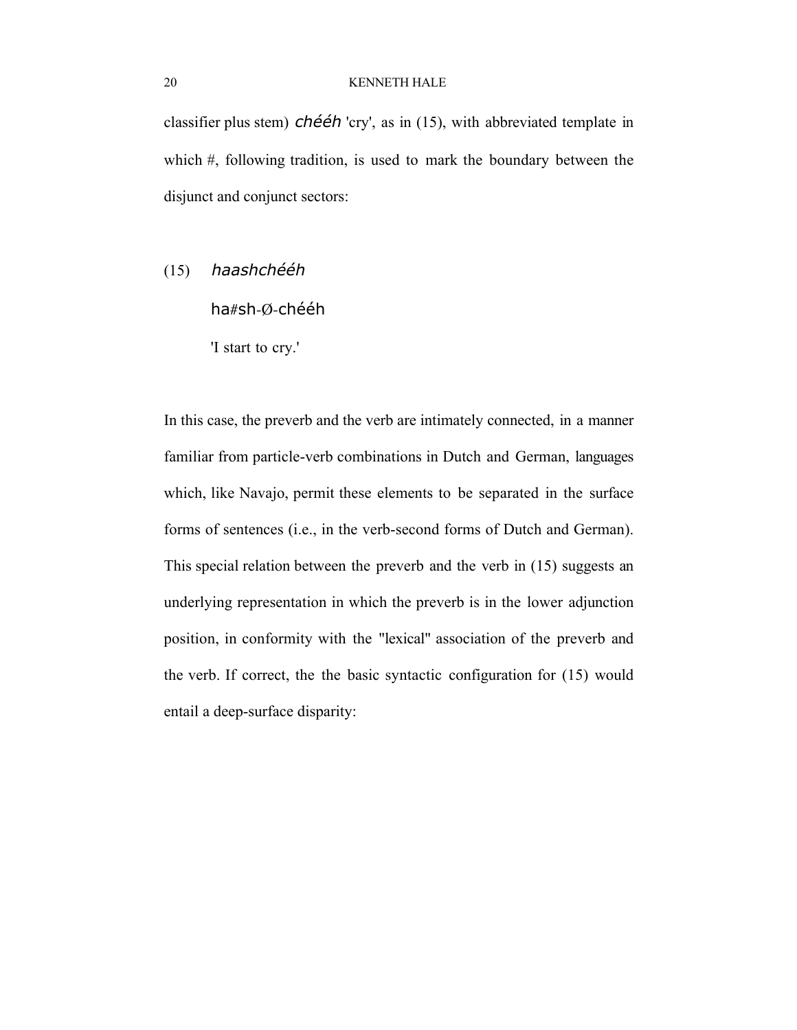classifier plus stem) *chééh* 'cry', as in (15), with abbreviated template in which #, following tradition, is used to mark the boundary between the disjunct and conjunct sectors:

(15) *haashchééh*

ha#sh-Ø-chééh

'I start to cry.'

In this case, the preverb and the verb are intimately connected, in a manner familiar from particle-verb combinations in Dutch and German, languages which, like Navajo, permit these elements to be separated in the surface forms of sentences (i.e., in the verb-second forms of Dutch and German). This special relation between the preverb and the verb in (15) suggests an underlying representation in which the preverb is in the lower adjunction position, in conformity with the "lexical" association of the preverb and the verb. If correct, the the basic syntactic configuration for (15) would entail a deep-surface disparity: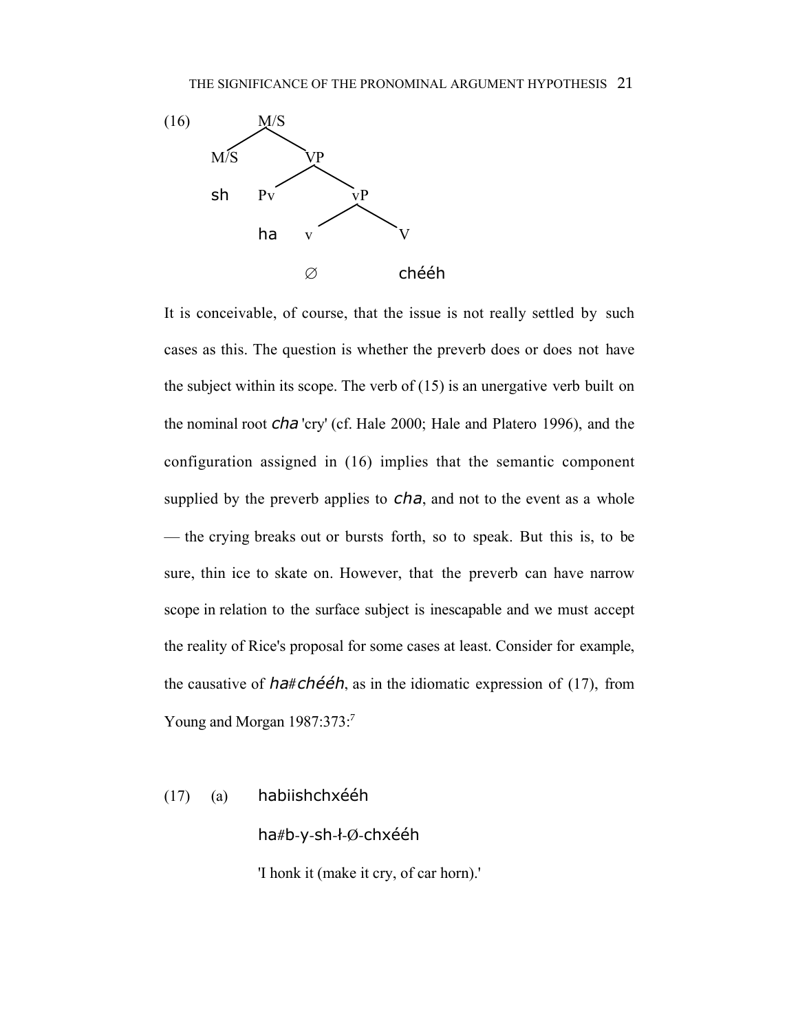(16)

```
              M/S
           /       \
        M/S          VP
                   /    \
        sh       Pv      vP
                       /    \
                 ha   v      V

                      ∅      chééh
```

It is conceivable, of course, that the issue is not really settled by such cases as this. The question is whether the preverb does or does not have the subject within its scope. The verb of (15) is an unergative verb built on the nominal root *cha* 'cry' (cf. Hale 2000; Hale and Platero 1996), and the configuration assigned in (16) implies that the semantic component supplied by the preverb applies to *cha*, and not to the event as a whole — the crying breaks out or bursts forth, so to speak. But this is, to be sure, thin ice to skate on. However, that the preverb can have narrow scope in relation to the surface subject is inescapable and we must accept the reality of Rice's proposal for some cases at least. Consider for example, the causative of *ha#chééh*, as in the idiomatic expression of (17), from Young and Morgan 1987:373:[7]

(17) (a) habiishchxééh

ha#b-y-sh-ł-Ø-chxééh

'I honk it (make it cry, of car horn).'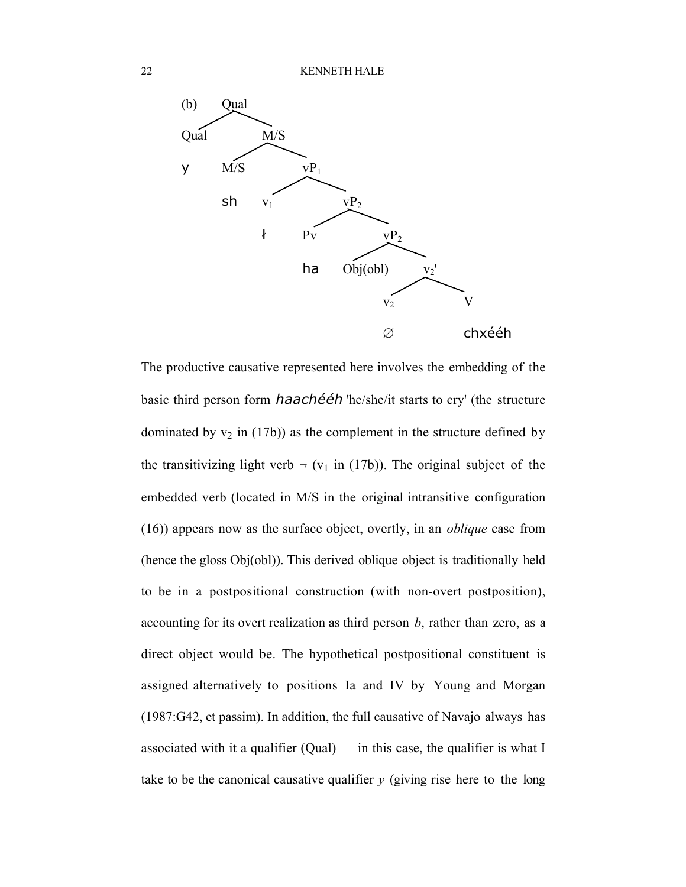(b)

```
Qual
├── Qual
│   └── y
└── M/S
    ├── M/S
    │   └── sh
    └── vP1
        ├── v1
        │   └── ł
        └── vP2
            ├── Pv
            │   └── ha
            └── vP2
                ├── Obj(obl)
                └── v2'
                    ├── v2
                    │   └── ∅
                    └── V
                        └── chxééh
```

The productive causative represented here involves the embedding of the basic third person form *haachééh* 'he/she/it starts to cry' (the structure dominated by $v_2$ in (17b)) as the complement in the structure defined by the transitivizing light verb ¬ ($v_1$ in (17b)). The original subject of the embedded verb (located in M/S in the original intransitive configuration (16)) appears now as the surface object, overtly, in an *oblique* case from (hence the gloss Obj(obl)). This derived oblique object is traditionally held to be in a postpositional construction (with non-overt postposition), accounting for its overt realization as third person *b*, rather than zero, as a direct object would be. The hypothetical postpositional constituent is assigned alternatively to positions Ia and IV by Young and Morgan (1987:G42, et passim). In addition, the full causative of Navajo always has associated with it a qualifier (Qual) — in this case, the qualifier is what I take to be the canonical causative qualifier *y* (giving rise here to the long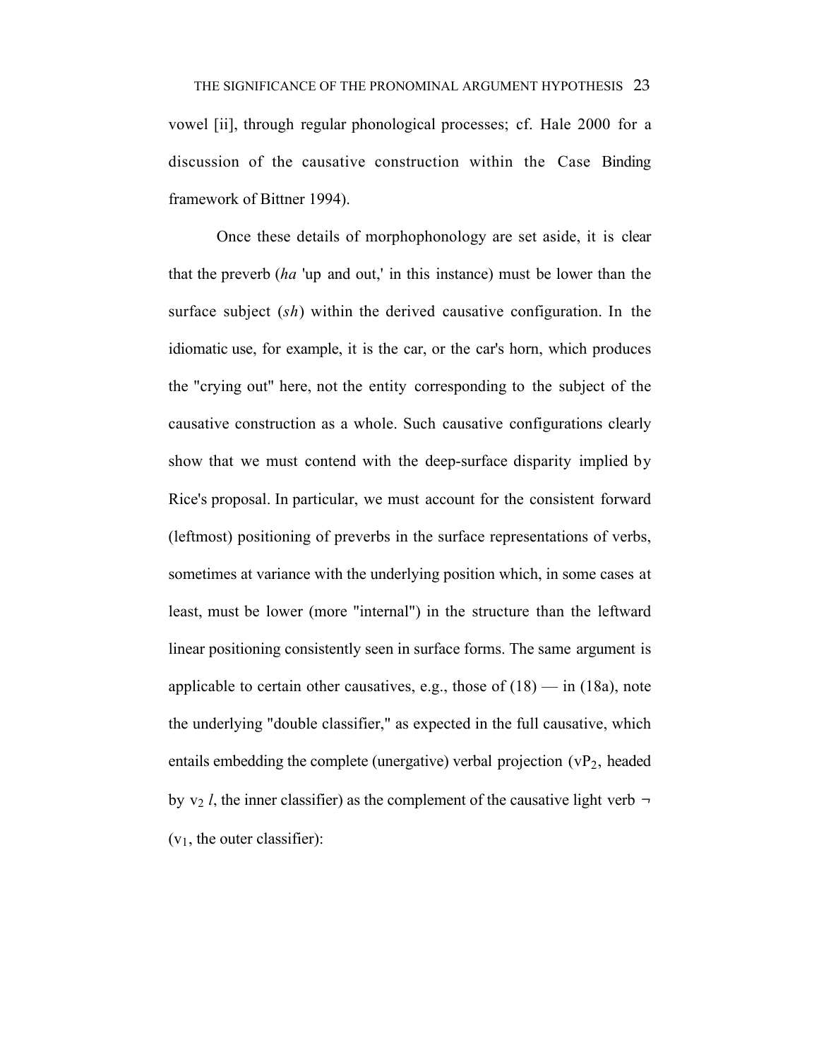vowel [ii], through regular phonological processes; cf. Hale 2000 for a discussion of the causative construction within the Case Binding framework of Bittner 1994).

Once these details of morphophonology are set aside, it is clear that the preverb (*ha* 'up and out,' in this instance) must be lower than the surface subject (*sh*) within the derived causative configuration. In the idiomatic use, for example, it is the car, or the car's horn, which produces the "crying out" here, not the entity corresponding to the subject of the causative construction as a whole. Such causative configurations clearly show that we must contend with the deep-surface disparity implied by Rice's proposal. In particular, we must account for the consistent forward (leftmost) positioning of preverbs in the surface representations of verbs, sometimes at variance with the underlying position which, in some cases at least, must be lower (more "internal") in the structure than the leftward linear positioning consistently seen in surface forms. The same argument is applicable to certain other causatives, e.g., those of (18) — in (18a), note the underlying "double classifier," as expected in the full causative, which entails embedding the complete (unergative) verbal projection ($vP_2$, headed by $v_2$ *l*, the inner classifier) as the complement of the causative light verb ¬ ($v_1$, the outer classifier):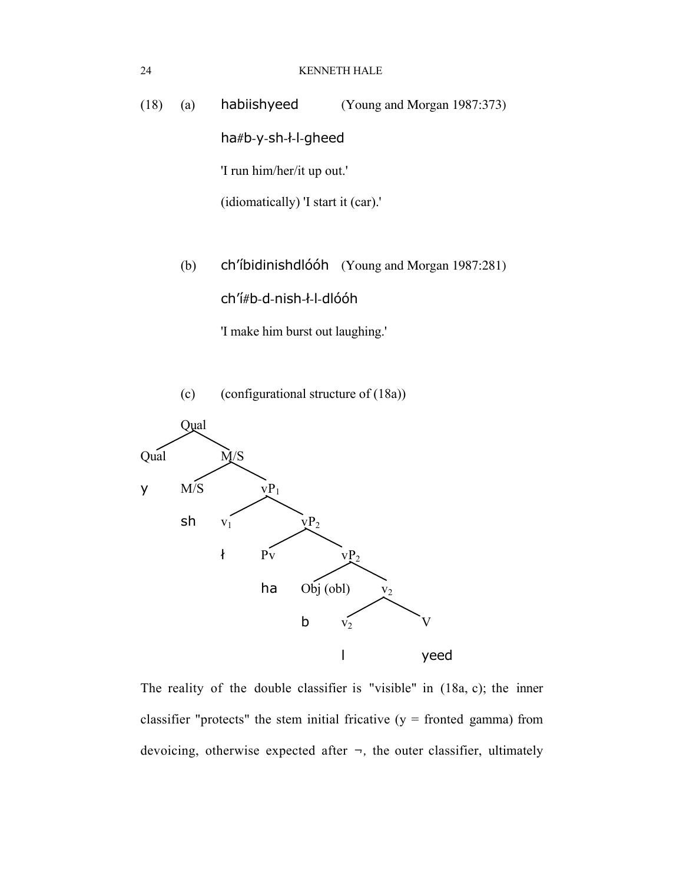(18) (a) habiishyeed (Young and Morgan 1987:373)

ha#b-y-sh-ł-l-gheed

'I run him/her/it up out.'

(idiomatically) 'I start it (car).'

(b) ch'íbidinishdlóóh (Young and Morgan 1987:281)

ch'í#b-d-nish-ł-l-dlóóh

'I make him burst out laughing.'

(c) (configurational structure of (18a))

```
Qual
├── Qual
│   └── y
└── M/S
    ├── M/S
    │   └── sh
    └── vP1
        ├── v1
        │   └── ł
        └── vP2
            ├── Pv
            │   └── ha
            └── vP2
                ├── Obj (obl)
                │   └── b
                └── v2
                    ├── v2
                    │   └── l
                    └── V
                        └── yeed
```

The reality of the double classifier is "visible" in (18a, c); the inner classifier "protects" the stem initial fricative (y = fronted gamma) from devoicing, otherwise expected after ¬, the outer classifier, ultimately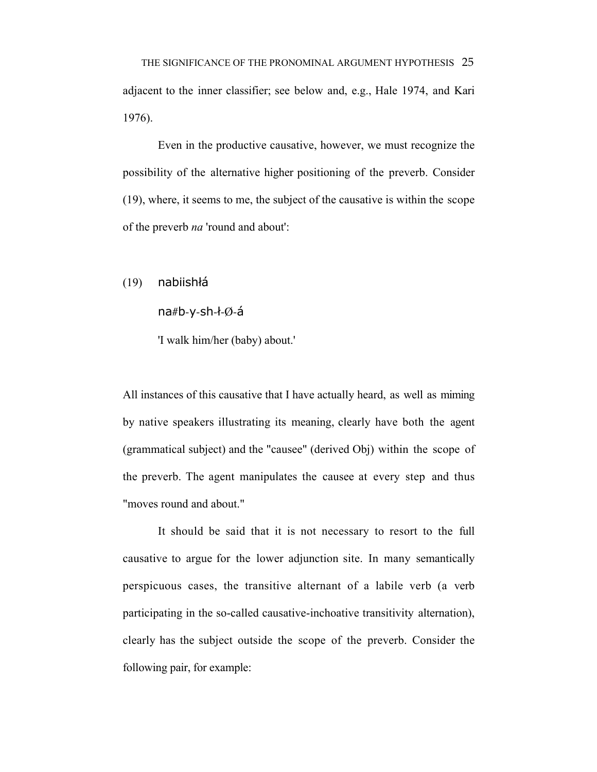adjacent to the inner classifier; see below and, e.g., Hale 1974, and Kari 1976).

Even in the productive causative, however, we must recognize the possibility of the alternative higher positioning of the preverb. Consider (19), where, it seems to me, the subject of the causative is within the scope of the preverb *na* 'round and about':

(19) nabiishłá

na#b-y-sh-ł-Ø-á

'I walk him/her (baby) about.'

All instances of this causative that I have actually heard, as well as miming by native speakers illustrating its meaning, clearly have both the agent (grammatical subject) and the "causee" (derived Obj) within the scope of the preverb. The agent manipulates the causee at every step and thus "moves round and about."

It should be said that it is not necessary to resort to the full causative to argue for the lower adjunction site. In many semantically perspicuous cases, the transitive alternant of a labile verb (a verb participating in the so-called causative-inchoative transitivity alternation), clearly has the subject outside the scope of the preverb. Consider the following pair, for example: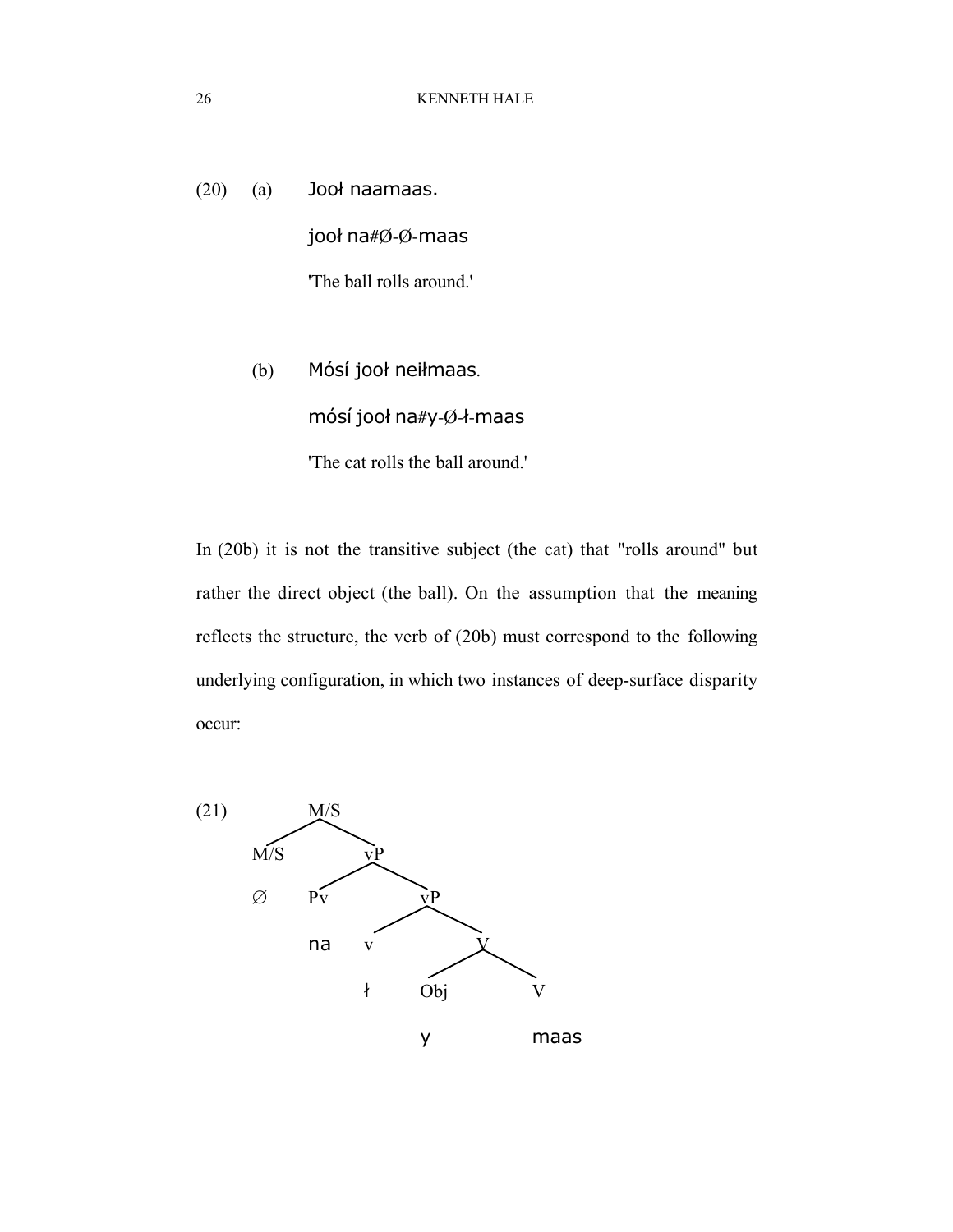(20) (a) Jooł naamaas.

jooł na#Ø-Ø-maas

'The ball rolls around.'

(b) Mósí jooł neiłmaas.

mósí jooł na#y-Ø-ł-maas

'The cat rolls the ball around.'

In (20b) it is not the transitive subject (the cat) that "rolls around" but rather the direct object (the ball). On the assumption that the meaning reflects the structure, the verb of (20b) must correspond to the following underlying configuration, in which two instances of deep-surface disparity occur:

```
(21)          M/S
            /     \
         M/S       vP
          ∅      /    \
               Pv      vP
               na    /    \
                    v      V
                    ł    /   \
                       Obj    V
                        y    maas
```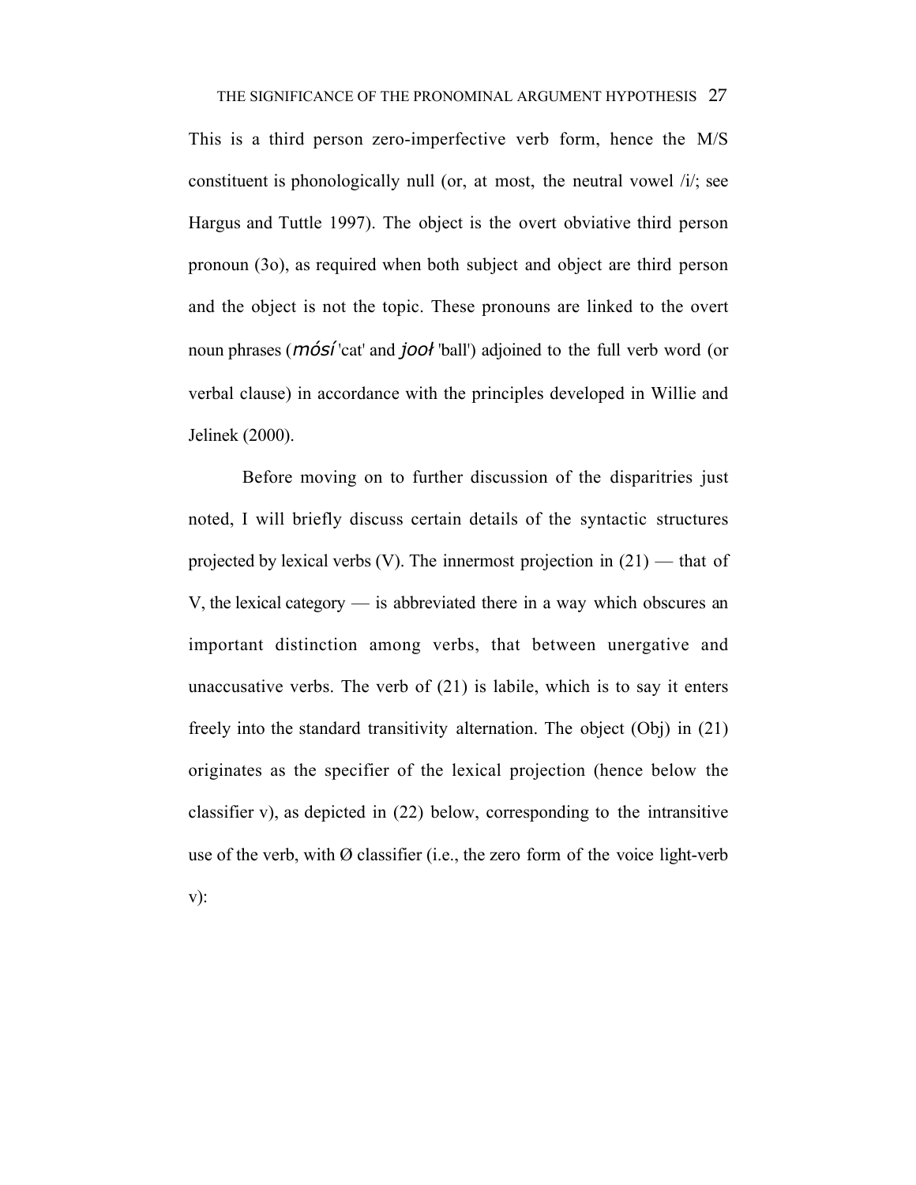This is a third person zero-imperfective verb form, hence the M/S constituent is phonologically null (or, at most, the neutral vowel /i/; see Hargus and Tuttle 1997). The object is the overt obviative third person pronoun (3o), as required when both subject and object are third person and the object is not the topic. These pronouns are linked to the overt noun phrases (*mósí* 'cat' and *jooł* 'ball') adjoined to the full verb word (or verbal clause) in accordance with the principles developed in Willie and Jelinek (2000).

Before moving on to further discussion of the disparitries just noted, I will briefly discuss certain details of the syntactic structures projected by lexical verbs (V). The innermost projection in (21) — that of V, the lexical category — is abbreviated there in a way which obscures an important distinction among verbs, that between unergative and unaccusative verbs. The verb of (21) is labile, which is to say it enters freely into the standard transitivity alternation. The object (Obj) in (21) originates as the specifier of the lexical projection (hence below the classifier v), as depicted in (22) below, corresponding to the intransitive use of the verb, with Ø classifier (i.e., the zero form of the voice light-verb v):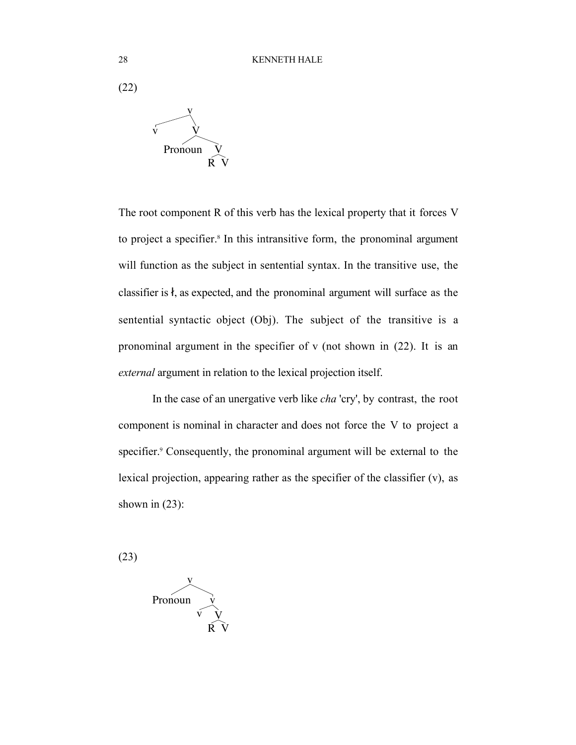(22)

```
            v
       ____/ \
      v       V
            /   \
      Pronoun    V
                / \
               R   V
```

The root component R of this verb has the lexical property that it forces V to project a specifier.[8] In this intransitive form, the pronominal argument will function as the subject in sentential syntax. In the transitive use, the classifier is ł, as expected, and the pronominal argument will surface as the sentential syntactic object (Obj). The subject of the transitive is a pronominal argument in the specifier of v (not shown in (22). It is an *external* argument in relation to the lexical projection itself.

In the case of an unergative verb like *cha* 'cry', by contrast, the root component is nominal in character and does not force the V to project a specifier.[9] Consequently, the pronominal argument will be external to the lexical projection, appearing rather as the specifier of the classifier (v), as shown in (23):

(23)

```
            v
          /   \
    Pronoun    v
              / \
             v   V
                / \
               R   V
```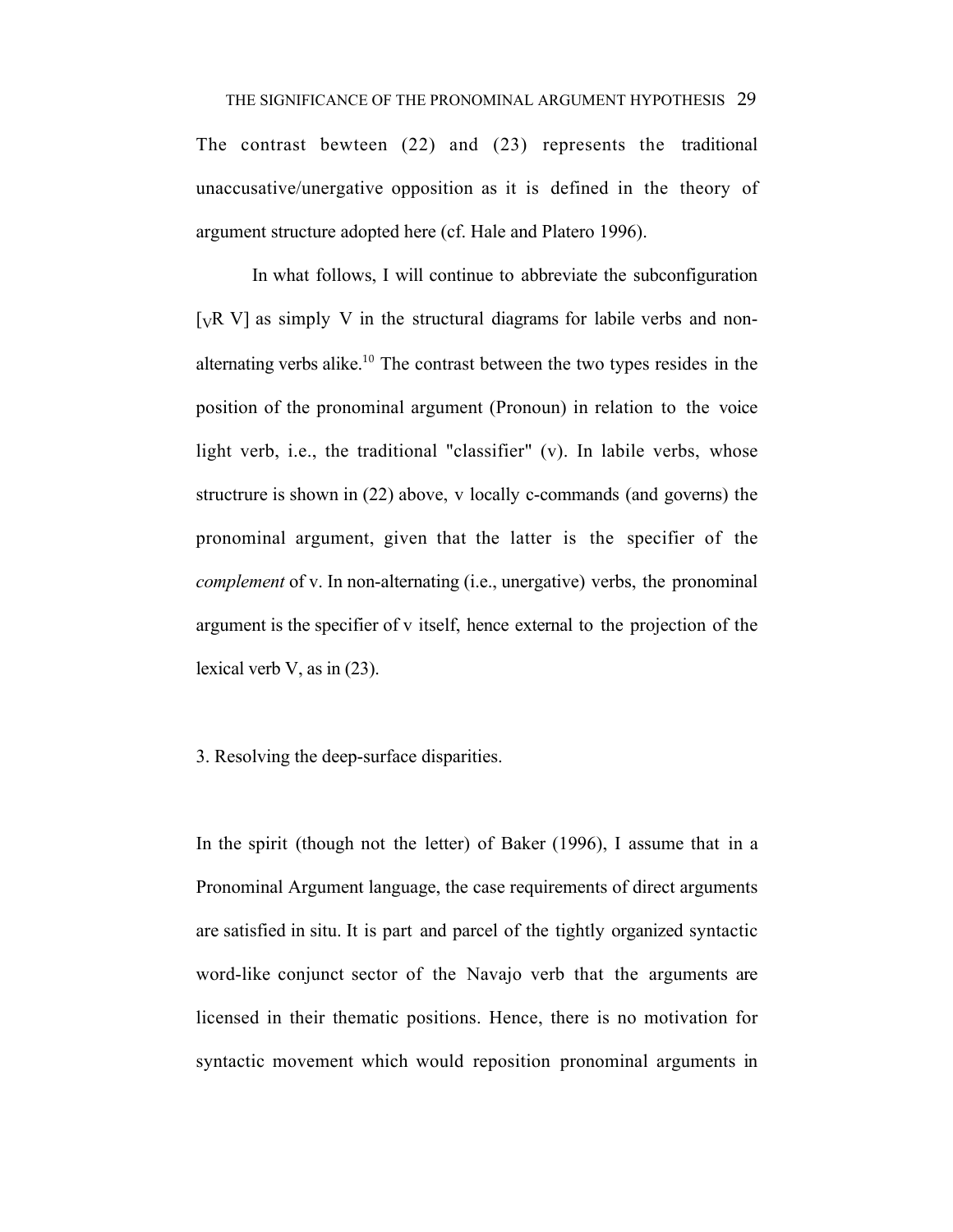The contrast bewteen (22) and (23) represents the traditional unaccusative/unergative opposition as it is defined in the theory of argument structure adopted here (cf. Hale and Platero 1996).

In what follows, I will continue to abbreviate the subconfiguration [$_V$R V] as simply V in the structural diagrams for labile verbs and non-alternating verbs alike.[10] The contrast between the two types resides in the position of the pronominal argument (Pronoun) in relation to the voice light verb, i.e., the traditional "classifier" (v). In labile verbs, whose structrure is shown in (22) above, v locally c-commands (and governs) the pronominal argument, given that the latter is the specifier of the *complement* of v. In non-alternating (i.e., unergative) verbs, the pronominal argument is the specifier of v itself, hence external to the projection of the lexical verb V, as in (23).

## 3. Resolving the deep-surface disparities.

In the spirit (though not the letter) of Baker (1996), I assume that in a Pronominal Argument language, the case requirements of direct arguments are satisfied in situ. It is part and parcel of the tightly organized syntactic word-like conjunct sector of the Navajo verb that the arguments are licensed in their thematic positions. Hence, there is no motivation for syntactic movement which would reposition pronominal arguments in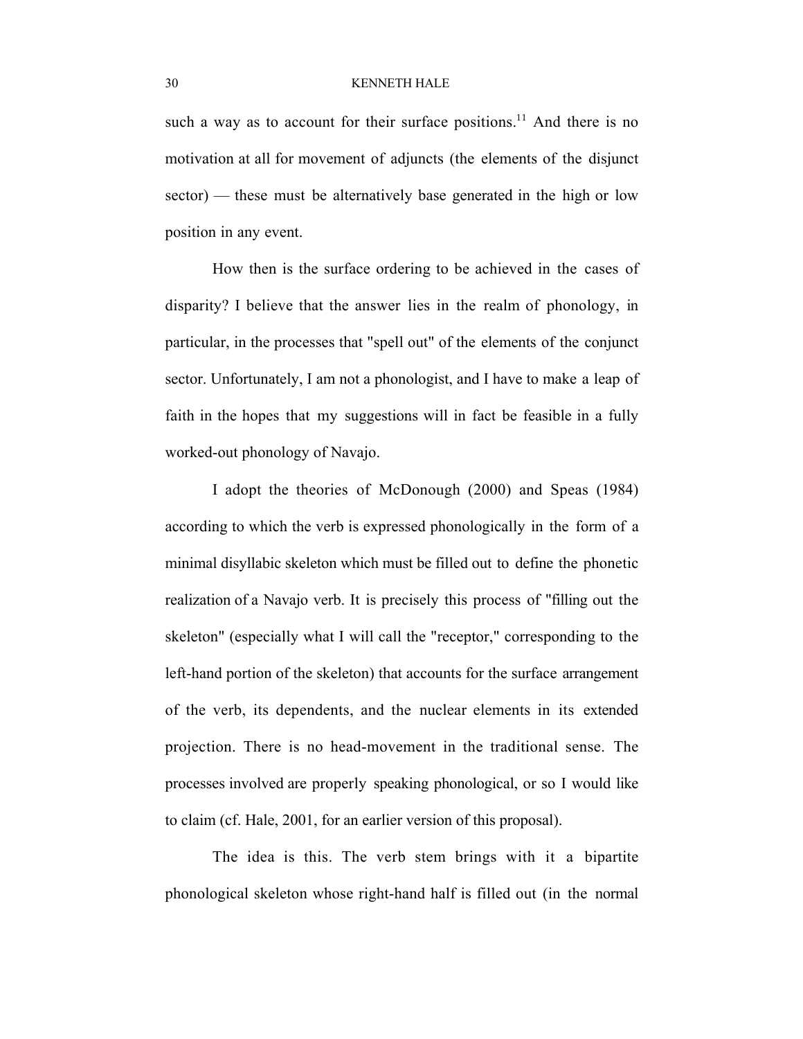such a way as to account for their surface positions.[11] And there is no motivation at all for movement of adjuncts (the elements of the disjunct sector) — these must be alternatively base generated in the high or low position in any event.

How then is the surface ordering to be achieved in the cases of disparity? I believe that the answer lies in the realm of phonology, in particular, in the processes that "spell out" of the elements of the conjunct sector. Unfortunately, I am not a phonologist, and I have to make a leap of faith in the hopes that my suggestions will in fact be feasible in a fully worked-out phonology of Navajo.

I adopt the theories of McDonough (2000) and Speas (1984) according to which the verb is expressed phonologically in the form of a minimal disyllabic skeleton which must be filled out to define the phonetic realization of a Navajo verb. It is precisely this process of "filling out the skeleton" (especially what I will call the "receptor," corresponding to the left-hand portion of the skeleton) that accounts for the surface arrangement of the verb, its dependents, and the nuclear elements in its extended projection. There is no head-movement in the traditional sense. The processes involved are properly speaking phonological, or so I would like to claim (cf. Hale, 2001, for an earlier version of this proposal).

The idea is this. The verb stem brings with it a bipartite phonological skeleton whose right-hand half is filled out (in the normal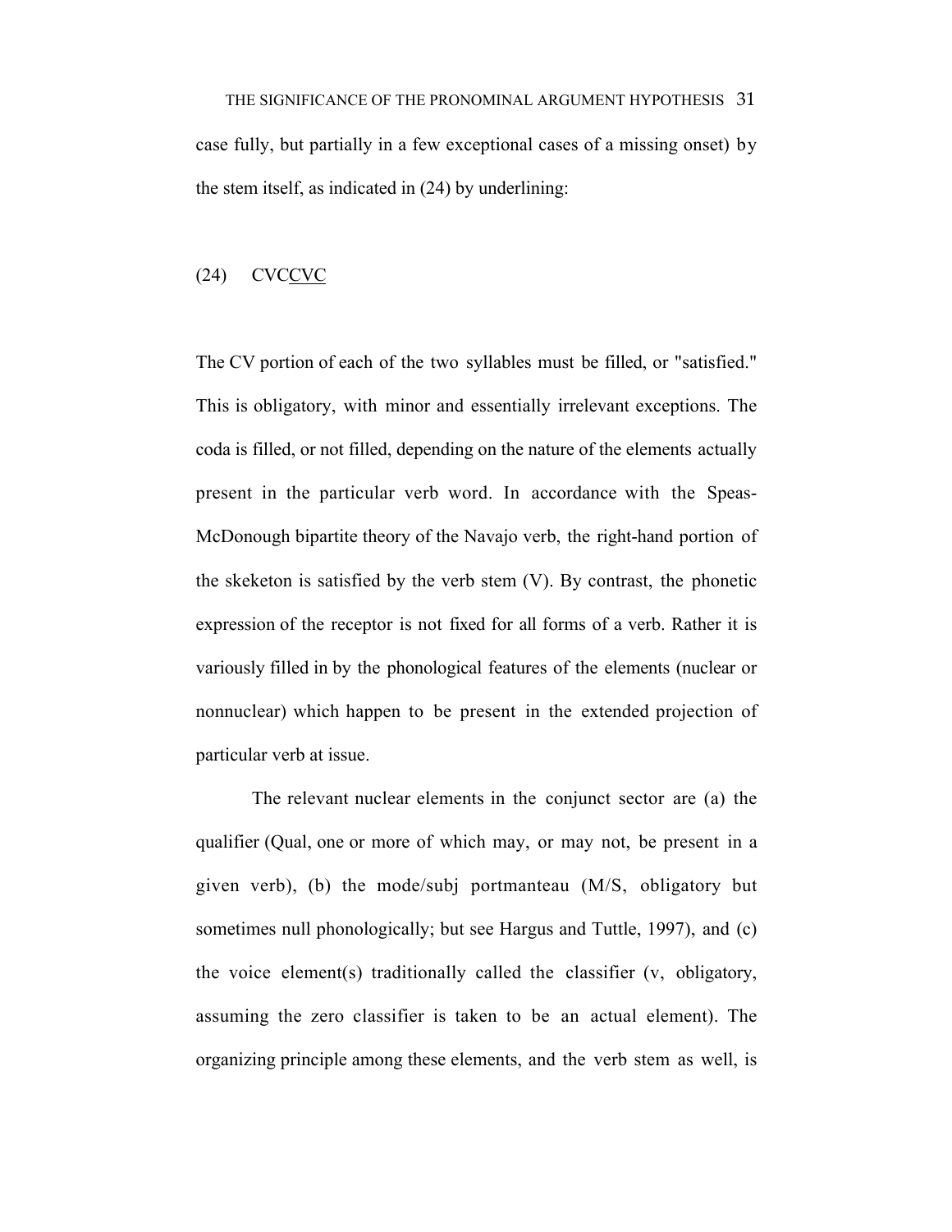case fully, but partially in a few exceptional cases of a missing onset) by the stem itself, as indicated in (24) by underlining:

(24) CVC<u>CVC</u>

The CV portion of each of the two syllables must be filled, or "satisfied." This is obligatory, with minor and essentially irrelevant exceptions. The coda is filled, or not filled, depending on the nature of the elements actually present in the particular verb word. In accordance with the Speas-McDonough bipartite theory of the Navajo verb, the right-hand portion of the skeketon is satisfied by the verb stem (V). By contrast, the phonetic expression of the receptor is not fixed for all forms of a verb. Rather it is variously filled in by the phonological features of the elements (nuclear or nonnuclear) which happen to be present in the extended projection of particular verb at issue.

The relevant nuclear elements in the conjunct sector are (a) the qualifier (Qual, one or more of which may, or may not, be present in a given verb), (b) the mode/subj portmanteau (M/S, obligatory but sometimes null phonologically; but see Hargus and Tuttle, 1997), and (c) the voice element(s) traditionally called the classifier (v, obligatory, assuming the zero classifier is taken to be an actual element). The organizing principle among these elements, and the verb stem as well, is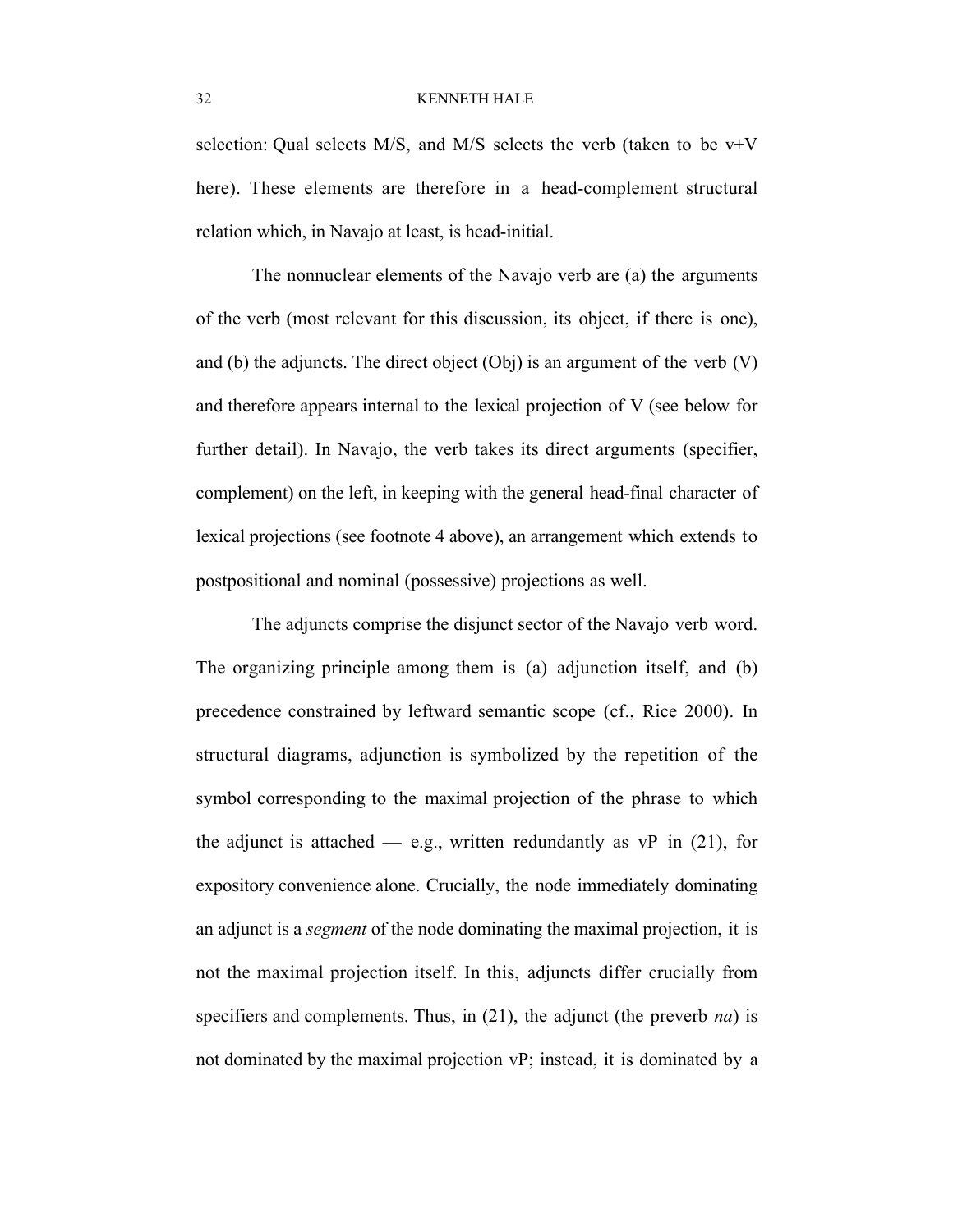selection: Qual selects M/S, and M/S selects the verb (taken to be v+V here). These elements are therefore in a head-complement structural relation which, in Navajo at least, is head-initial.

The nonnuclear elements of the Navajo verb are (a) the arguments of the verb (most relevant for this discussion, its object, if there is one), and (b) the adjuncts. The direct object (Obj) is an argument of the verb (V) and therefore appears internal to the lexical projection of V (see below for further detail). In Navajo, the verb takes its direct arguments (specifier, complement) on the left, in keeping with the general head-final character of lexical projections (see footnote 4 above), an arrangement which extends to postpositional and nominal (possessive) projections as well.

The adjuncts comprise the disjunct sector of the Navajo verb word. The organizing principle among them is (a) adjunction itself, and (b) precedence constrained by leftward semantic scope (cf., Rice 2000). In structural diagrams, adjunction is symbolized by the repetition of the symbol corresponding to the maximal projection of the phrase to which the adjunct is attached — e.g., written redundantly as vP in (21), for expository convenience alone. Crucially, the node immediately dominating an adjunct is a *segment* of the node dominating the maximal projection, it is not the maximal projection itself. In this, adjuncts differ crucially from specifiers and complements. Thus, in (21), the adjunct (the preverb *na*) is not dominated by the maximal projection vP; instead, it is dominated by a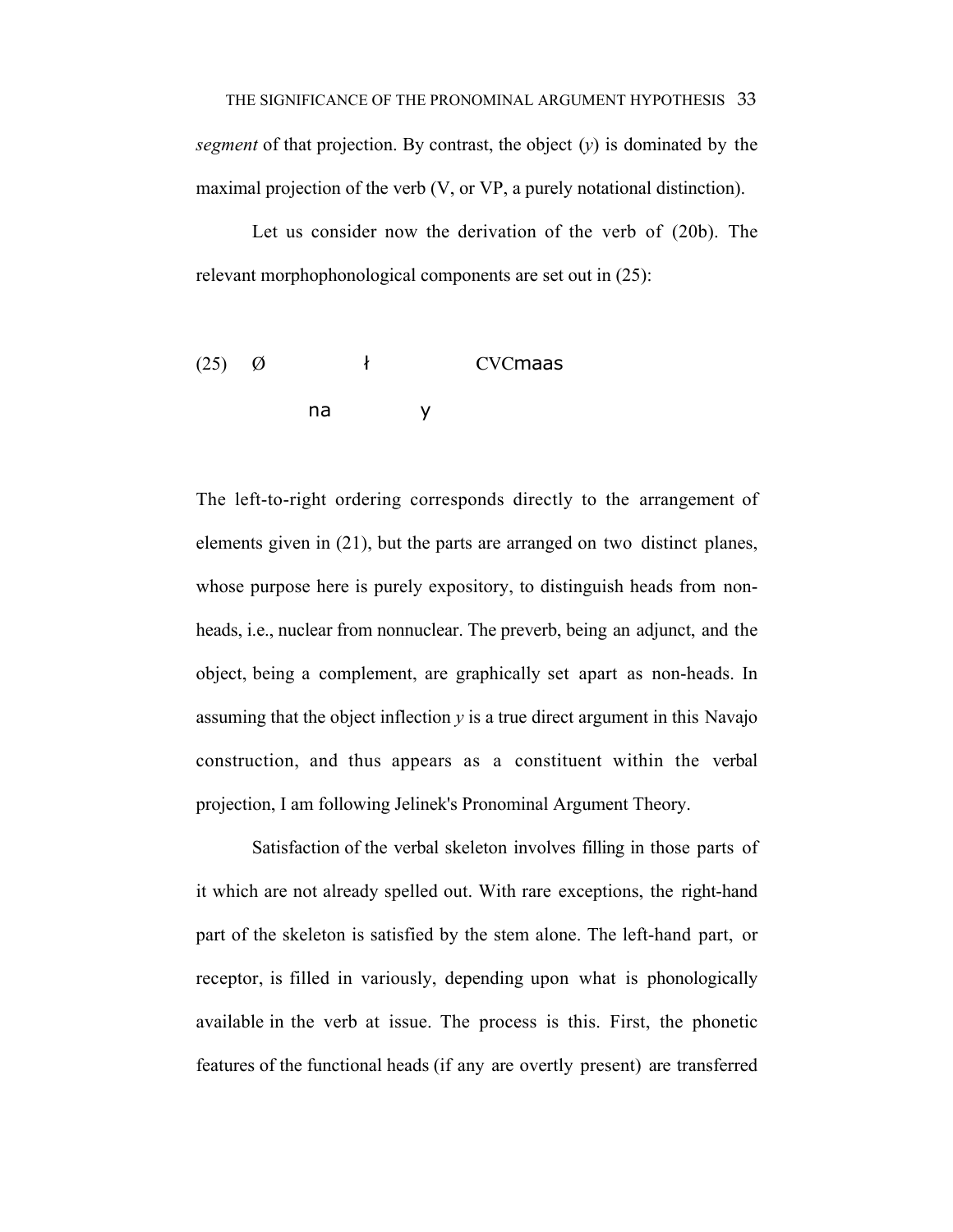*segment* of that projection. By contrast, the object (*y*) is dominated by the maximal projection of the verb (V, or VP, a purely notational distinction).

Let us consider now the derivation of the verb of (20b). The relevant morphophonological components are set out in (25):

```
(25)  Ø           ł             CVCmaas
            na          y
```

The left-to-right ordering corresponds directly to the arrangement of elements given in (21), but the parts are arranged on two distinct planes, whose purpose here is purely expository, to distinguish heads from non-heads, i.e., nuclear from nonnuclear. The preverb, being an adjunct, and the object, being a complement, are graphically set apart as non-heads. In assuming that the object inflection *y* is a true direct argument in this Navajo construction, and thus appears as a constituent within the verbal projection, I am following Jelinek's Pronominal Argument Theory.

Satisfaction of the verbal skeleton involves filling in those parts of it which are not already spelled out. With rare exceptions, the right-hand part of the skeleton is satisfied by the stem alone. The left-hand part, or receptor, is filled in variously, depending upon what is phonologically available in the verb at issue. The process is this. First, the phonetic features of the functional heads (if any are overtly present) are transferred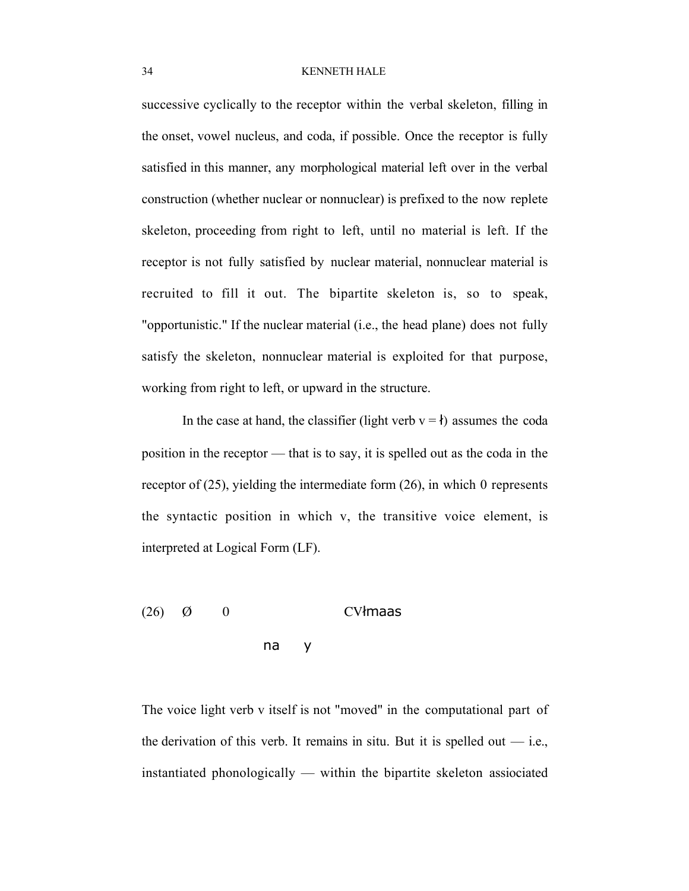successive cyclically to the receptor within the verbal skeleton, filling in the onset, vowel nucleus, and coda, if possible. Once the receptor is fully satisfied in this manner, any morphological material left over in the verbal construction (whether nuclear or nonnuclear) is prefixed to the now replete skeleton, proceeding from right to left, until no material is left. If the receptor is not fully satisfied by nuclear material, nonnuclear material is recruited to fill it out. The bipartite skeleton is, so to speak, "opportunistic." If the nuclear material (i.e., the head plane) does not fully satisfy the skeleton, nonnuclear material is exploited for that purpose, working from right to left, or upward in the structure.

In the case at hand, the classifier (light verb v = ł) assumes the coda position in the receptor — that is to say, it is spelled out as the coda in the receptor of (25), yielding the intermediate form (26), in which 0 represents the syntactic position in which v, the transitive voice element, is interpreted at Logical Form (LF).

```
(26)   Ø      0                 CVłmaas
                     na    y
```

The voice light verb v itself is not "moved" in the computational part of the derivation of this verb. It remains in situ. But it is spelled out — i.e., instantiated phonologically — within the bipartite skeleton assiociated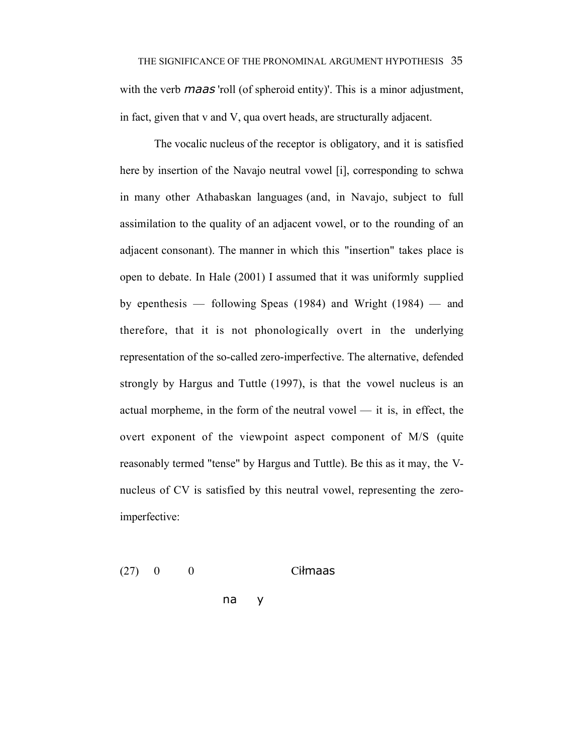with the verb *maas* 'roll (of spheroid entity)'. This is a minor adjustment, in fact, given that v and V, qua overt heads, are structurally adjacent.

The vocalic nucleus of the receptor is obligatory, and it is satisfied here by insertion of the Navajo neutral vowel [i], corresponding to schwa in many other Athabaskan languages (and, in Navajo, subject to full assimilation to the quality of an adjacent vowel, or to the rounding of an adjacent consonant). The manner in which this "insertion" takes place is open to debate. In Hale (2001) I assumed that it was uniformly supplied by epenthesis — following Speas (1984) and Wright (1984) — and therefore, that it is not phonologically overt in the underlying representation of the so-called zero-imperfective. The alternative, defended strongly by Hargus and Tuttle (1997), is that the vowel nucleus is an actual morpheme, in the form of the neutral vowel — it is, in effect, the overt exponent of the viewpoint aspect component of M/S (quite reasonably termed "tense" by Hargus and Tuttle). Be this as it may, the V-nucleus of CV is satisfied by this neutral vowel, representing the zero-imperfective:

(27) 0 0 Ciłmaas

na y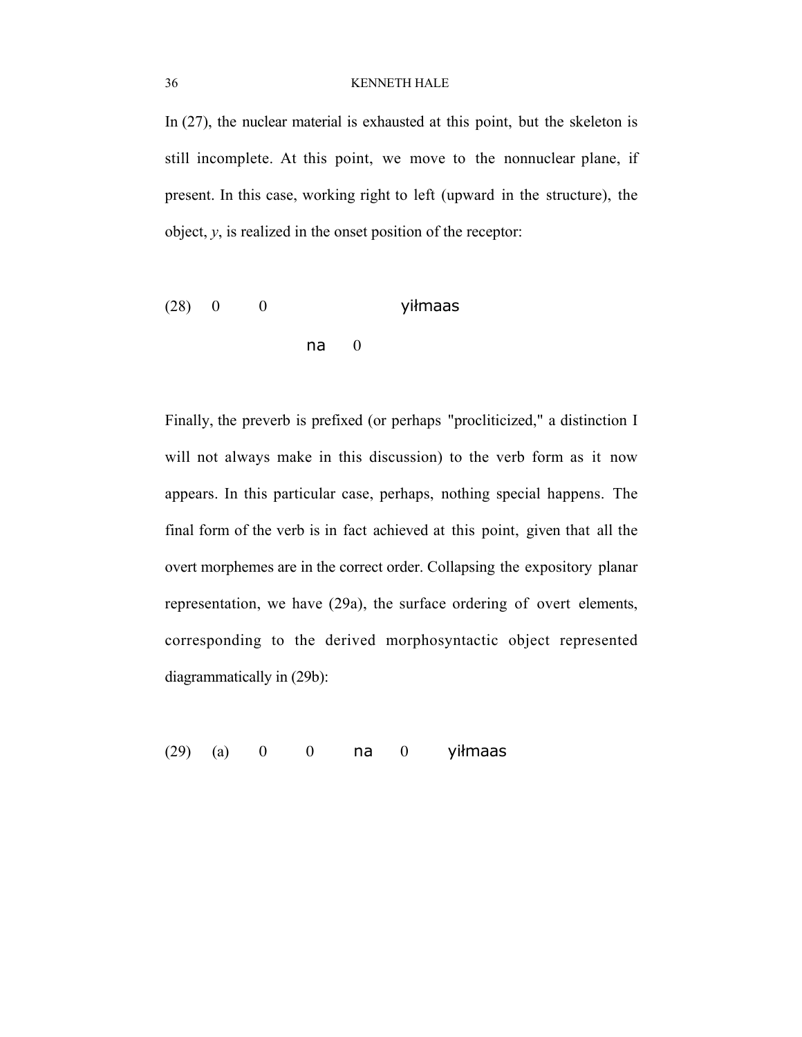In (27), the nuclear material is exhausted at this point, but the skeleton is still incomplete. At this point, we move to the nonnuclear plane, if present. In this case, working right to left (upward in the structure), the object, *y*, is realized in the onset position of the receptor:

```
(28)   0     0                    yiłmaas
                      na    0
```

Finally, the preverb is prefixed (or perhaps "procliticized," a distinction I will not always make in this discussion) to the verb form as it now appears. In this particular case, perhaps, nothing special happens. The final form of the verb is in fact achieved at this point, given that all the overt morphemes are in the correct order. Collapsing the expository planar representation, we have (29a), the surface ordering of overt elements, corresponding to the derived morphosyntactic object represented diagrammatically in (29b):

```
(29)   (a)    0     0     na    0     yiłmaas
```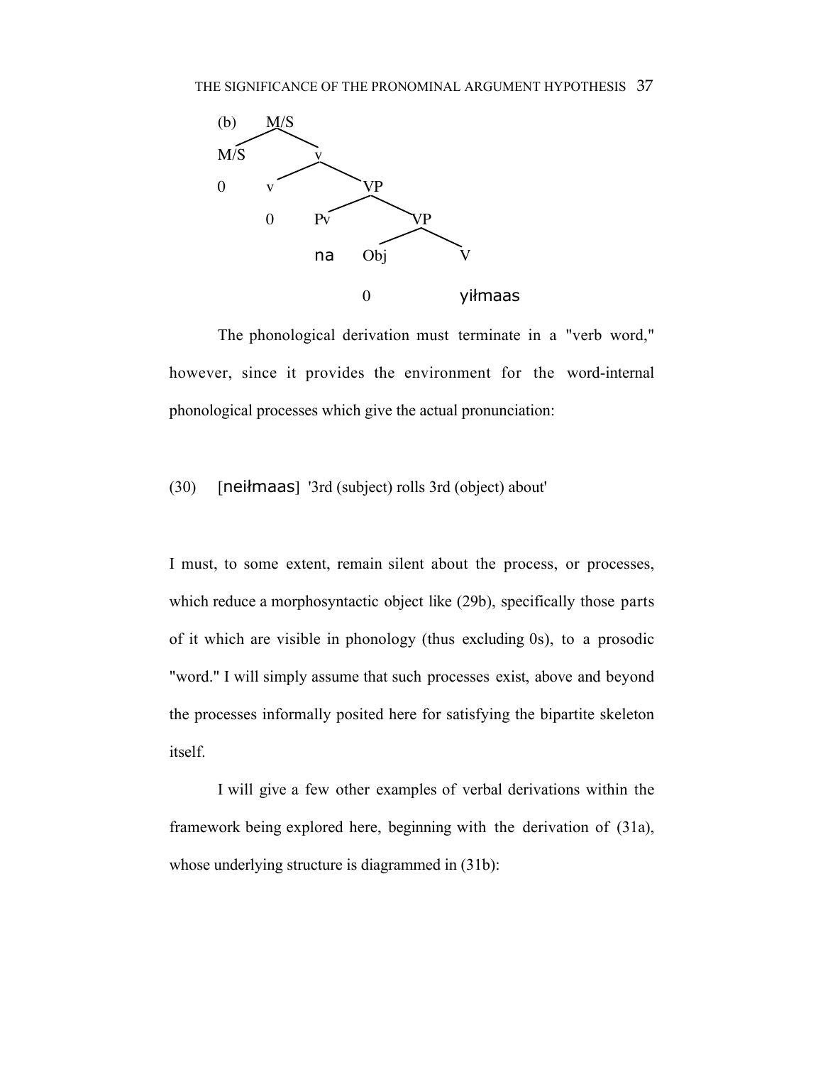(b) tree diagram:

```
(b)   M/S
     /    \
   M/S     v
   0      /  \
         v    VP
         0   /   \
           Pv     VP
           na    /   \
               Obj    V
               0      yiłmaas
```

The phonological derivation must terminate in a "verb word," however, since it provides the environment for the word-internal phonological processes which give the actual pronunciation:

(30) [neiłmaas] '3rd (subject) rolls 3rd (object) about'

I must, to some extent, remain silent about the process, or processes, which reduce a morphosyntactic object like (29b), specifically those parts of it which are visible in phonology (thus excluding 0s), to a prosodic "word." I will simply assume that such processes exist, above and beyond the processes informally posited here for satisfying the bipartite skeleton itself.

I will give a few other examples of verbal derivations within the framework being explored here, beginning with the derivation of (31a), whose underlying structure is diagrammed in (31b):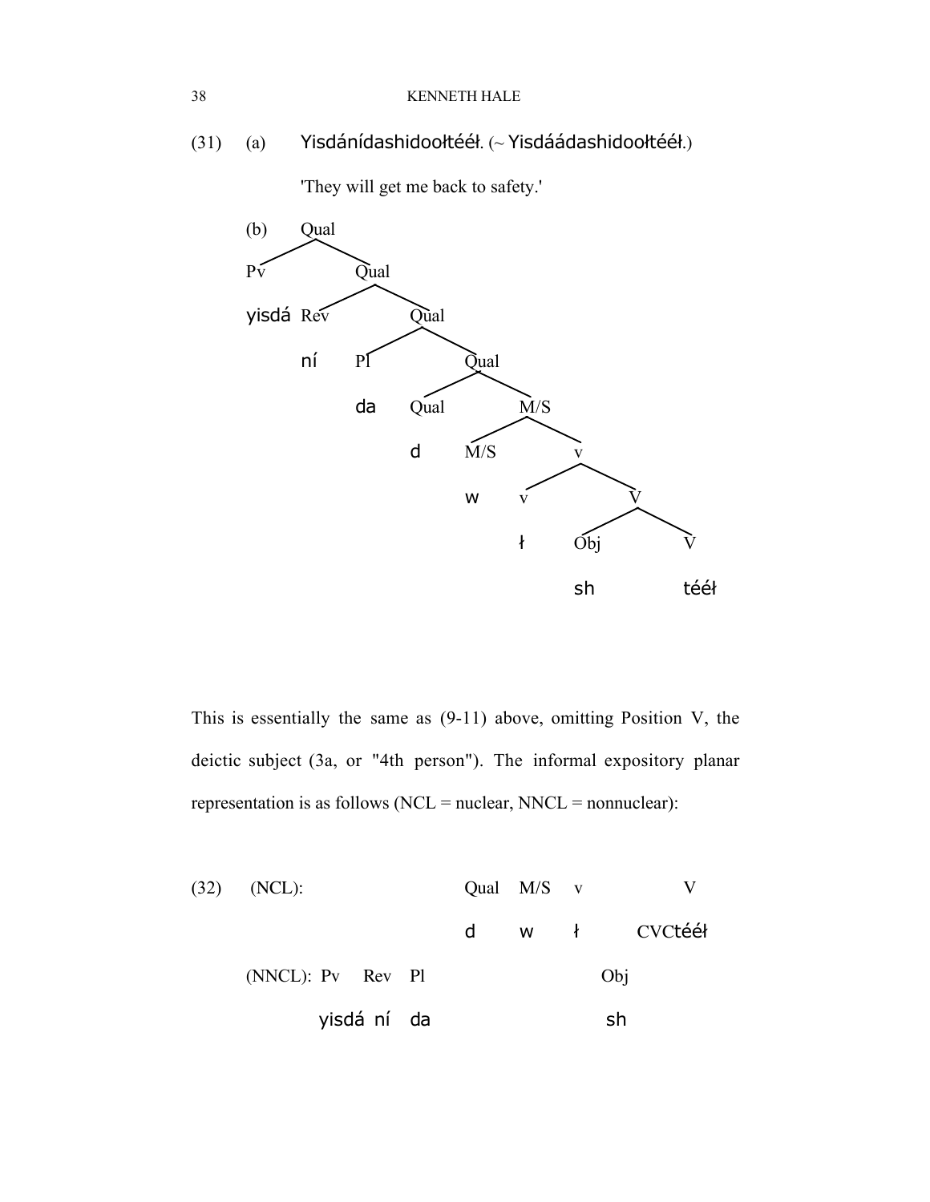(31) (a) Yisdánídashidooɫtééɫ. (~ Yisdáádashidooɫtééɫ.)

'They will get me back to safety.'

(b)

```
Qual
├── Pv: yisdá
└── Qual
    ├── Rev: ní
    └── Qual
        ├── Pl: da
        └── Qual
            ├── Qual: d
            └── M/S
                ├── M/S: w
                └── v
                    ├── v: ɫ
                    └── V
                        ├── Obj: sh
                        └── V: tééɫ
```

This is essentially the same as (9-11) above, omitting Position V, the deictic subject (3a, or "4th person"). The informal expository planar representation is as follows (NCL = nuclear, NNCL = nonnuclear):

(32)

| | Pv | Rev | Pl | Qual | M/S | v | Obj | V |
|---|---|---|---|---|---|---|---|---|
| (NCL): | | | | Qual | M/S | v | | V |
| | | | | d | w | ɫ | | CVCtééɫ |
| (NNCL): | Pv | Rev | Pl | | | | Obj | |
| | yisdá | ní | da | | | | sh | |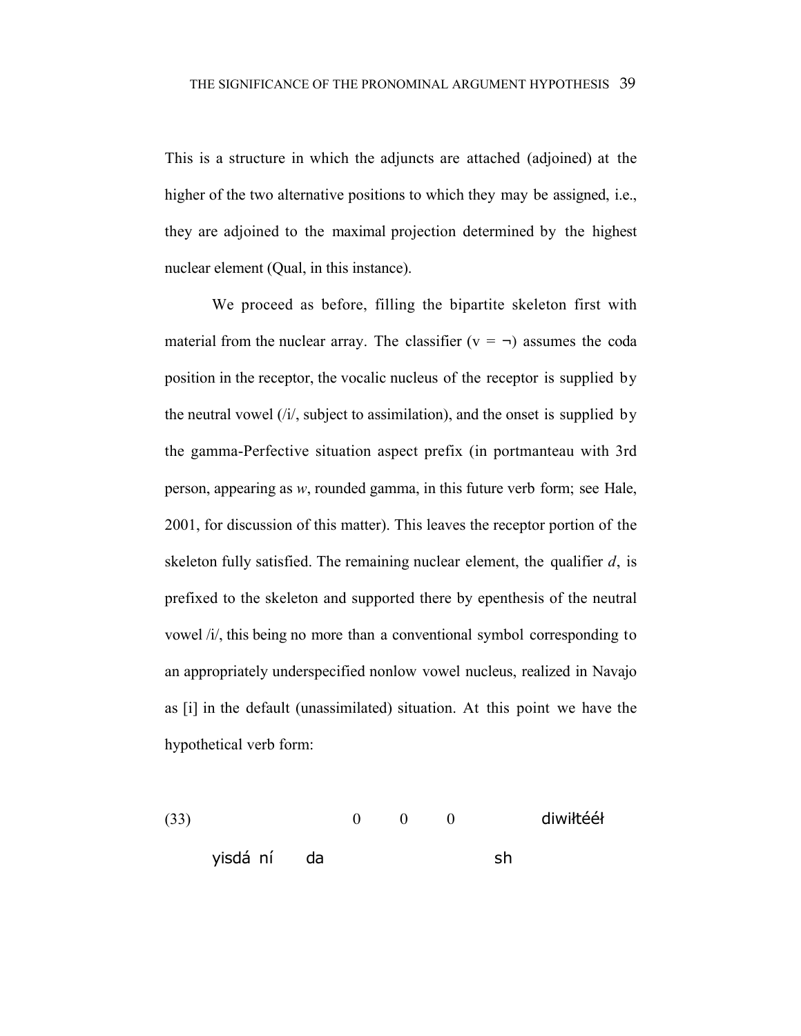This is a structure in which the adjuncts are attached (adjoined) at the higher of the two alternative positions to which they may be assigned, i.e., they are adjoined to the maximal projection determined by the highest nuclear element (Qual, in this instance).

We proceed as before, filling the bipartite skeleton first with material from the nuclear array. The classifier (v = ¬) assumes the coda position in the receptor, the vocalic nucleus of the receptor is supplied by the neutral vowel (/i/, subject to assimilation), and the onset is supplied by the gamma-Perfective situation aspect prefix (in portmanteau with 3rd person, appearing as *w*, rounded gamma, in this future verb form; see Hale, 2001, for discussion of this matter). This leaves the receptor portion of the skeleton fully satisfied. The remaining nuclear element, the qualifier *d*, is prefixed to the skeleton and supported there by epenthesis of the neutral vowel /i/, this being no more than a conventional symbol corresponding to an appropriately underspecified nonlow vowel nucleus, realized in Navajo as [i] in the default (unassimilated) situation. At this point we have the hypothetical verb form:

(33) 0 0 0 diwiłtééł

yisdá ní da sh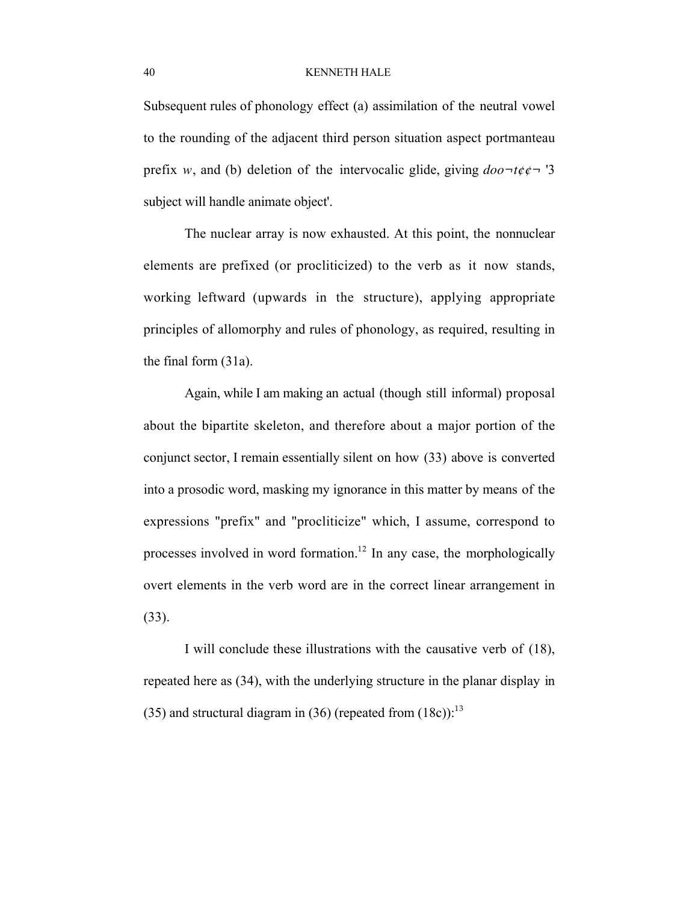Subsequent rules of phonology effect (a) assimilation of the neutral vowel to the rounding of the adjacent third person situation aspect portmanteau prefix *w*, and (b) deletion of the intervocalic glide, giving *doo¬t¢¢¬* '3 subject will handle animate object'.

The nuclear array is now exhausted. At this point, the nonnuclear elements are prefixed (or procliticized) to the verb as it now stands, working leftward (upwards in the structure), applying appropriate principles of allomorphy and rules of phonology, as required, resulting in the final form (31a).

Again, while I am making an actual (though still informal) proposal about the bipartite skeleton, and therefore about a major portion of the conjunct sector, I remain essentially silent on how (33) above is converted into a prosodic word, masking my ignorance in this matter by means of the expressions "prefix" and "procliticize" which, I assume, correspond to processes involved in word formation.[12] In any case, the morphologically overt elements in the verb word are in the correct linear arrangement in (33).

I will conclude these illustrations with the causative verb of (18), repeated here as (34), with the underlying structure in the planar display in (35) and structural diagram in (36) (repeated from (18c)):[13]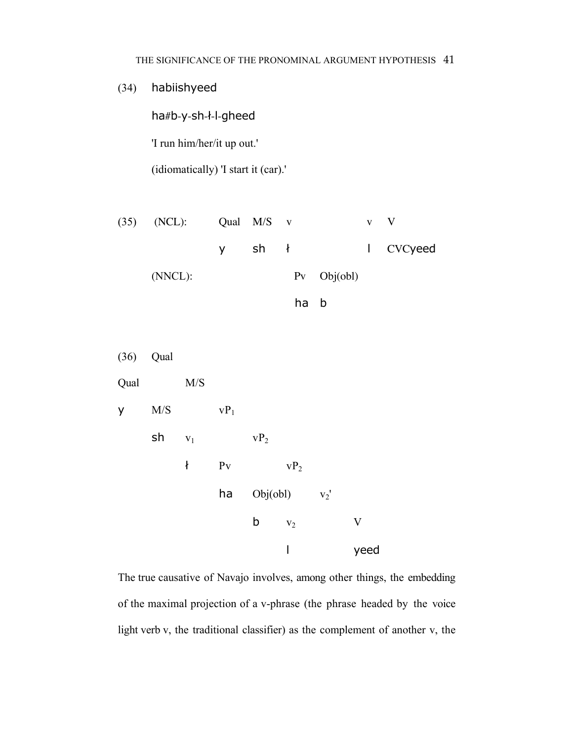(34) habiishyeed

ha#b-y-sh-ł-l-gheed

'I run him/her/it up out.'

(idiomatically) 'I start it (car).'

(35)

| (NCL): | Qual | M/S | v | | v | V |
|---|---|---|---|---|---|---|
| | y | sh | ł | | l | CVCyeed |
| (NNCL): | | | Pv | Obj(obl) | | |
| | | | ha | b | | |

(36)

```
      Qual
Qual        M/S
y     M/S         vP1
      sh    v1          vP2
            ł     Pv          vP2
                  ha    Obj(obl)    v2'
                        b     v2          V
                              l           yeed
```

The true causative of Navajo involves, among other things, the embedding of the maximal projection of a v-phrase (the phrase headed by the voice light verb v, the traditional classifier) as the complement of another v, the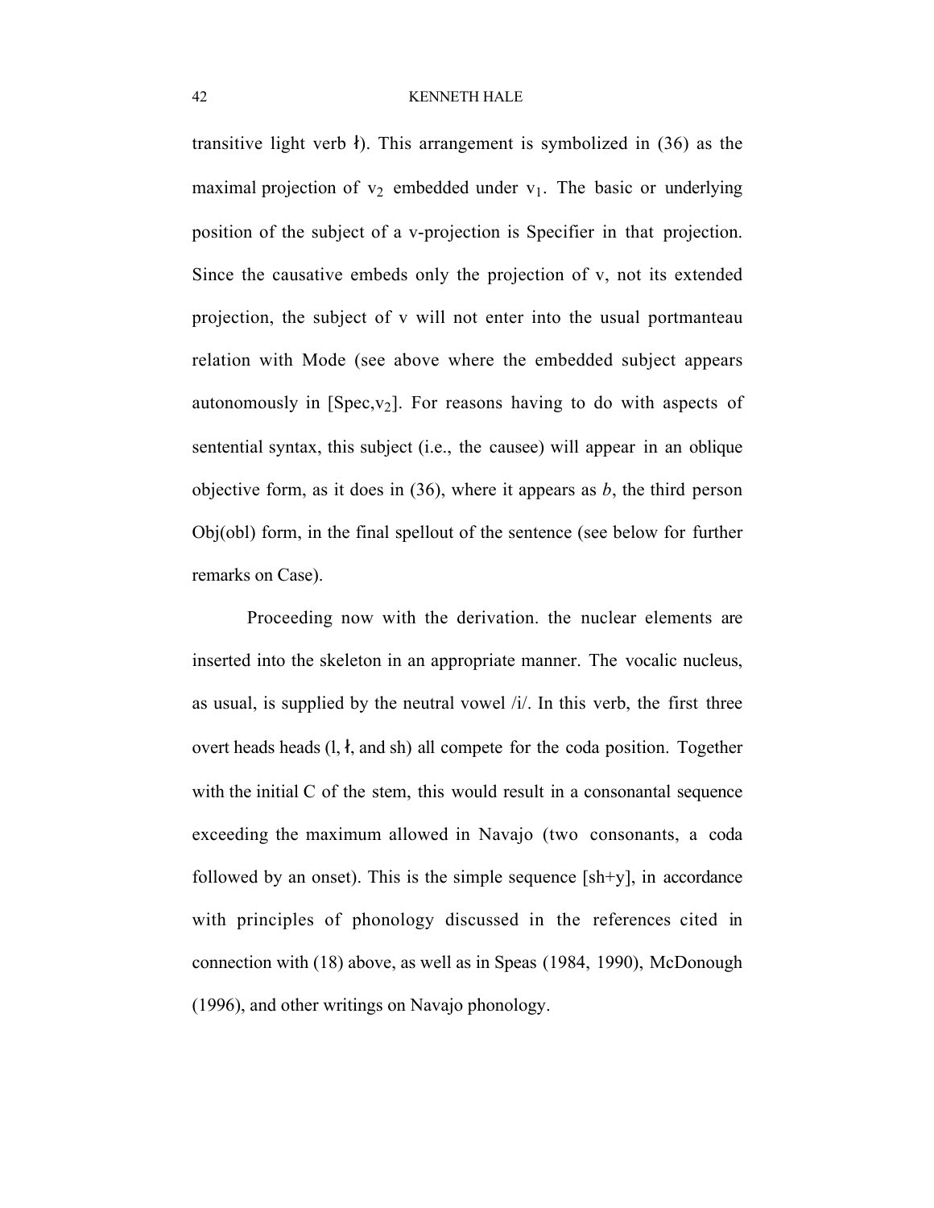transitive light verb ł). This arrangement is symbolized in (36) as the maximal projection of $v_2$ embedded under $v_1$. The basic or underlying position of the subject of a v-projection is Specifier in that projection. Since the causative embeds only the projection of v, not its extended projection, the subject of v will not enter into the usual portmanteau relation with Mode (see above where the embedded subject appears autonomously in [Spec,$v_2$]. For reasons having to do with aspects of sentential syntax, this subject (i.e., the causee) will appear in an oblique objective form, as it does in (36), where it appears as *b*, the third person Obj(obl) form, in the final spellout of the sentence (see below for further remarks on Case).

Proceeding now with the derivation. the nuclear elements are inserted into the skeleton in an appropriate manner. The vocalic nucleus, as usual, is supplied by the neutral vowel /i/. In this verb, the first three overt heads heads (l, ł, and sh) all compete for the coda position. Together with the initial C of the stem, this would result in a consonantal sequence exceeding the maximum allowed in Navajo (two consonants, a coda followed by an onset). This is the simple sequence [sh+y], in accordance with principles of phonology discussed in the references cited in connection with (18) above, as well as in Speas (1984, 1990), McDonough (1996), and other writings on Navajo phonology.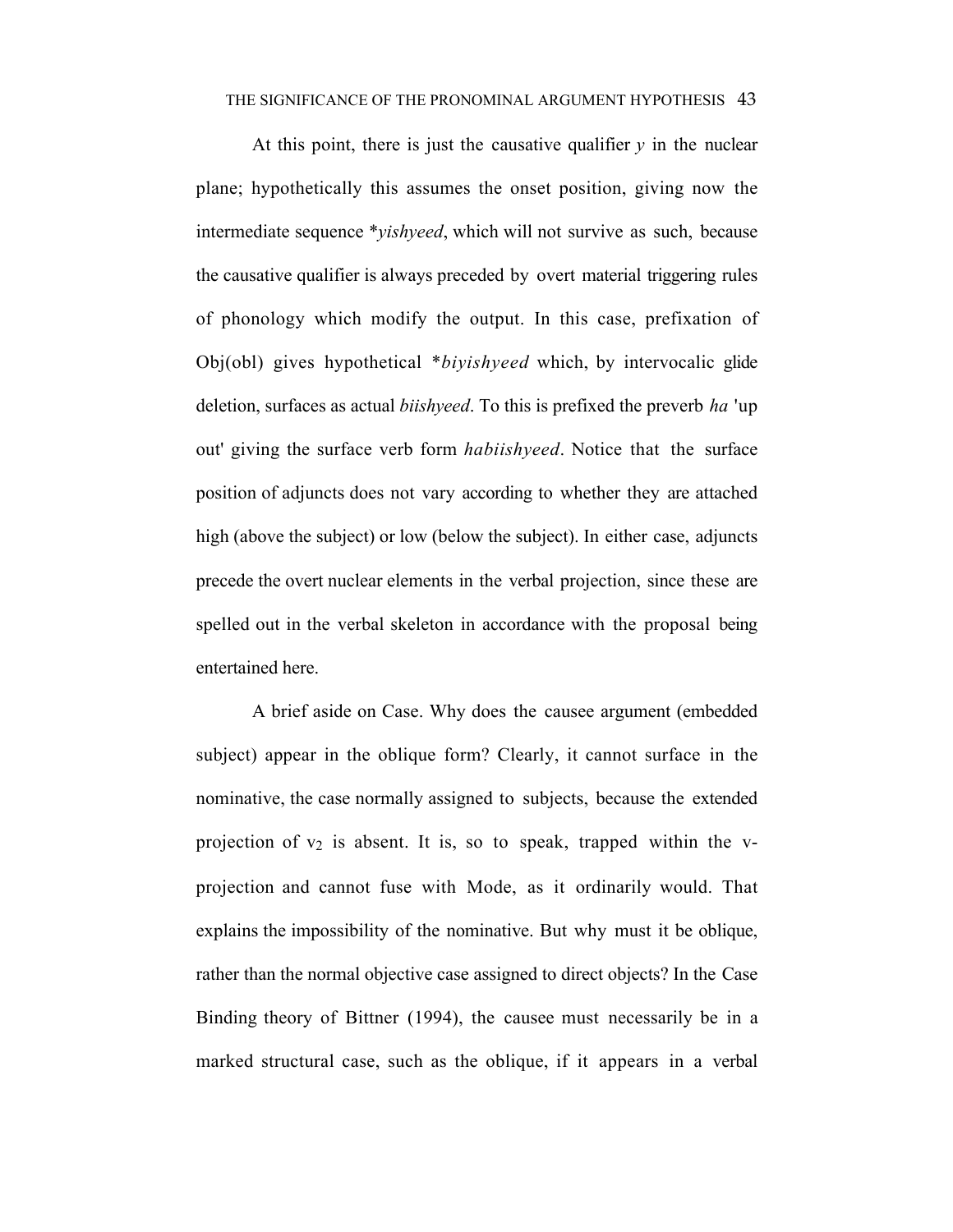At this point, there is just the causative qualifier *y* in the nuclear plane; hypothetically this assumes the onset position, giving now the intermediate sequence **yishyeed*, which will not survive as such, because the causative qualifier is always preceded by overt material triggering rules of phonology which modify the output. In this case, prefixation of Obj(obl) gives hypothetical **biyishyeed* which, by intervocalic glide deletion, surfaces as actual *biishyeed*. To this is prefixed the preverb *ha* 'up out' giving the surface verb form *habiishyeed*. Notice that the surface position of adjuncts does not vary according to whether they are attached high (above the subject) or low (below the subject). In either case, adjuncts precede the overt nuclear elements in the verbal projection, since these are spelled out in the verbal skeleton in accordance with the proposal being entertained here.

A brief aside on Case. Why does the causee argument (embedded subject) appear in the oblique form? Clearly, it cannot surface in the nominative, the case normally assigned to subjects, because the extended projection of $v_2$ is absent. It is, so to speak, trapped within the v-projection and cannot fuse with Mode, as it ordinarily would. That explains the impossibility of the nominative. But why must it be oblique, rather than the normal objective case assigned to direct objects? In the Case Binding theory of Bittner (1994), the causee must necessarily be in a marked structural case, such as the oblique, if it appears in a verbal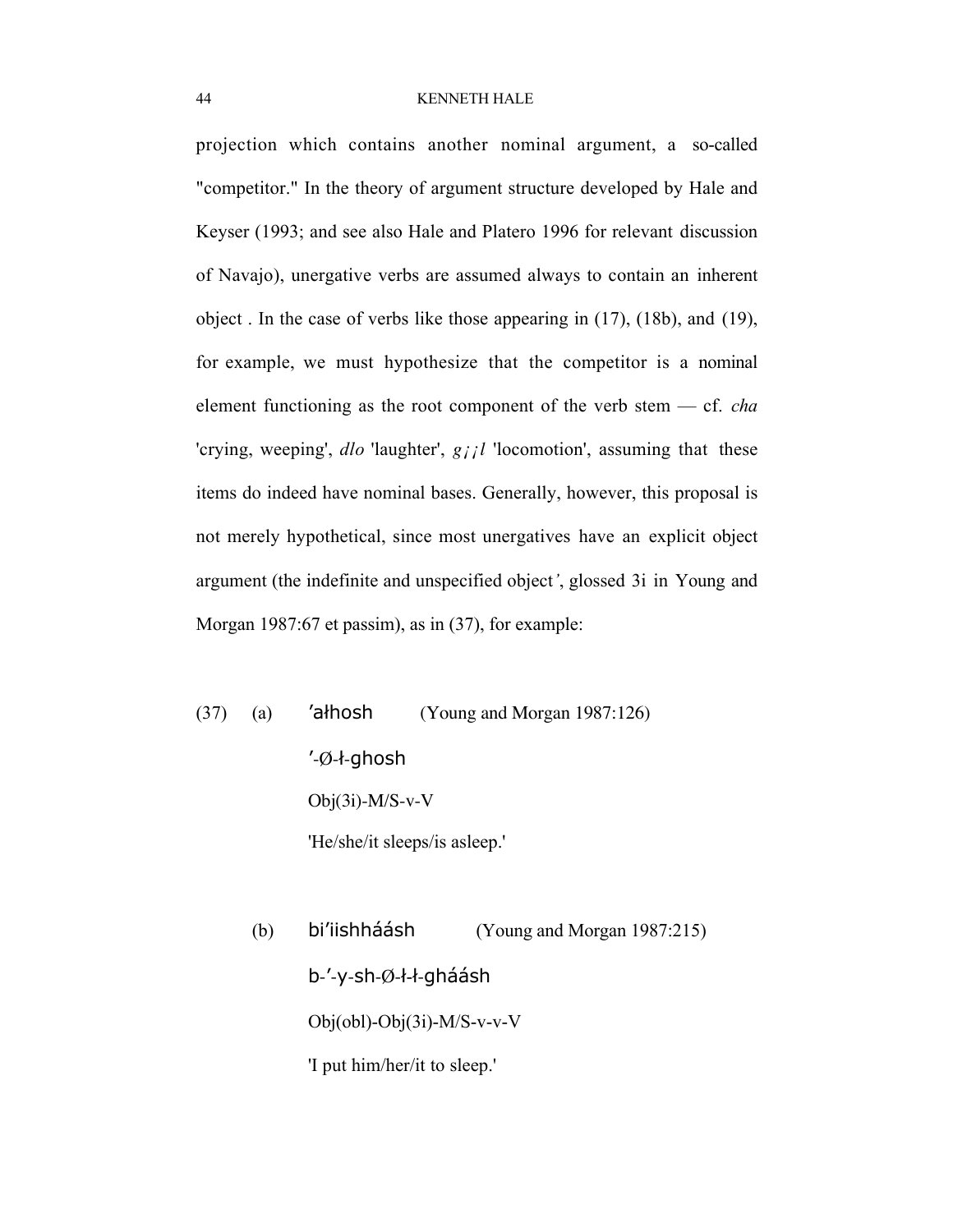projection which contains another nominal argument, a so-called "competitor." In the theory of argument structure developed by Hale and Keyser (1993; and see also Hale and Platero 1996 for relevant discussion of Navajo), unergative verbs are assumed always to contain an inherent object . In the case of verbs like those appearing in (17), (18b), and (19), for example, we must hypothesize that the competitor is a nominal element functioning as the root component of the verb stem — cf. *cha* 'crying, weeping', *dlo* 'laughter', *g¡¡l* 'locomotion', assuming that these items do indeed have nominal bases. Generally, however, this proposal is not merely hypothetical, since most unergatives have an explicit object argument (the indefinite and unspecified object *'*, glossed 3i in Young and Morgan 1987:67 et passim), as in (37), for example:

(37) (a) ʼałhosh (Young and Morgan 1987:126)

ʼ-Ø-ł-ghosh

Obj(3i)-M/S-v-V

'He/she/it sleeps/is asleep.'

(b) biʼiishháásh (Young and Morgan 1987:215)

b-ʼ-y-sh-Ø-ł-ł-gháásh

Obj(obl)-Obj(3i)-M/S-v-v-V

'I put him/her/it to sleep.'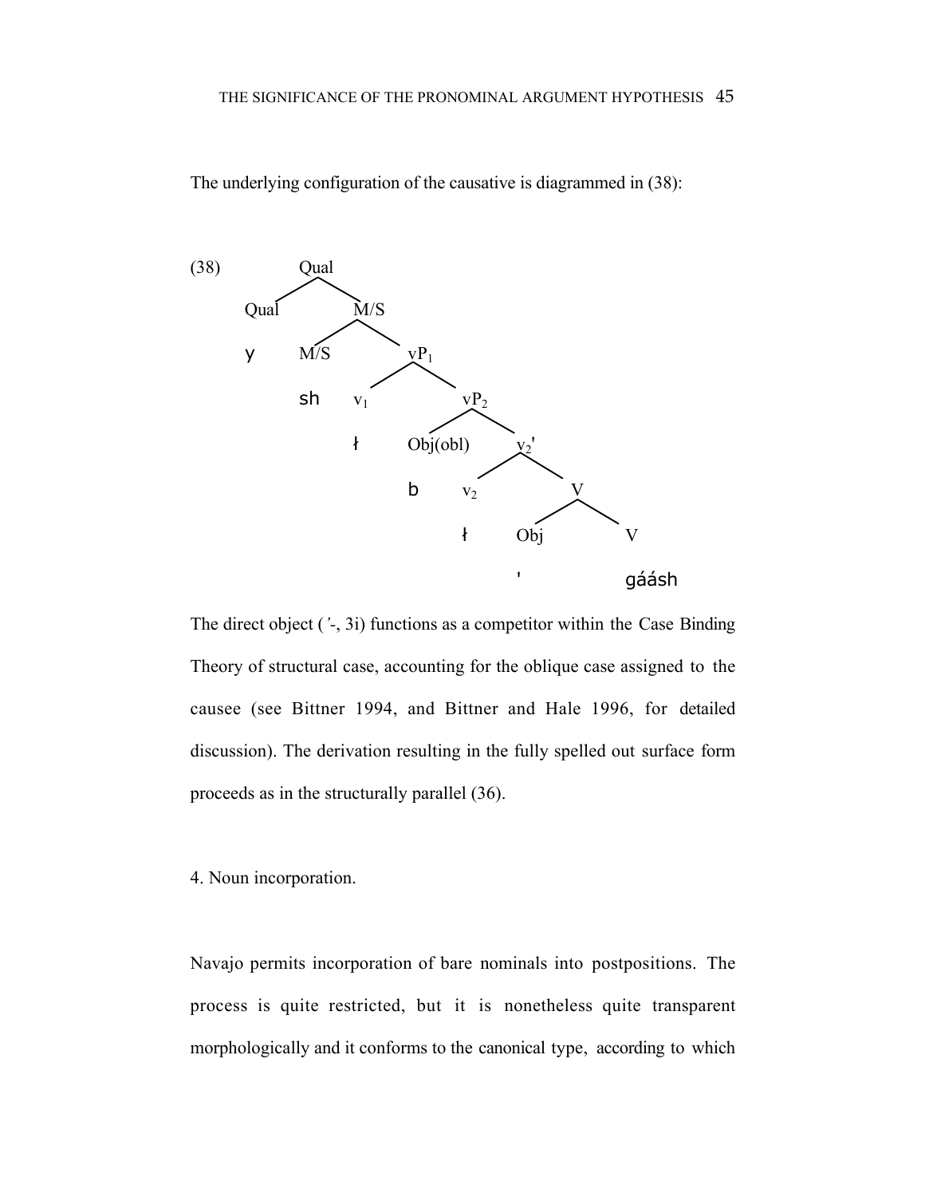The underlying configuration of the causative is diagrammed in (38):

```
(38)        Qual
           /    \
       Qual      M/S
                /   \
       y     M/S     vP1
                    /   \
             sh   v1     vP2
                        /    \
                  ł   Obj(obl)  v2'
                               /   \
                         b   v2     V
                                   / \
                              ł  Obj   V

                                  '    gáásh
```

The direct object (*'*-, 3i) functions as a competitor within the Case Binding Theory of structural case, accounting for the oblique case assigned to the causee (see Bittner 1994, and Bittner and Hale 1996, for detailed discussion). The derivation resulting in the fully spelled out surface form proceeds as in the structurally parallel (36).

4. Noun incorporation.

Navajo permits incorporation of bare nominals into postpositions. The process is quite restricted, but it is nonetheless quite transparent morphologically and it conforms to the canonical type, according to which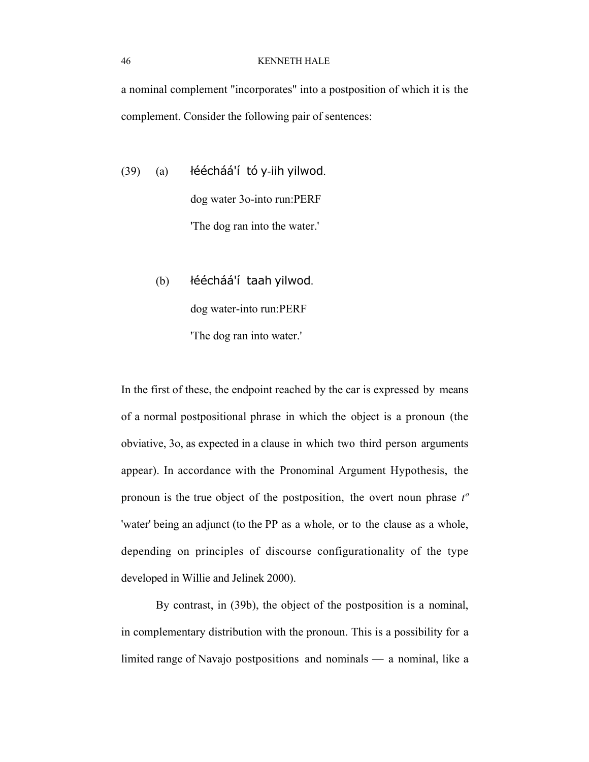a nominal complement "incorporates" into a postposition of which it is the complement. Consider the following pair of sentences:

(39) (a) łééchą́ą́'í tó y-iih yilwod.

dog water 3o-into run:PERF

'The dog ran into the water.'

(b) łééchą́ą́'í taah yilwod.

dog water-into run:PERF

'The dog ran into water.'

In the first of these, the endpoint reached by the car is expressed by means of a normal postpositional phrase in which the object is a pronoun (the obviative, 3o, as expected in a clause in which two third person arguments appear). In accordance with the Pronominal Argument Hypothesis, the pronoun is the true object of the postposition, the overt noun phrase *t*ᵒ 'water' being an adjunct (to the PP as a whole, or to the clause as a whole, depending on principles of discourse configurationality of the type developed in Willie and Jelinek 2000).

By contrast, in (39b), the object of the postposition is a nominal, in complementary distribution with the pronoun. This is a possibility for a limited range of Navajo postpositions and nominals — a nominal, like a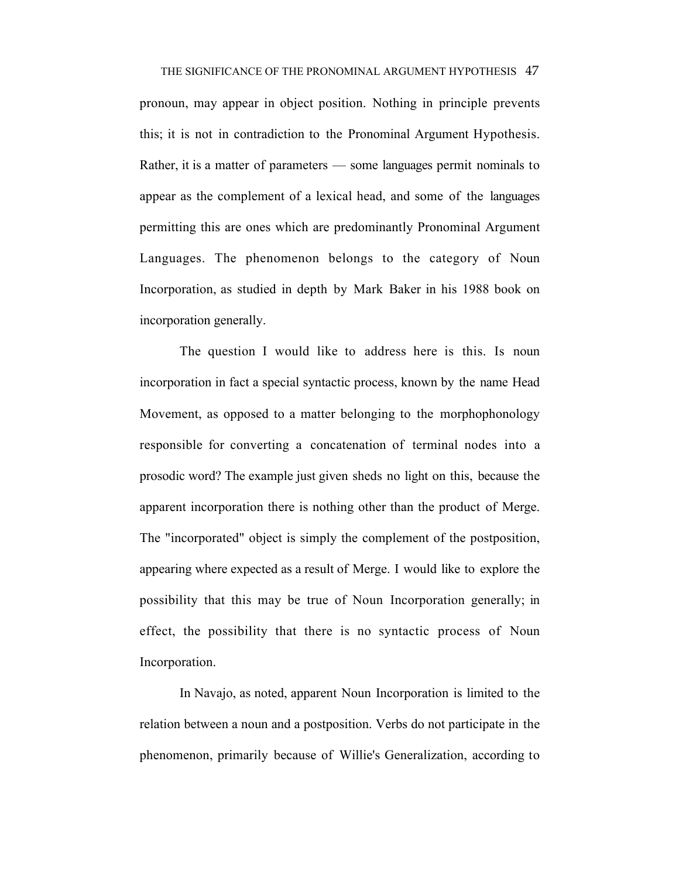pronoun, may appear in object position. Nothing in principle prevents this; it is not in contradiction to the Pronominal Argument Hypothesis. Rather, it is a matter of parameters — some languages permit nominals to appear as the complement of a lexical head, and some of the languages permitting this are ones which are predominantly Pronominal Argument Languages. The phenomenon belongs to the category of Noun Incorporation, as studied in depth by Mark Baker in his 1988 book on incorporation generally.

The question I would like to address here is this. Is noun incorporation in fact a special syntactic process, known by the name Head Movement, as opposed to a matter belonging to the morphophonology responsible for converting a concatenation of terminal nodes into a prosodic word? The example just given sheds no light on this, because the apparent incorporation there is nothing other than the product of Merge. The "incorporated" object is simply the complement of the postposition, appearing where expected as a result of Merge. I would like to explore the possibility that this may be true of Noun Incorporation generally; in effect, the possibility that there is no syntactic process of Noun Incorporation.

In Navajo, as noted, apparent Noun Incorporation is limited to the relation between a noun and a postposition. Verbs do not participate in the phenomenon, primarily because of Willie's Generalization, according to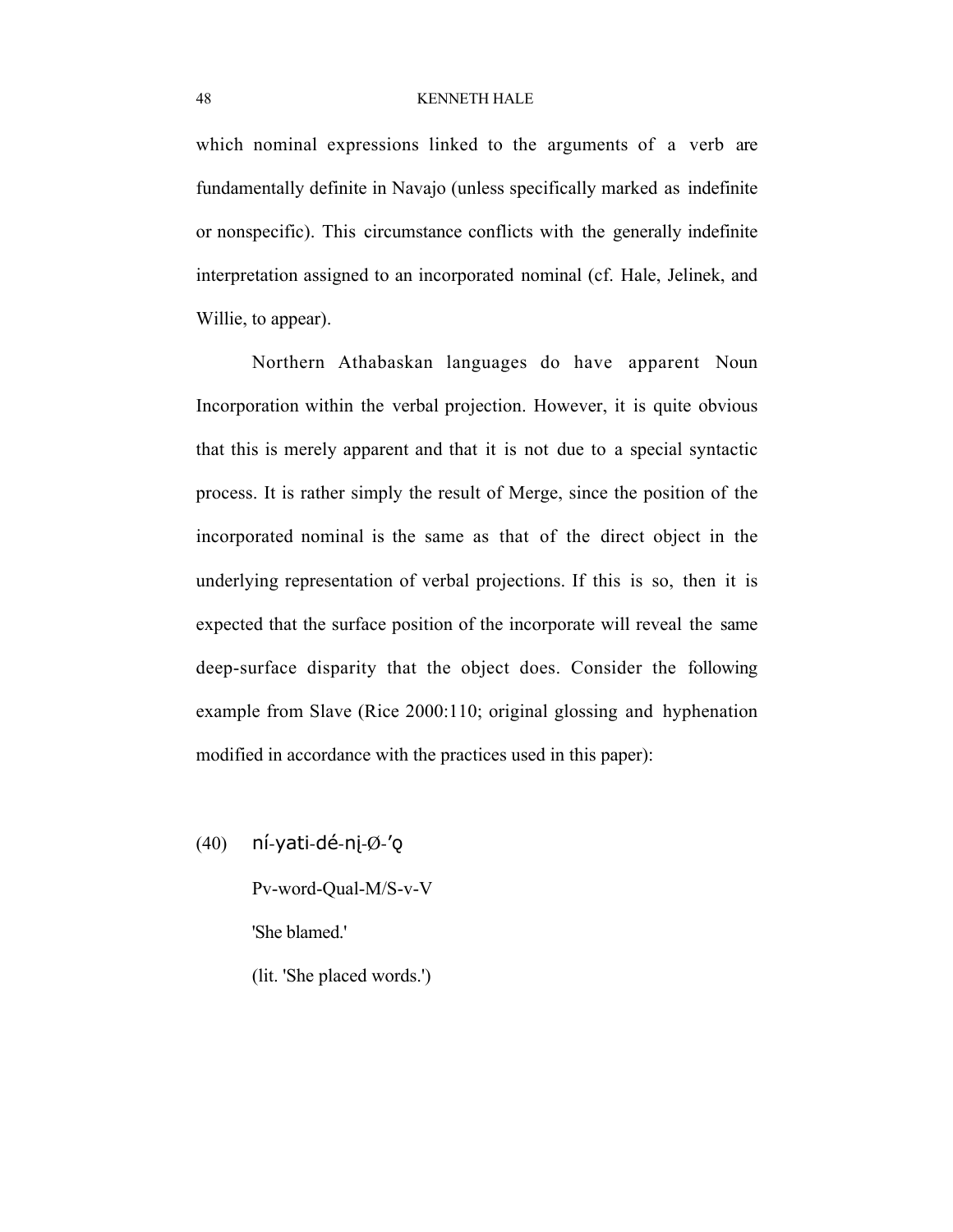which nominal expressions linked to the arguments of a verb are fundamentally definite in Navajo (unless specifically marked as indefinite or nonspecific). This circumstance conflicts with the generally indefinite interpretation assigned to an incorporated nominal (cf. Hale, Jelinek, and Willie, to appear).

Northern Athabaskan languages do have apparent Noun Incorporation within the verbal projection. However, it is quite obvious that this is merely apparent and that it is not due to a special syntactic process. It is rather simply the result of Merge, since the position of the incorporated nominal is the same as that of the direct object in the underlying representation of verbal projections. If this is so, then it is expected that the surface position of the incorporate will reveal the same deep-surface disparity that the object does. Consider the following example from Slave (Rice 2000:110; original glossing and hyphenation modified in accordance with the practices used in this paper):

(40) ní-yati-dé-nį-Ø-ʼǫ

Pv-word-Qual-M/S-v-V

'She blamed.'

(lit. 'She placed words.')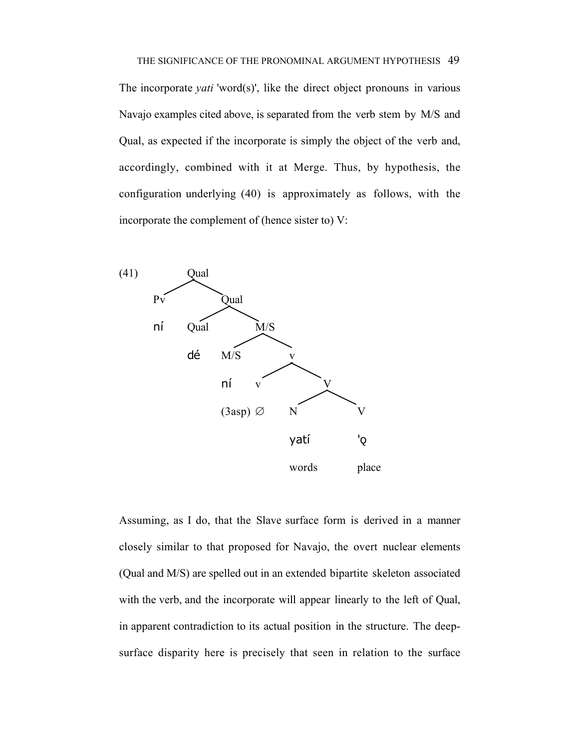The incorporate *yati* 'word(s)', like the direct object pronouns in various Navajo examples cited above, is separated from the verb stem by M/S and Qual, as expected if the incorporate is simply the object of the verb and, accordingly, combined with it at Merge. Thus, by hypothesis, the configuration underlying (40) is approximately as follows, with the incorporate the complement of (hence sister to) V:

```
(41)          Qual
             /    \
           Pv      Qual
           ní     /    \
              Qual      M/S
              dé       /   \
                    M/S     v
                    ní     / \
                         v     V
                (3asp)   ∅    / \
                             N   V
                          yatí   'ǫ
                          words  place
```

Assuming, as I do, that the Slave surface form is derived in a manner closely similar to that proposed for Navajo, the overt nuclear elements (Qual and M/S) are spelled out in an extended bipartite skeleton associated with the verb, and the incorporate will appear linearly to the left of Qual, in apparent contradiction to its actual position in the structure. The deep-surface disparity here is precisely that seen in relation to the surface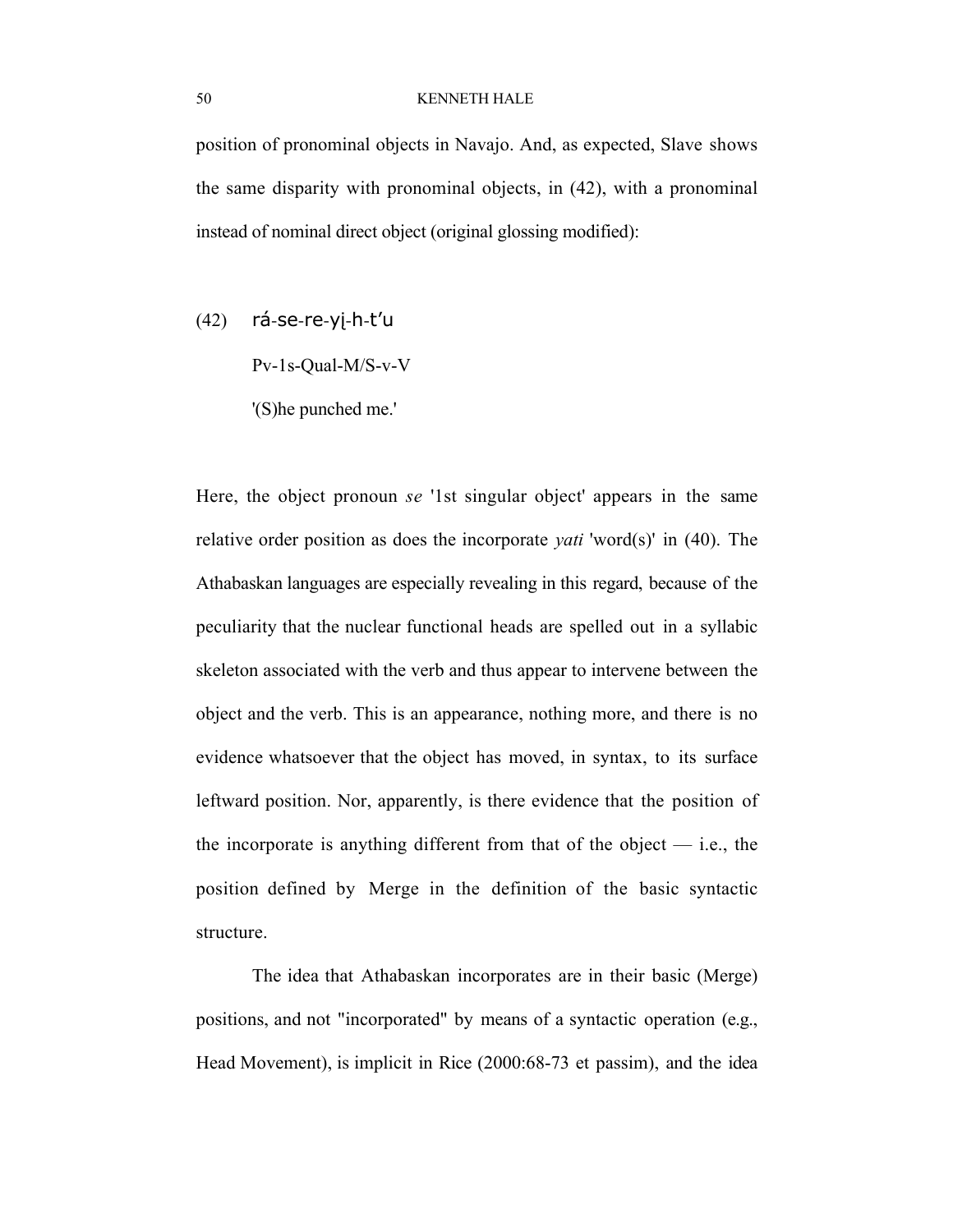position of pronominal objects in Navajo. And, as expected, Slave shows the same disparity with pronominal objects, in (42), with a pronominal instead of nominal direct object (original glossing modified):

(42) rá-se-re-yį-h-t'u

Pv-1s-Qual-M/S-v-V

'(S)he punched me.'

Here, the object pronoun *se* '1st singular object' appears in the same relative order position as does the incorporate *yati* 'word(s)' in (40). The Athabaskan languages are especially revealing in this regard, because of the peculiarity that the nuclear functional heads are spelled out in a syllabic skeleton associated with the verb and thus appear to intervene between the object and the verb. This is an appearance, nothing more, and there is no evidence whatsoever that the object has moved, in syntax, to its surface leftward position. Nor, apparently, is there evidence that the position of the incorporate is anything different from that of the object — i.e., the position defined by Merge in the definition of the basic syntactic structure.

The idea that Athabaskan incorporates are in their basic (Merge) positions, and not "incorporated" by means of a syntactic operation (e.g., Head Movement), is implicit in Rice (2000:68-73 et passim), and the idea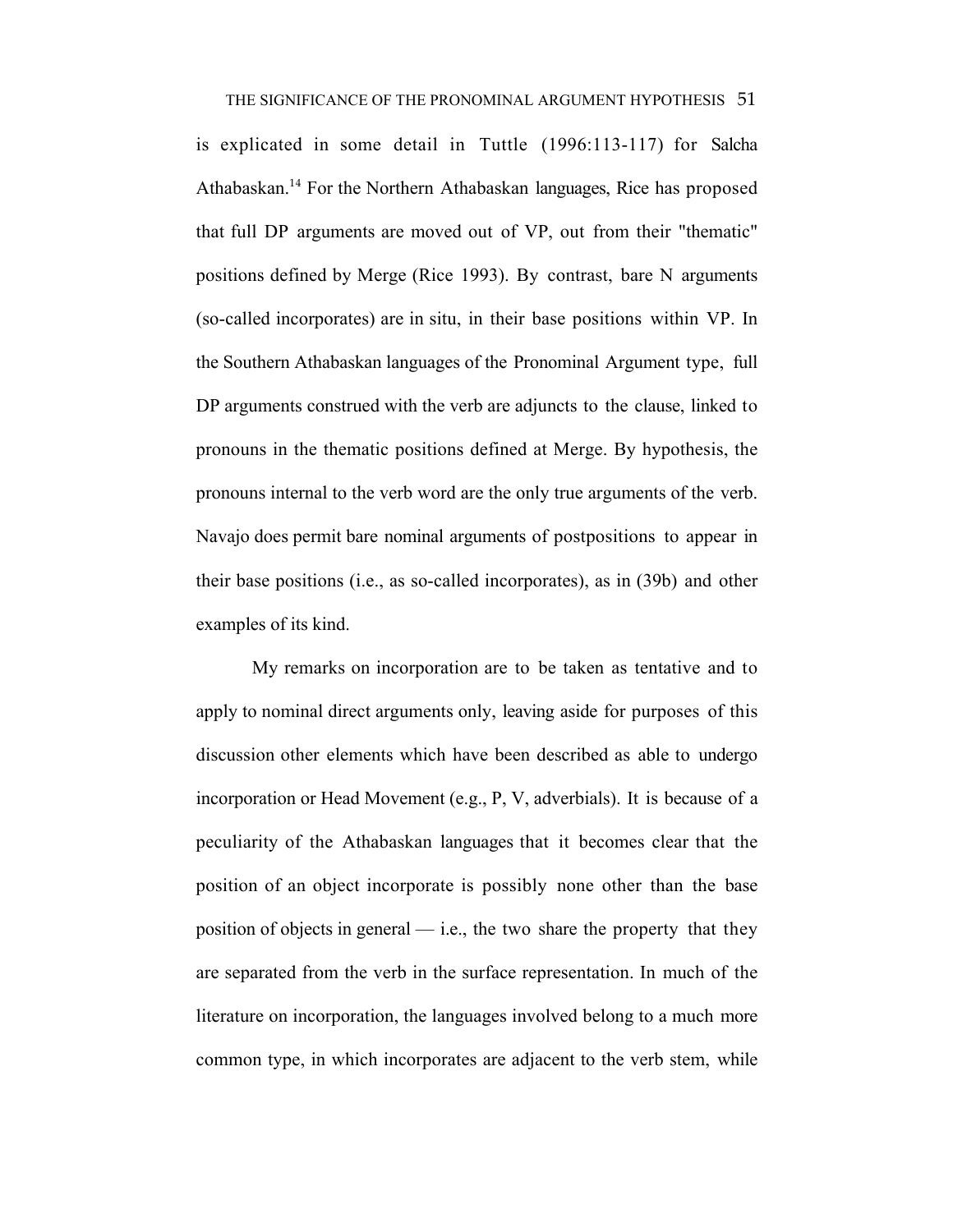is explicated in some detail in Tuttle (1996:113-117) for Salcha Athabaskan.[14] For the Northern Athabaskan languages, Rice has proposed that full DP arguments are moved out of VP, out from their "thematic" positions defined by Merge (Rice 1993). By contrast, bare N arguments (so-called incorporates) are in situ, in their base positions within VP. In the Southern Athabaskan languages of the Pronominal Argument type, full DP arguments construed with the verb are adjuncts to the clause, linked to pronouns in the thematic positions defined at Merge. By hypothesis, the pronouns internal to the verb word are the only true arguments of the verb. Navajo does permit bare nominal arguments of postpositions to appear in their base positions (i.e., as so-called incorporates), as in (39b) and other examples of its kind.

My remarks on incorporation are to be taken as tentative and to apply to nominal direct arguments only, leaving aside for purposes of this discussion other elements which have been described as able to undergo incorporation or Head Movement (e.g., P, V, adverbials). It is because of a peculiarity of the Athabaskan languages that it becomes clear that the position of an object incorporate is possibly none other than the base position of objects in general — i.e., the two share the property that they are separated from the verb in the surface representation. In much of the literature on incorporation, the languages involved belong to a much more common type, in which incorporates are adjacent to the verb stem, while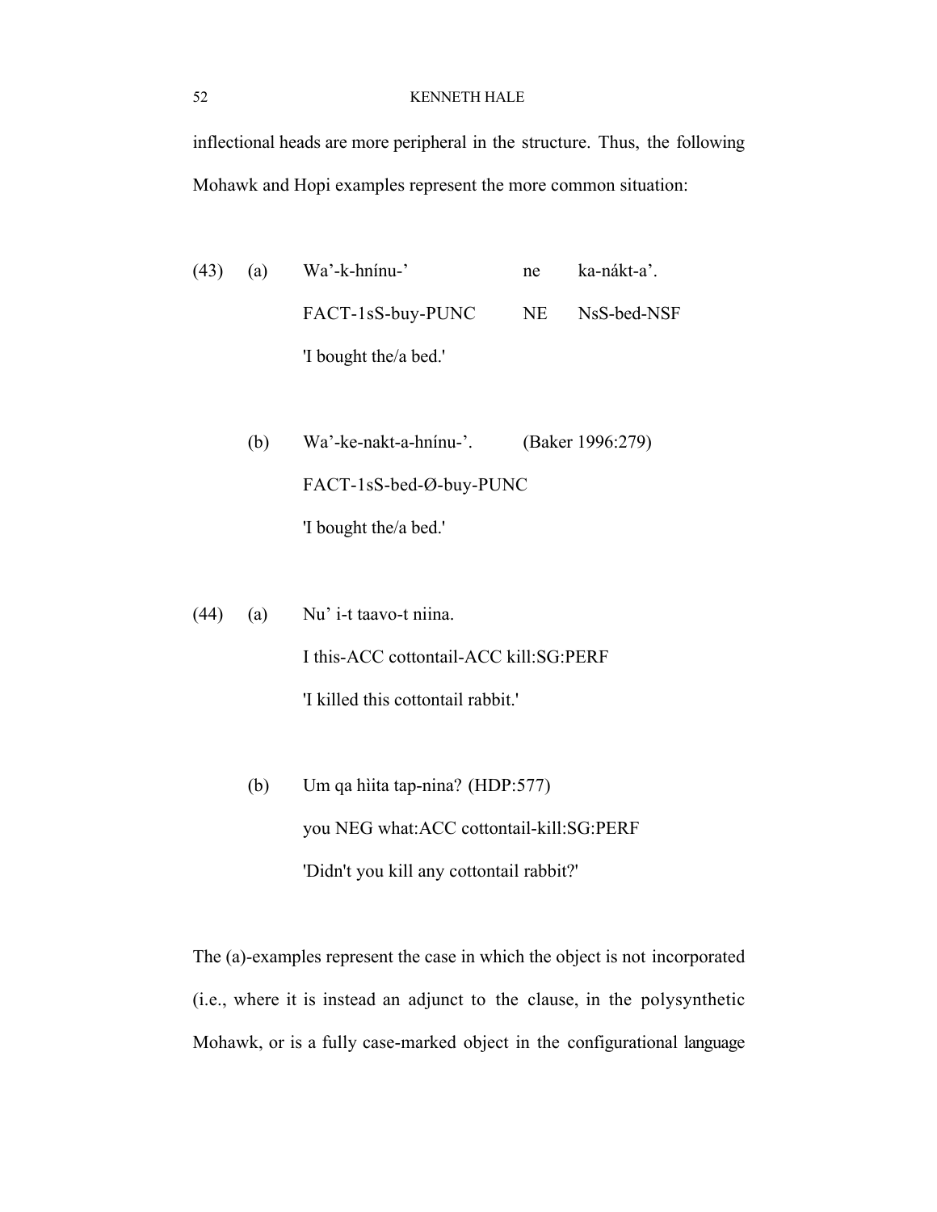inflectional heads are more peripheral in the structure. Thus, the following Mohawk and Hopi examples represent the more common situation:

(43) (a) Wa'-k-hnínu-' ne ka-nákt-a'.
FACT-1sS-buy-PUNC NE NsS-bed-NSF
'I bought the/a bed.'

(b) Wa'-ke-nakt-a-hnínu-'. (Baker 1996:279)
FACT-1sS-bed-Ø-buy-PUNC
'I bought the/a bed.'

(44) (a) Nu' i-t taavo-t niina.
I this-ACC cottontail-ACC kill:SG:PERF
'I killed this cottontail rabbit.'

(b) Um qa hìita tap-nina? (HDP:577)
you NEG what:ACC cottontail-kill:SG:PERF
'Didn't you kill any cottontail rabbit?'

The (a)-examples represent the case in which the object is not incorporated (i.e., where it is instead an adjunct to the clause, in the polysynthetic Mohawk, or is a fully case-marked object in the configurational language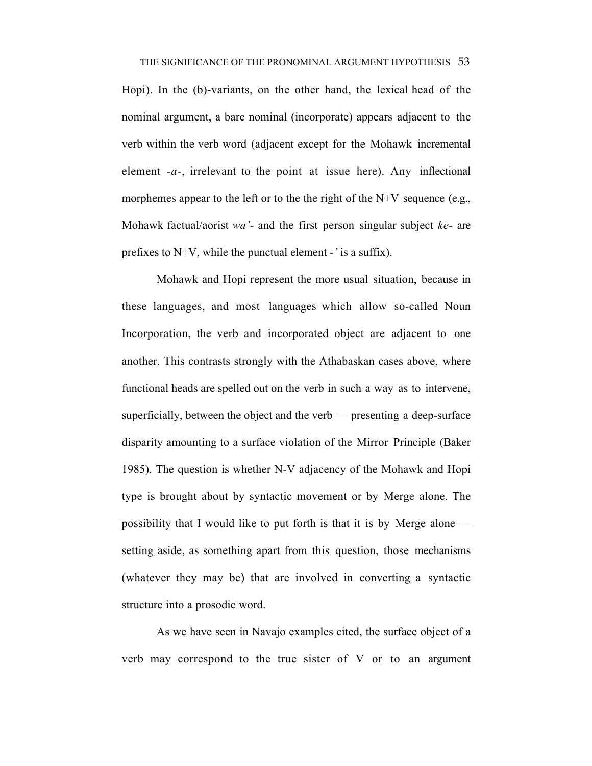Hopi). In the (b)-variants, on the other hand, the lexical head of the nominal argument, a bare nominal (incorporate) appears adjacent to the verb within the verb word (adjacent except for the Mohawk incremental element -*a*-, irrelevant to the point at issue here). Any inflectional morphemes appear to the left or to the the right of the N+V sequence (e.g., Mohawk factual/aorist *wa'*- and the first person singular subject *ke*- are prefixes to N+V, while the punctual element -*'* is a suffix).

Mohawk and Hopi represent the more usual situation, because in these languages, and most languages which allow so-called Noun Incorporation, the verb and incorporated object are adjacent to one another. This contrasts strongly with the Athabaskan cases above, where functional heads are spelled out on the verb in such a way as to intervene, superficially, between the object and the verb — presenting a deep-surface disparity amounting to a surface violation of the Mirror Principle (Baker 1985). The question is whether N-V adjacency of the Mohawk and Hopi type is brought about by syntactic movement or by Merge alone. The possibility that I would like to put forth is that it is by Merge alone — setting aside, as something apart from this question, those mechanisms (whatever they may be) that are involved in converting a syntactic structure into a prosodic word.

As we have seen in Navajo examples cited, the surface object of a verb may correspond to the true sister of V or to an argument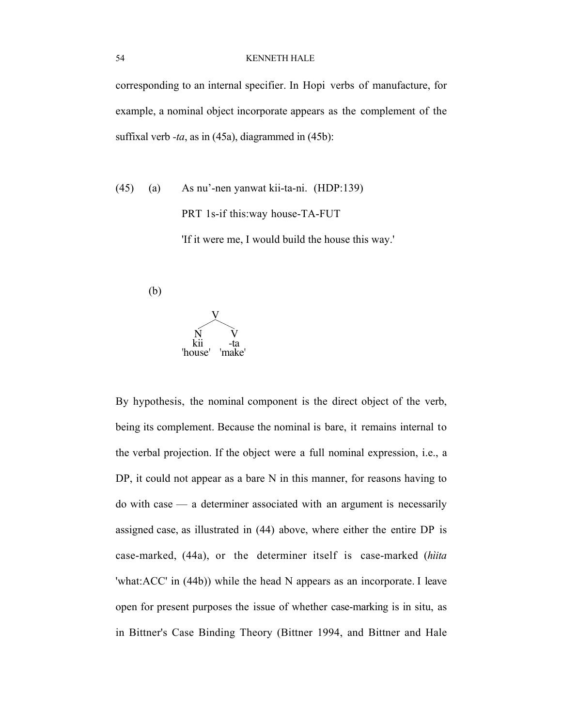corresponding to an internal specifier. In Hopi verbs of manufacture, for example, a nominal object incorporate appears as the complement of the suffixal verb *-ta*, as in (45a), diagrammed in (45b):

(45) (a) As nu'-nen yanwat kii-ta-ni. (HDP:139)

PRT 1s-if this:way house-TA-FUT

'If it were me, I would build the house this way.'

(b)

```
        V
      /   \
     N     V
    kii   -ta
 'house' 'make'
```

By hypothesis, the nominal component is the direct object of the verb, being its complement. Because the nominal is bare, it remains internal to the verbal projection. If the object were a full nominal expression, i.e., a DP, it could not appear as a bare N in this manner, for reasons having to do with case — a determiner associated with an argument is necessarily assigned case, as illustrated in (44) above, where either the entire DP is case-marked, (44a), or the determiner itself is case-marked (*hìita* 'what:ACC' in (44b)) while the head N appears as an incorporate. I leave open for present purposes the issue of whether case-marking is in situ, as in Bittner's Case Binding Theory (Bittner 1994, and Bittner and Hale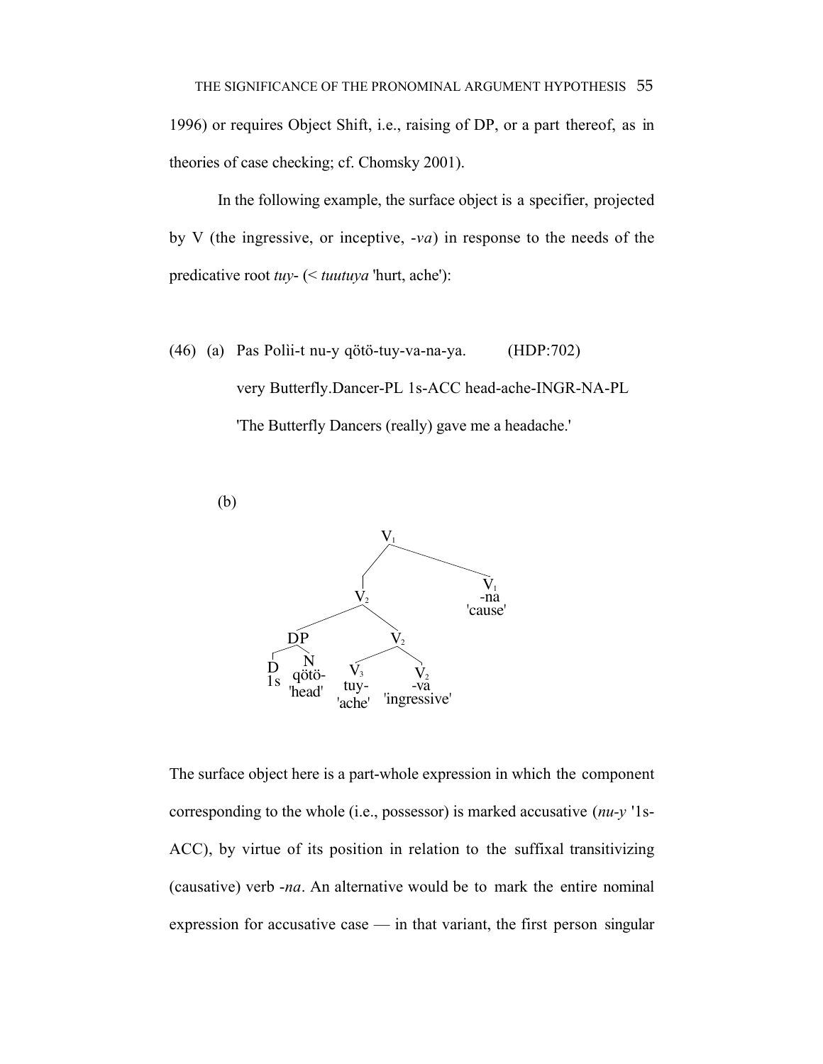1996) or requires Object Shift, i.e., raising of DP, or a part thereof, as in theories of case checking; cf. Chomsky 2001).

In the following example, the surface object is a specifier, projected by V (the ingressive, or inceptive, *-va*) in response to the needs of the predicative root *tuy-* (< *tuutuya* 'hurt, ache'):

(46) (a) Pas Polìi-t nu-y qötö-tuy-va-na-ya. (HDP:702)

very Butterfly.Dancer-PL 1s-ACC head-ache-INGR-NA-PL

'The Butterfly Dancers (really) gave me a headache.'

(b)

```
                    V1
                   /  \
                 V2    V1
                /  \   -na
              DP    V2  'cause'
             /  \   /  \
            D    N  V3   V2
            1s qötö- tuy-  -va
              'head' 'ache' 'ingressive'
```

The surface object here is a part-whole expression in which the component corresponding to the whole (i.e., possessor) is marked accusative (*nu-y* '1s-ACC), by virtue of its position in relation to the suffixal transitivizing (causative) verb *-na*. An alternative would be to mark the entire nominal expression for accusative case — in that variant, the first person singular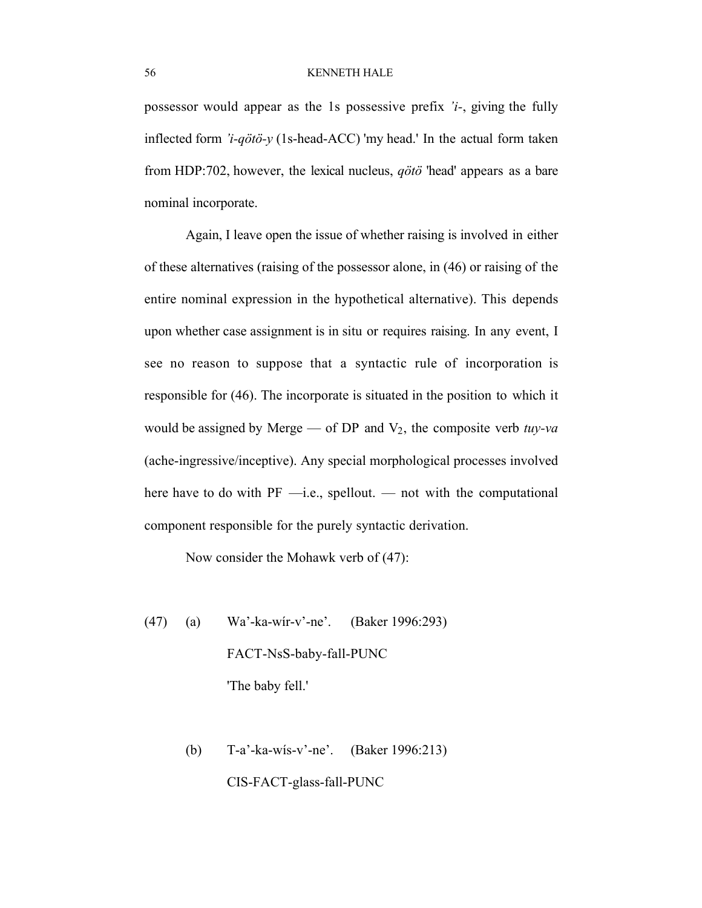possessor would appear as the 1s possessive prefix *'i-*, giving the fully inflected form *'i-qötö-y* (1s-head-ACC) 'my head.' In the actual form taken from HDP:702, however, the lexical nucleus, *qötö* 'head' appears as a bare nominal incorporate.

Again, I leave open the issue of whether raising is involved in either of these alternatives (raising of the possessor alone, in (46) or raising of the entire nominal expression in the hypothetical alternative). This depends upon whether case assignment is in situ or requires raising. In any event, I see no reason to suppose that a syntactic rule of incorporation is responsible for (46). The incorporate is situated in the position to which it would be assigned by Merge — of DP and $V_2$, the composite verb *tuy-va* (ache-ingressive/inceptive). Any special morphological processes involved here have to do with PF —i.e., spellout. — not with the computational component responsible for the purely syntactic derivation.

Now consider the Mohawk verb of (47):

(47) (a) Wa'-ka-wír-v'-ne'. (Baker 1996:293)
FACT-NsS-baby-fall-PUNC
'The baby fell.'

(b) T-a'-ka-wís-v'-ne'. (Baker 1996:213)
CIS-FACT-glass-fall-PUNC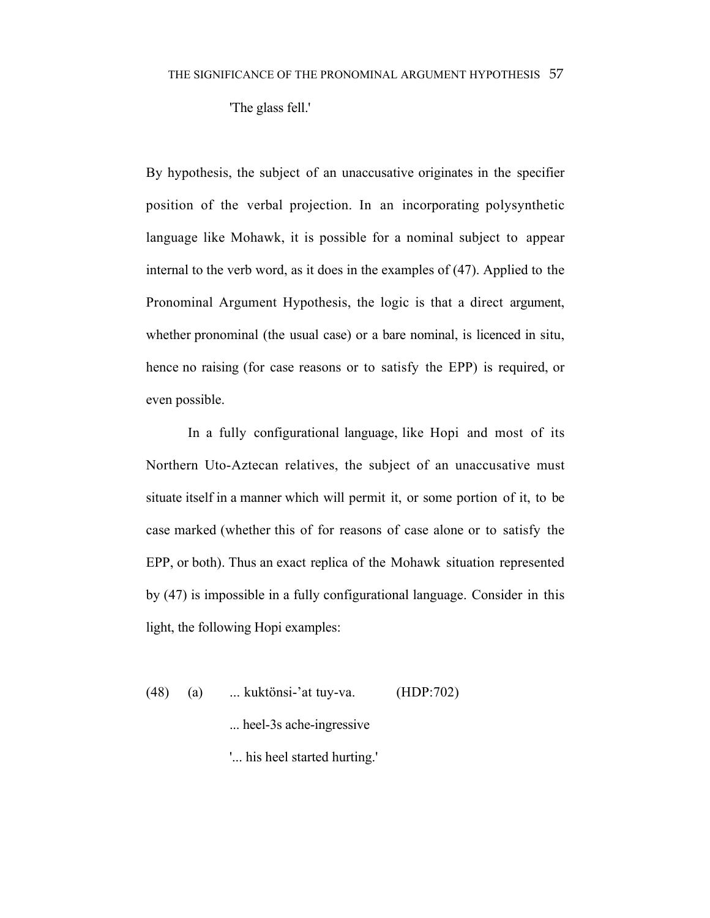'The glass fell.'

By hypothesis, the subject of an unaccusative originates in the specifier position of the verbal projection. In an incorporating polysynthetic language like Mohawk, it is possible for a nominal subject to appear internal to the verb word, as it does in the examples of (47). Applied to the Pronominal Argument Hypothesis, the logic is that a direct argument, whether pronominal (the usual case) or a bare nominal, is licenced in situ, hence no raising (for case reasons or to satisfy the EPP) is required, or even possible.

In a fully configurational language, like Hopi and most of its Northern Uto-Aztecan relatives, the subject of an unaccusative must situate itself in a manner which will permit it, or some portion of it, to be case marked (whether this of for reasons of case alone or to satisfy the EPP, or both). Thus an exact replica of the Mohawk situation represented by (47) is impossible in a fully configurational language. Consider in this light, the following Hopi examples:

(48) (a) ... kuktönsi-'at tuy-va. (HDP:702)

... heel-3s ache-ingressive

'... his heel started hurting.'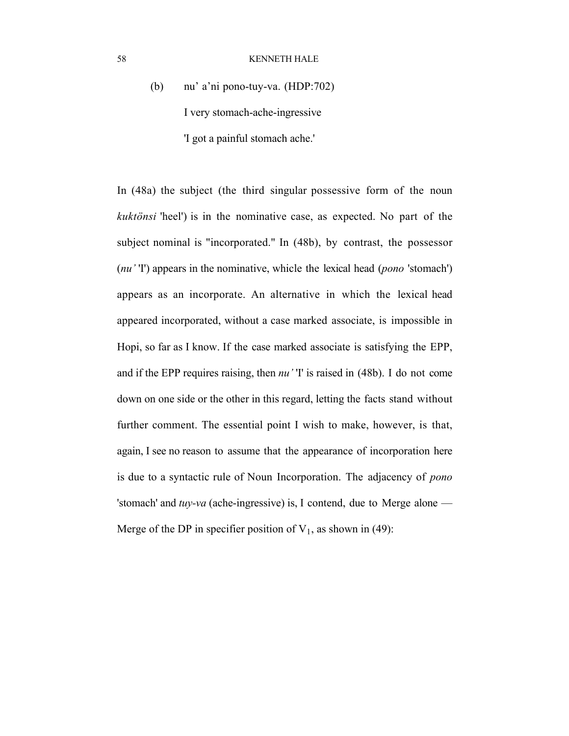(b) nu’ a’ni pono-tuy-va. (HDP:702)

I very stomach-ache-ingressive

'I got a painful stomach ache.'

In (48a) the subject (the third singular possessive form of the noun *kuktönsi* 'heel') is in the nominative case, as expected. No part of the subject nominal is "incorporated." In (48b), by contrast, the possessor (*nu’* 'I') appears in the nominative, whicle the lexical head (*pono* 'stomach') appears as an incorporate. An alternative in which the lexical head appeared incorporated, without a case marked associate, is impossible in Hopi, so far as I know. If the case marked associate is satisfying the EPP, and if the EPP requires raising, then *nu’* 'I' is raised in (48b). I do not come down on one side or the other in this regard, letting the facts stand without further comment. The essential point I wish to make, however, is that, again, I see no reason to assume that the appearance of incorporation here is due to a syntactic rule of Noun Incorporation. The adjacency of *pono* 'stomach' and *tuy-va* (ache-ingressive) is, I contend, due to Merge alone — Merge of the DP in specifier position of $V_1$, as shown in (49):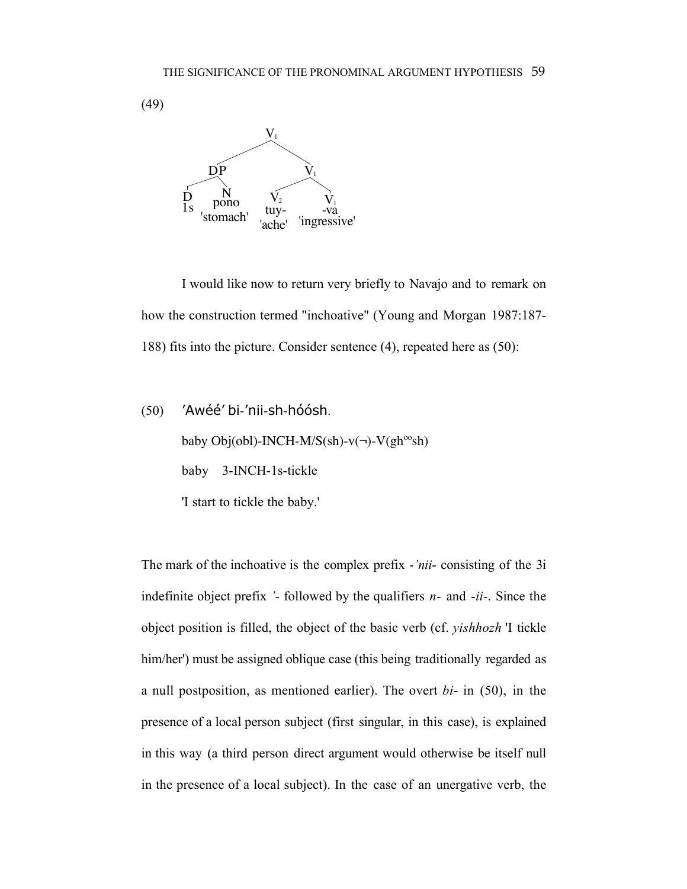(49)

```
              V1
            /    \
          DP      V1
         /  \    /   \
        D    N  V2    V1
        1s  pono tuy-  -va
     'stomach' 'ache' 'ingressive'
```

I would like now to return very briefly to Navajo and to remark on how the construction termed "inchoative" (Young and Morgan 1987:187-188) fits into the picture. Consider sentence (4), repeated here as (50):

(50) ʼAwééʼ bi-ʼnii-sh-hóósh.

baby Obj(obl)-INCH-M/S(sh)-v(¬)-V(gh$^{oo}$sh)

baby 3-INCH-1s-tickle

'I start to tickle the baby.'

The mark of the inchoative is the complex prefix -*ʼnii*- consisting of the 3i indefinite object prefix *ʼ*- followed by the qualifiers *n*- and -*ii*-. Since the object position is filled, the object of the basic verb (cf. *yishhozh* 'I tickle him/her') must be assigned oblique case (this being traditionally regarded as a null postposition, as mentioned earlier). The overt *bi*- in (50), in the presence of a local person subject (first singular, in this case), is explained in this way (a third person direct argument would otherwise be itself null in the presence of a local subject). In the case of an unergative verb, the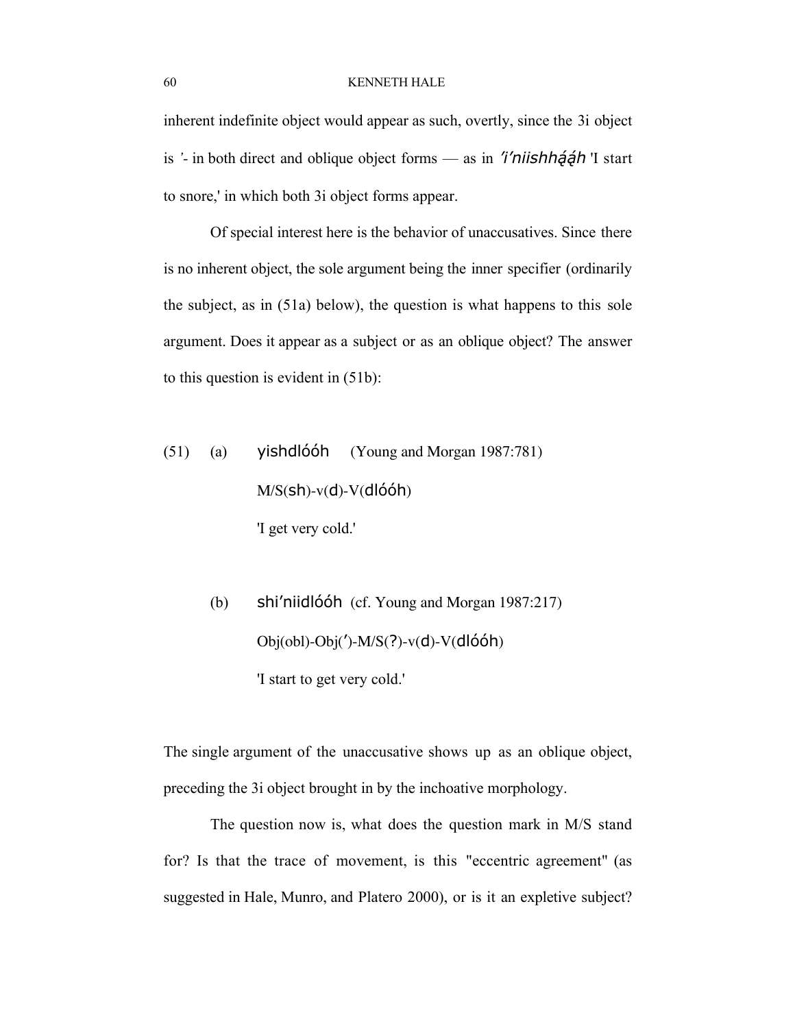inherent indefinite object would appear as such, overtly, since the 3i object is ʼ- in both direct and oblique object forms — as in *ʼíʼniishhą́ą́h* 'I start to snore,' in which both 3i object forms appear.

Of special interest here is the behavior of unaccusatives. Since there is no inherent object, the sole argument being the inner specifier (ordinarily the subject, as in (51a) below), the question is what happens to this sole argument. Does it appear as a subject or as an oblique object? The answer to this question is evident in (51b):

(51) (a) yishdlóóh (Young and Morgan 1987:781)
M/S(sh)-v(d)-V(dlóóh)
'I get very cold.'

(b) shiʼniidlóóh (cf. Young and Morgan 1987:217)
Obj(obl)-Obj(ʼ)-M/S(?)-v(d)-V(dlóóh)
'I start to get very cold.'

The single argument of the unaccusative shows up as an oblique object, preceding the 3i object brought in by the inchoative morphology.

The question now is, what does the question mark in M/S stand for? Is that the trace of movement, is this "eccentric agreement" (as suggested in Hale, Munro, and Platero 2000), or is it an expletive subject?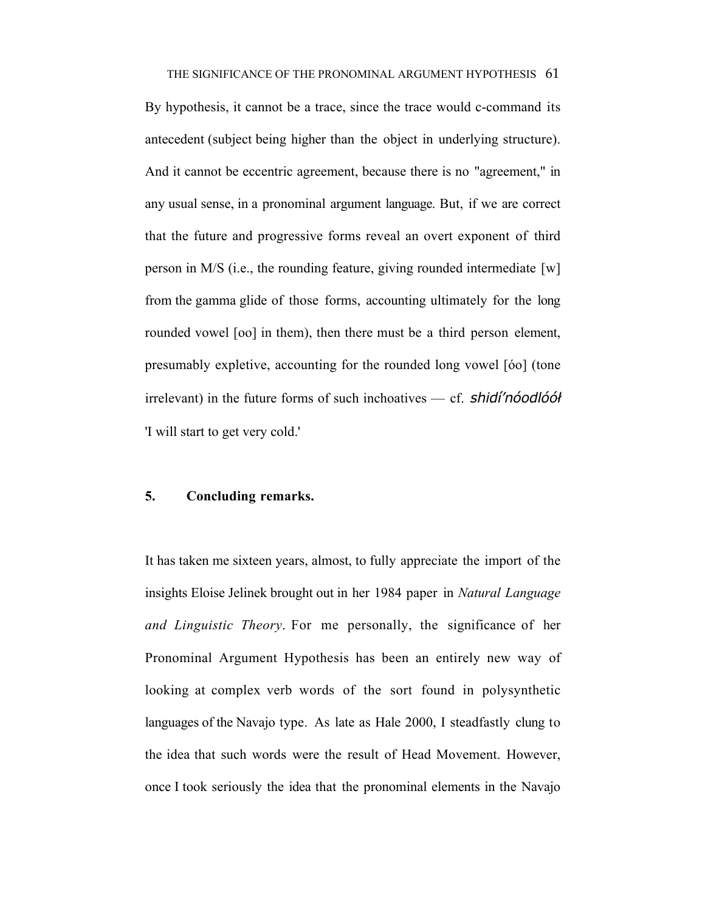By hypothesis, it cannot be a trace, since the trace would c-command its antecedent (subject being higher than the object in underlying structure). And it cannot be eccentric agreement, because there is no "agreement," in any usual sense, in a pronominal argument language. But, if we are correct that the future and progressive forms reveal an overt exponent of third person in M/S (i.e., the rounding feature, giving rounded intermediate [w] from the gamma glide of those forms, accounting ultimately for the long rounded vowel [oo] in them), then there must be a third person element, presumably expletive, accounting for the rounded long vowel [óo] (tone irrelevant) in the future forms of such inchoatives — cf. *shidí'nóodlóół* 'I will start to get very cold.'

## 5. Concluding remarks.

It has taken me sixteen years, almost, to fully appreciate the import of the insights Eloise Jelinek brought out in her 1984 paper in *Natural Language and Linguistic Theory*. For me personally, the significance of her Pronominal Argument Hypothesis has been an entirely new way of looking at complex verb words of the sort found in polysynthetic languages of the Navajo type. As late as Hale 2000, I steadfastly clung to the idea that such words were the result of Head Movement. However, once I took seriously the idea that the pronominal elements in the Navajo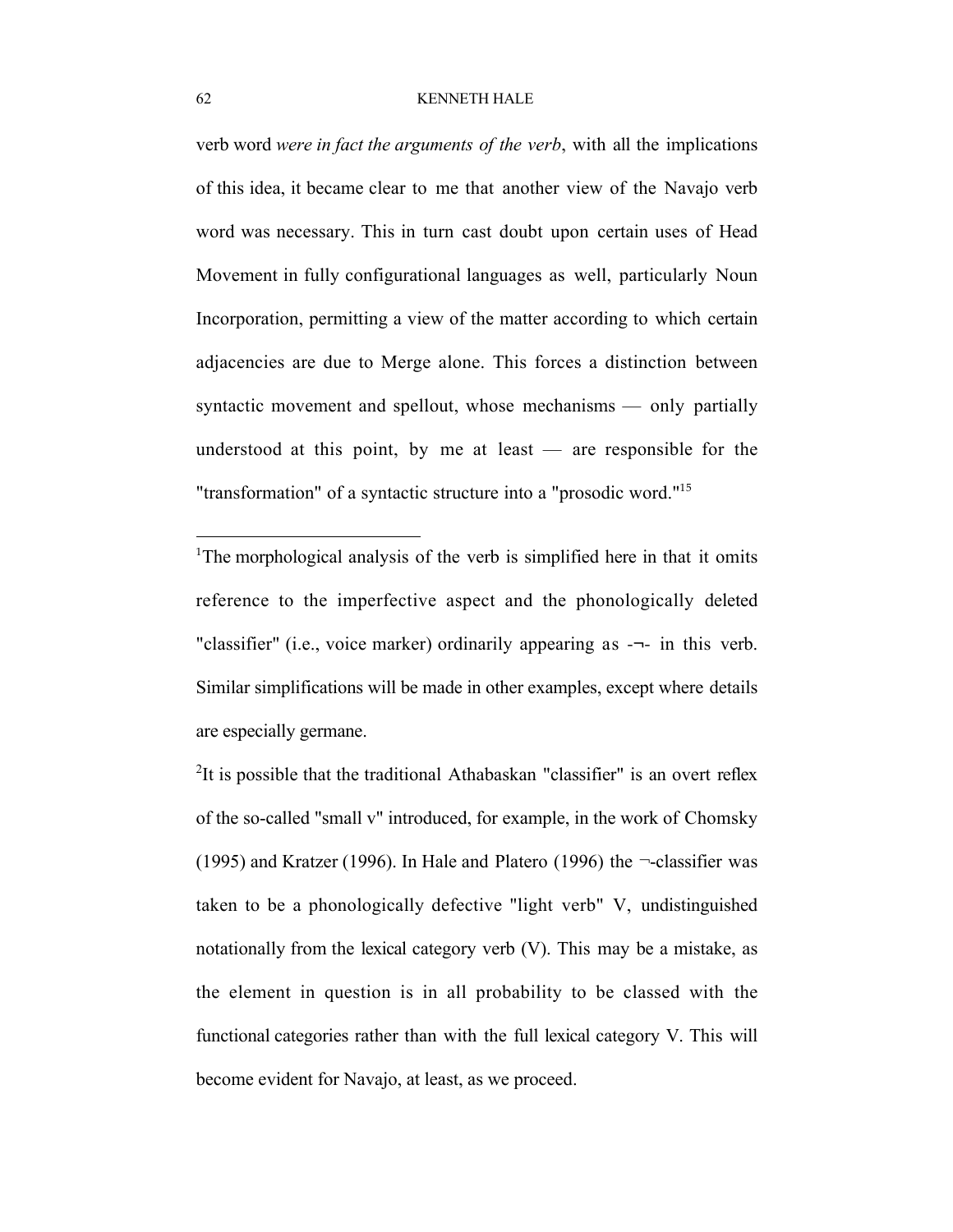verb word *were in fact the arguments of the verb*, with all the implications of this idea, it became clear to me that another view of the Navajo verb word was necessary. This in turn cast doubt upon certain uses of Head Movement in fully configurational languages as well, particularly Noun Incorporation, permitting a view of the matter according to which certain adjacencies are due to Merge alone. This forces a distinction between syntactic movement and spellout, whose mechanisms — only partially understood at this point, by me at least — are responsible for the "transformation" of a syntactic structure into a "prosodic word."[15]

---

[1]The morphological analysis of the verb is simplified here in that it omits reference to the imperfective aspect and the phonologically deleted "classifier" (i.e., voice marker) ordinarily appearing as -¬- in this verb. Similar simplifications will be made in other examples, except where details are especially germane.

[2]It is possible that the traditional Athabaskan "classifier" is an overt reflex of the so-called "small v" introduced, for example, in the work of Chomsky (1995) and Kratzer (1996). In Hale and Platero (1996) the ¬-classifier was taken to be a phonologically defective "light verb" V, undistinguished notationally from the lexical category verb (V). This may be a mistake, as the element in question is in all probability to be classed with the functional categories rather than with the full lexical category V. This will become evident for Navajo, at least, as we proceed.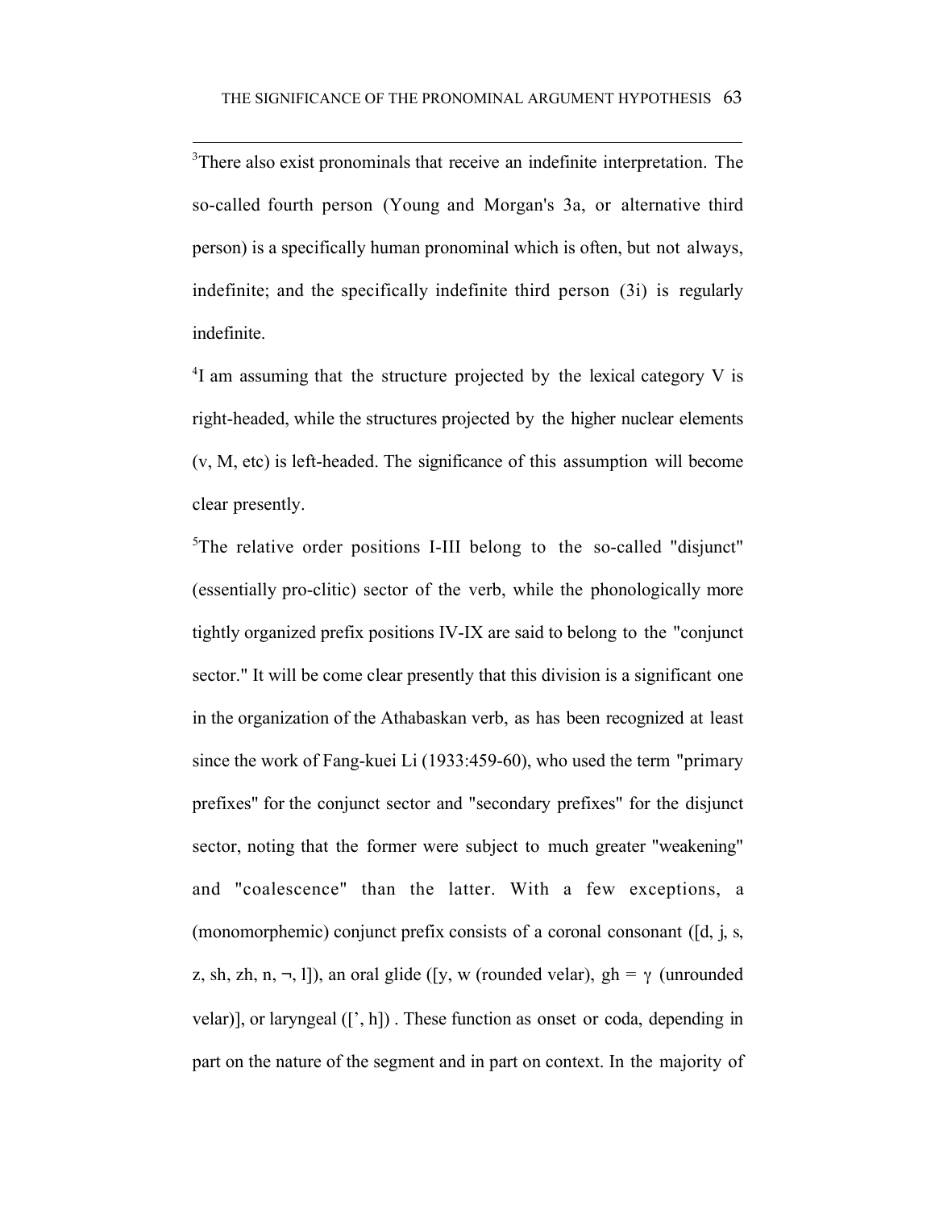[3]There also exist pronominals that receive an indefinite interpretation. The so-called fourth person (Young and Morgan's 3a, or alternative third person) is a specifically human pronominal which is often, but not always, indefinite; and the specifically indefinite third person (3i) is regularly indefinite.

[4]I am assuming that the structure projected by the lexical category V is right-headed, while the structures projected by the higher nuclear elements (v, M, etc) is left-headed. The significance of this assumption will become clear presently.

[5]The relative order positions I-III belong to the so-called "disjunct" (essentially pro-clitic) sector of the verb, while the phonologically more tightly organized prefix positions IV-IX are said to belong to the "conjunct sector." It will be come clear presently that this division is a significant one in the organization of the Athabaskan verb, as has been recognized at least since the work of Fang-kuei Li (1933:459-60), who used the term "primary prefixes" for the conjunct sector and "secondary prefixes" for the disjunct sector, noting that the former were subject to much greater "weakening" and "coalescence" than the latter. With a few exceptions, a (monomorphemic) conjunct prefix consists of a coronal consonant ([d, j, s, z, sh, zh, n, ¬, l]), an oral glide ([y, w (rounded velar), gh = γ (unrounded velar)], or laryngeal ([', h]) . These function as onset or coda, depending in part on the nature of the segment and in part on context. In the majority of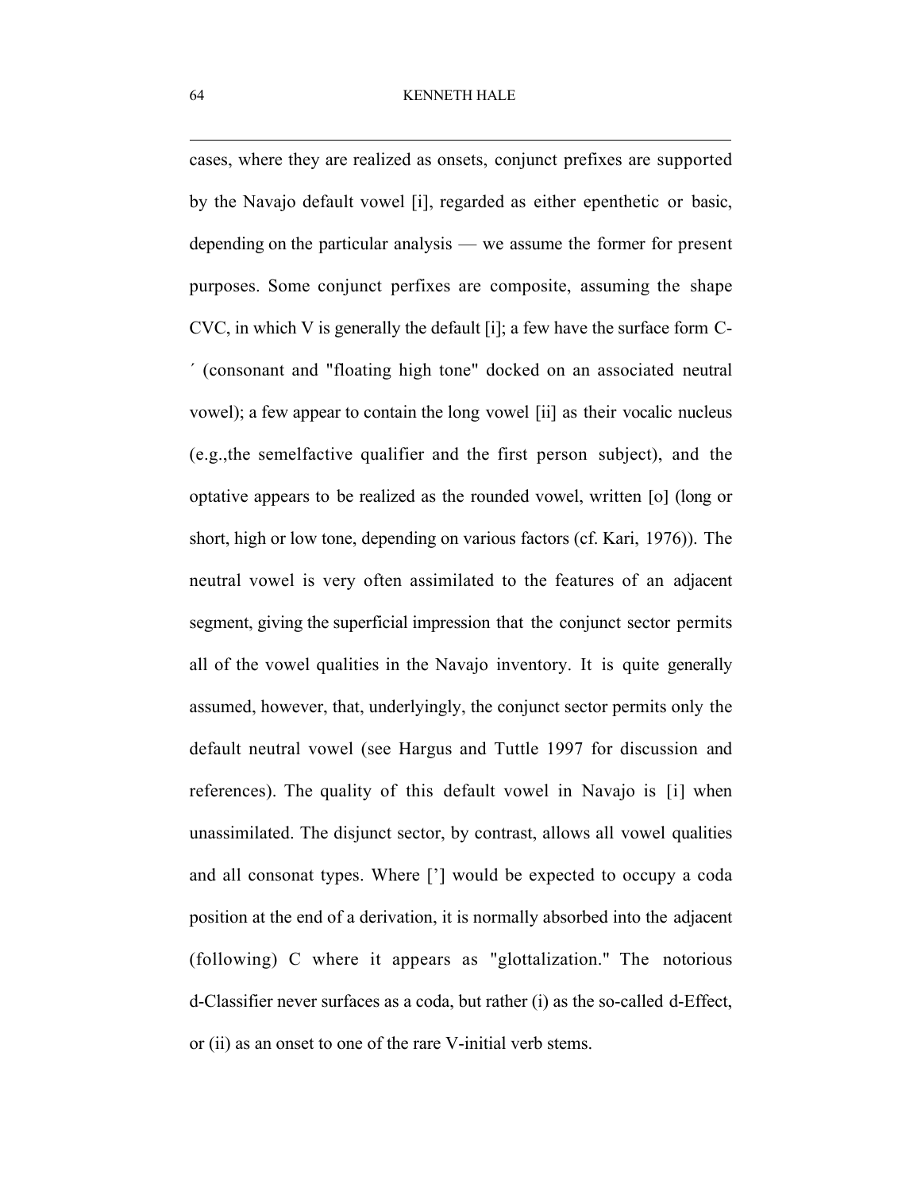cases, where they are realized as onsets, conjunct prefixes are supported by the Navajo default vowel [i], regarded as either epenthetic or basic, depending on the particular analysis — we assume the former for present purposes. Some conjunct perfixes are composite, assuming the shape CVC, in which V is generally the default [i]; a few have the surface form C-´ (consonant and "floating high tone" docked on an associated neutral vowel); a few appear to contain the long vowel [ii] as their vocalic nucleus (e.g.,the semelfactive qualifier and the first person subject), and the optative appears to be realized as the rounded vowel, written [o] (long or short, high or low tone, depending on various factors (cf. Kari, 1976)). The neutral vowel is very often assimilated to the features of an adjacent segment, giving the superficial impression that the conjunct sector permits all of the vowel qualities in the Navajo inventory. It is quite generally assumed, however, that, underlyingly, the conjunct sector permits only the default neutral vowel (see Hargus and Tuttle 1997 for discussion and references). The quality of this default vowel in Navajo is [i] when unassimilated. The disjunct sector, by contrast, allows all vowel qualities and all consonat types. Where ['] would be expected to occupy a coda position at the end of a derivation, it is normally absorbed into the adjacent (following) C where it appears as "glottalization." The notorious d-Classifier never surfaces as a coda, but rather (i) as the so-called d-Effect, or (ii) as an onset to one of the rare V-initial verb stems.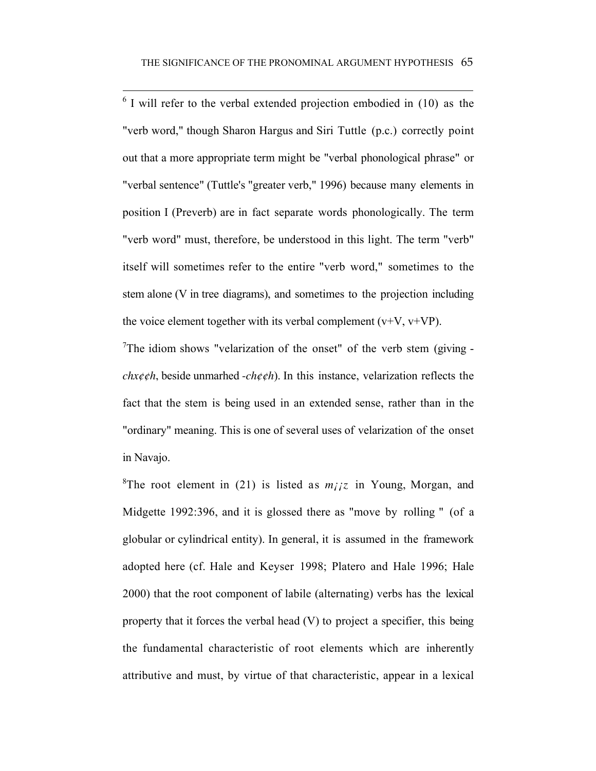[6] I will refer to the verbal extended projection embodied in (10) as the "verb word," though Sharon Hargus and Siri Tuttle (p.c.) correctly point out that a more appropriate term might be "verbal phonological phrase" or "verbal sentence" (Tuttle's "greater verb," 1996) because many elements in position I (Preverb) are in fact separate words phonologically. The term "verb word" must, therefore, be understood in this light. The term "verb" itself will sometimes refer to the entire "verb word," sometimes to the stem alone (V in tree diagrams), and sometimes to the projection including the voice element together with its verbal complement (v+V, v+VP).

[7] The idiom shows "velarization of the onset" of the verb stem (giving *-chx¢¢h*, beside unmarhed *-ch¢¢h*). In this instance, velarization reflects the fact that the stem is being used in an extended sense, rather than in the "ordinary" meaning. This is one of several uses of velarization of the onset in Navajo.

[8] The root element in (21) is listed as *m¡¡z* in Young, Morgan, and Midgette 1992:396, and it is glossed there as "move by rolling " (of a globular or cylindrical entity). In general, it is assumed in the framework adopted here (cf. Hale and Keyser 1998; Platero and Hale 1996; Hale 2000) that the root component of labile (alternating) verbs has the lexical property that it forces the verbal head (V) to project a specifier, this being the fundamental characteristic of root elements which are inherently attributive and must, by virtue of that characteristic, appear in a lexical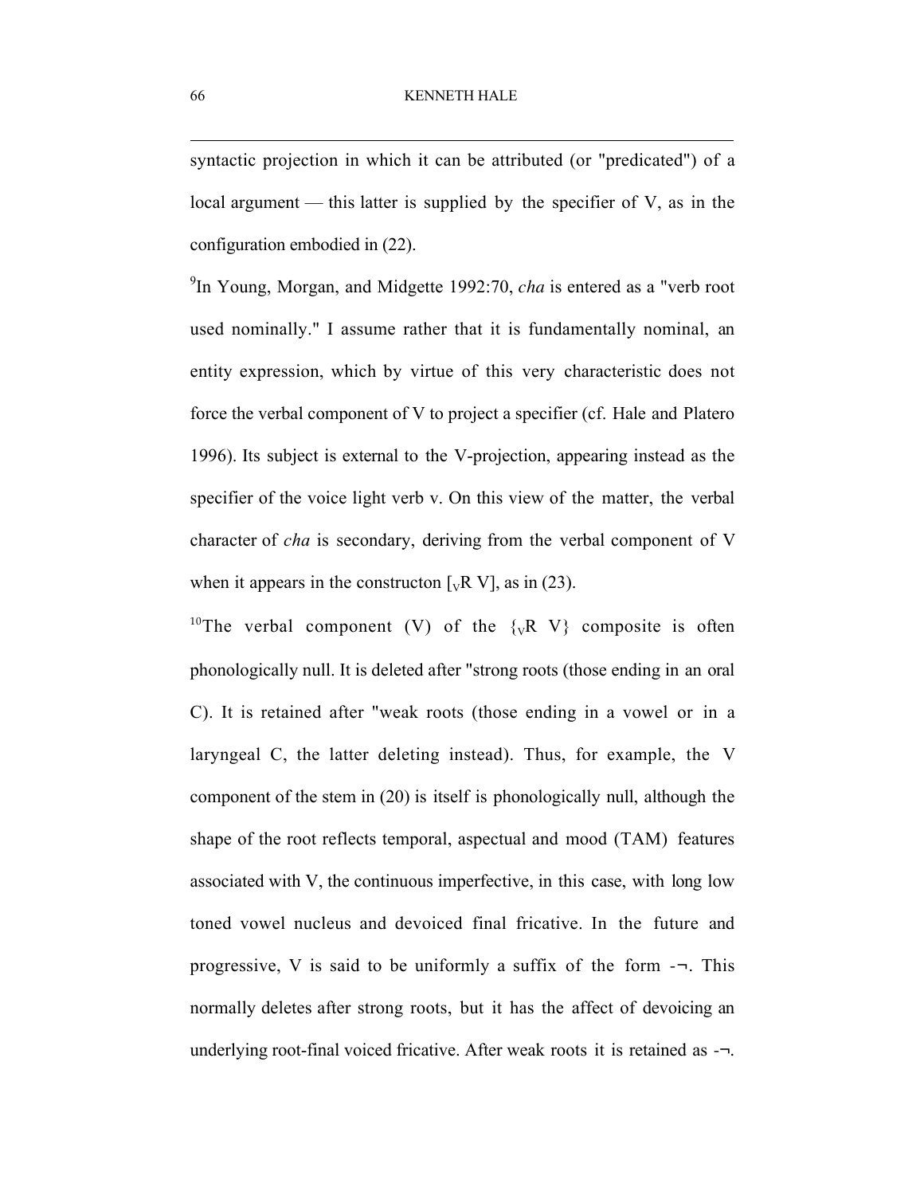syntactic projection in which it can be attributed (or "predicated") of a local argument — this latter is supplied by the specifier of V, as in the configuration embodied in (22).

[9]In Young, Morgan, and Midgette 1992:70, *cha* is entered as a "verb root used nominally." I assume rather that it is fundamentally nominal, an entity expression, which by virtue of this very characteristic does not force the verbal component of V to project a specifier (cf. Hale and Platero 1996). Its subject is external to the V-projection, appearing instead as the specifier of the voice light verb v. On this view of the matter, the verbal character of *cha* is secondary, deriving from the verbal component of V when it appears in the constructon [$_{V}$R V], as in (23).

[10]The verbal component (V) of the {$_{V}$R V} composite is often phonologically null. It is deleted after "strong roots (those ending in an oral C). It is retained after "weak roots (those ending in a vowel or in a laryngeal C, the latter deleting instead). Thus, for example, the V component of the stem in (20) is itself is phonologically null, although the shape of the root reflects temporal, aspectual and mood (TAM) features associated with V, the continuous imperfective, in this case, with long low toned vowel nucleus and devoiced final fricative. In the future and progressive, V is said to be uniformly a suffix of the form -¬. This normally deletes after strong roots, but it has the affect of devoicing an underlying root-final voiced fricative. After weak roots it is retained as -¬.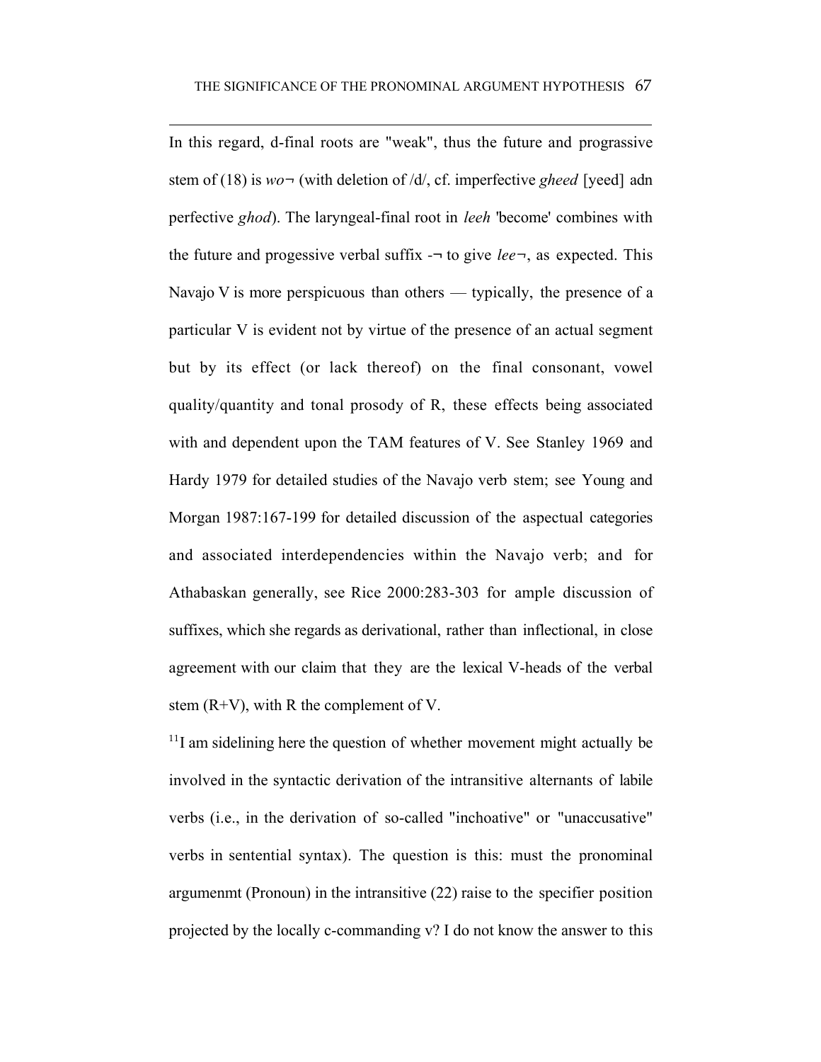In this regard, d-final roots are "weak", thus the future and prograssive stem of (18) is *wo¬* (with deletion of /d/, cf. imperfective *gheed* [yeed] adn perfective *ghod*). The laryngeal-final root in *leeh* 'become' combines with the future and progessive verbal suffix -¬ to give *lee¬*, as expected. This Navajo V is more perspicuous than others — typically, the presence of a particular V is evident not by virtue of the presence of an actual segment but by its effect (or lack thereof) on the final consonant, vowel quality/quantity and tonal prosody of R, these effects being associated with and dependent upon the TAM features of V. See Stanley 1969 and Hardy 1979 for detailed studies of the Navajo verb stem; see Young and Morgan 1987:167-199 for detailed discussion of the aspectual categories and associated interdependencies within the Navajo verb; and for Athabaskan generally, see Rice 2000:283-303 for ample discussion of suffixes, which she regards as derivational, rather than inflectional, in close agreement with our claim that they are the lexical V-heads of the verbal stem (R+V), with R the complement of V.

[11] I am sidelining here the question of whether movement might actually be involved in the syntactic derivation of the intransitive alternants of labile verbs (i.e., in the derivation of so-called "inchoative" or "unaccusative" verbs in sentential syntax). The question is this: must the pronominal argumenmt (Pronoun) in the intransitive (22) raise to the specifier position projected by the locally c-commanding v? I do not know the answer to this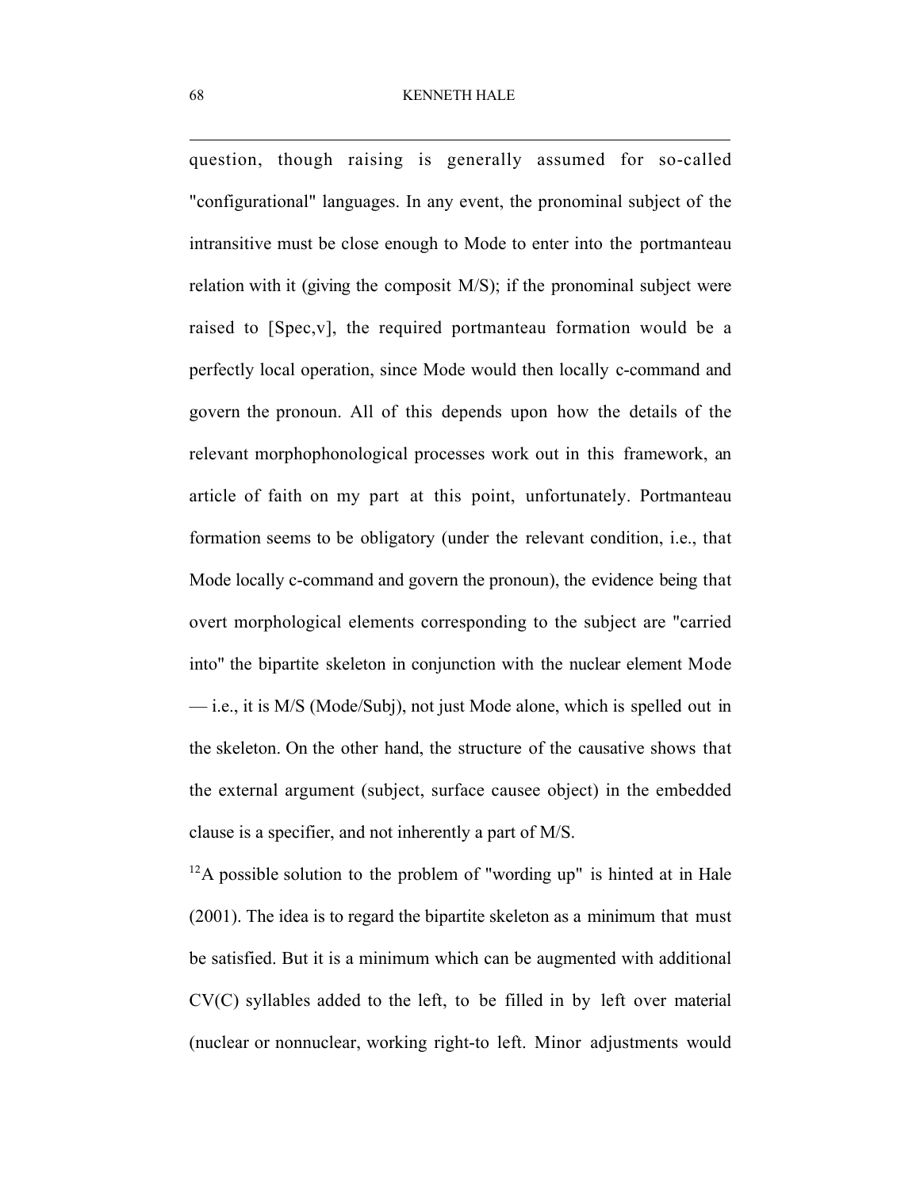question, though raising is generally assumed for so-called "configurational" languages. In any event, the pronominal subject of the intransitive must be close enough to Mode to enter into the portmanteau relation with it (giving the composit M/S); if the pronominal subject were raised to [Spec,v], the required portmanteau formation would be a perfectly local operation, since Mode would then locally c-command and govern the pronoun. All of this depends upon how the details of the relevant morphophonological processes work out in this framework, an article of faith on my part at this point, unfortunately. Portmanteau formation seems to be obligatory (under the relevant condition, i.e., that Mode locally c-command and govern the pronoun), the evidence being that overt morphological elements corresponding to the subject are "carried into" the bipartite skeleton in conjunction with the nuclear element Mode — i.e., it is M/S (Mode/Subj), not just Mode alone, which is spelled out in the skeleton. On the other hand, the structure of the causative shows that the external argument (subject, surface causee object) in the embedded clause is a specifier, and not inherently a part of M/S.

[12]A possible solution to the problem of "wording up" is hinted at in Hale (2001). The idea is to regard the bipartite skeleton as a minimum that must be satisfied. But it is a minimum which can be augmented with additional CV(C) syllables added to the left, to be filled in by left over material (nuclear or nonnuclear, working right-to left. Minor adjustments would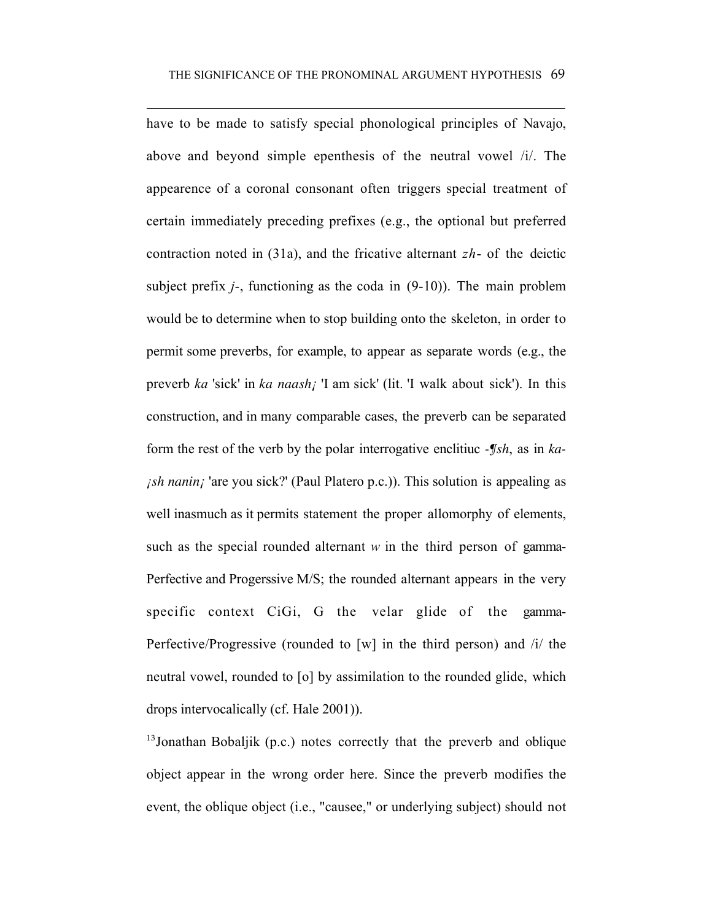have to be made to satisfy special phonological principles of Navajo, above and beyond simple epenthesis of the neutral vowel /i/. The appearence of a coronal consonant often triggers special treatment of certain immediately preceding prefixes (e.g., the optional but preferred contraction noted in (31a), and the fricative alternant *zh-* of the deictic subject prefix *j-*, functioning as the coda in (9-10)). The main problem would be to determine when to stop building onto the skeleton, in order to permit some preverbs, for example, to appear as separate words (e.g., the preverb *ka* 'sick' in *ka naash¡* 'I am sick' (lit. 'I walk about sick'). In this construction, and in many comparable cases, the preverb can be separated form the rest of the verb by the polar interrogative enclitiuc *-¶sh*, as in *ka-¡sh nanin¡* 'are you sick?' (Paul Platero p.c.)). This solution is appealing as well inasmuch as it permits statement the proper allomorphy of elements, such as the special rounded alternant *w* in the third person of gamma-Perfective and Progerssive M/S; the rounded alternant appears in the very specific context CiGi, G the velar glide of the gamma-Perfective/Progressive (rounded to [w] in the third person) and /i/ the neutral vowel, rounded to [o] by assimilation to the rounded glide, which drops intervocalically (cf. Hale 2001)).

[13]Jonathan Bobaljik (p.c.) notes correctly that the preverb and oblique object appear in the wrong order here. Since the preverb modifies the event, the oblique object (i.e., "causee," or underlying subject) should not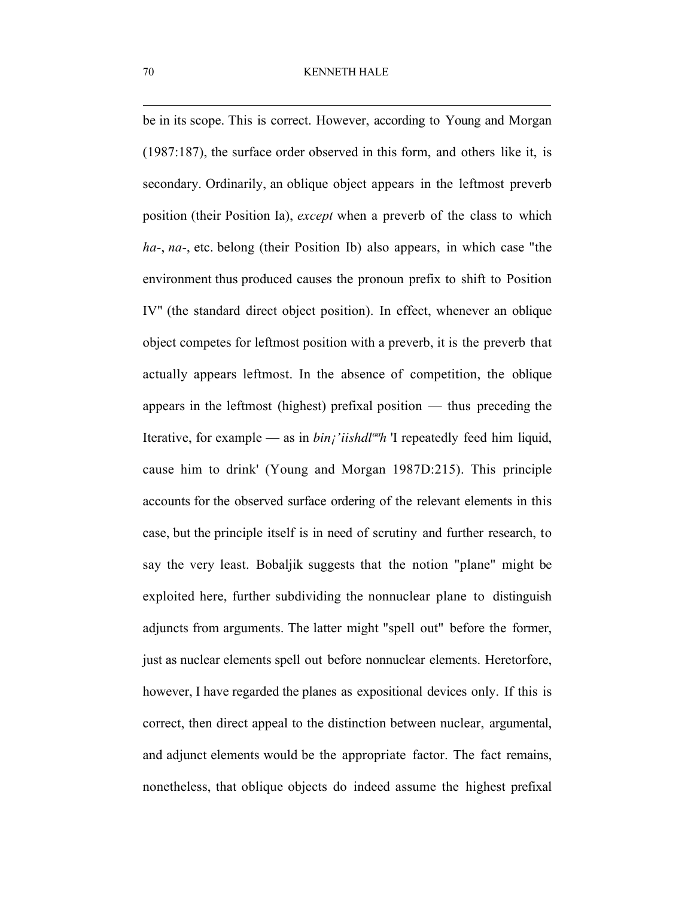be in its scope. This is correct. However, according to Young and Morgan (1987:187), the surface order observed in this form, and others like it, is secondary. Ordinarily, an oblique object appears in the leftmost preverb position (their Position Ia), *except* when a preverb of the class to which *ha*-, *na*-, etc. belong (their Position Ib) also appears, in which case "the environment thus produced causes the pronoun prefix to shift to Position IV" (the standard direct object position). In effect, whenever an oblique object competes for leftmost position with a preverb, it is the preverb that actually appears leftmost. In the absence of competition, the oblique appears in the leftmost (highest) prefixal position — thus preceding the Iterative, for example — as in *bin¡'iishdl^aa^h* 'I repeatedly feed him liquid, cause him to drink' (Young and Morgan 1987D:215). This principle accounts for the observed surface ordering of the relevant elements in this case, but the principle itself is in need of scrutiny and further research, to say the very least. Bobaljik suggests that the notion "plane" might be exploited here, further subdividing the nonnuclear plane to distinguish adjuncts from arguments. The latter might "spell out" before the former, just as nuclear elements spell out before nonnuclear elements. Heretorfore, however, I have regarded the planes as expositional devices only. If this is correct, then direct appeal to the distinction between nuclear, argumental, and adjunct elements would be the appropriate factor. The fact remains, nonetheless, that oblique objects do indeed assume the highest prefixal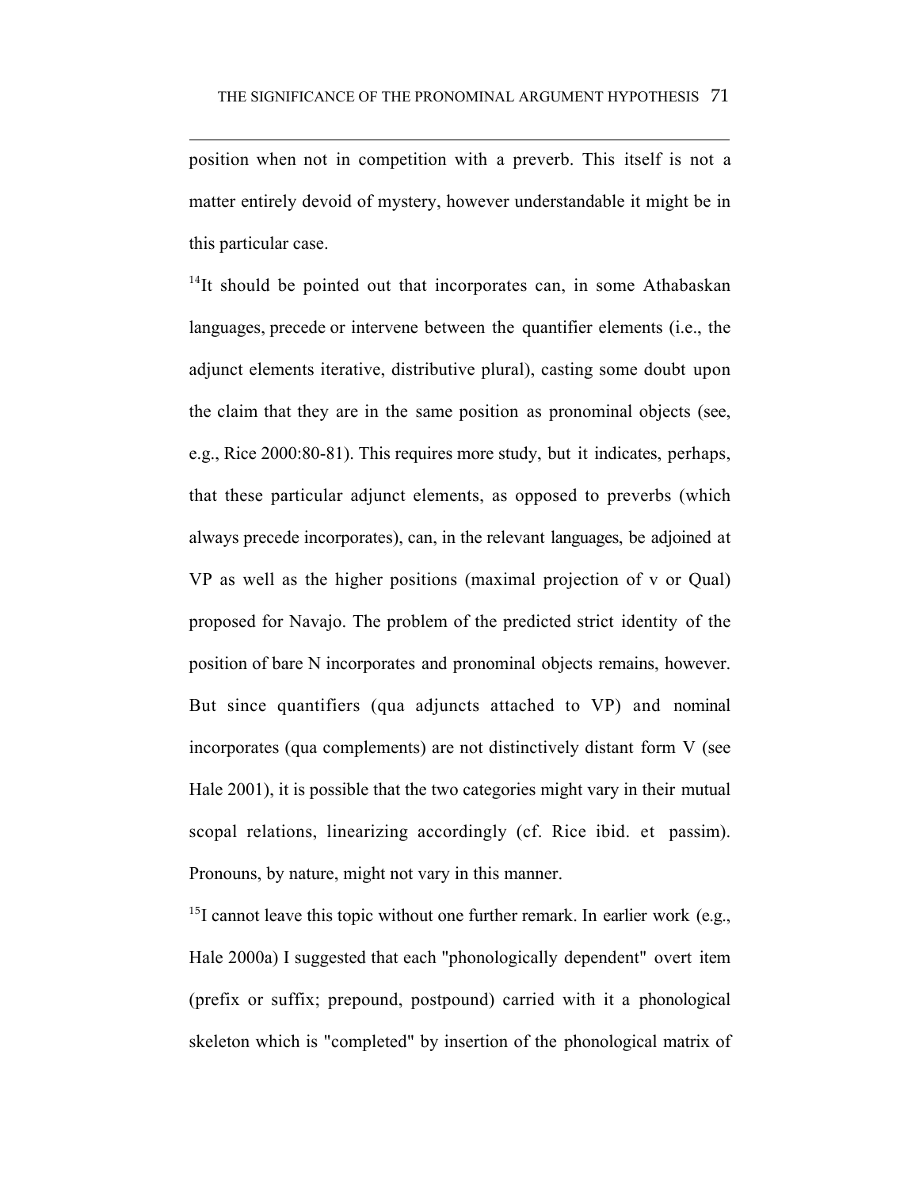position when not in competition with a preverb. This itself is not a matter entirely devoid of mystery, however understandable it might be in this particular case.

[14]It should be pointed out that incorporates can, in some Athabaskan languages, precede or intervene between the quantifier elements (i.e., the adjunct elements iterative, distributive plural), casting some doubt upon the claim that they are in the same position as pronominal objects (see, e.g., Rice 2000:80-81). This requires more study, but it indicates, perhaps, that these particular adjunct elements, as opposed to preverbs (which always precede incorporates), can, in the relevant languages, be adjoined at VP as well as the higher positions (maximal projection of v or Qual) proposed for Navajo. The problem of the predicted strict identity of the position of bare N incorporates and pronominal objects remains, however. But since quantifiers (qua adjuncts attached to VP) and nominal incorporates (qua complements) are not distinctively distant form V (see Hale 2001), it is possible that the two categories might vary in their mutual scopal relations, linearizing accordingly (cf. Rice ibid. et passim). Pronouns, by nature, might not vary in this manner.

[15]I cannot leave this topic without one further remark. In earlier work (e.g., Hale 2000a) I suggested that each "phonologically dependent" overt item (prefix or suffix; prepound, postpound) carried with it a phonological skeleton which is "completed" by insertion of the phonological matrix of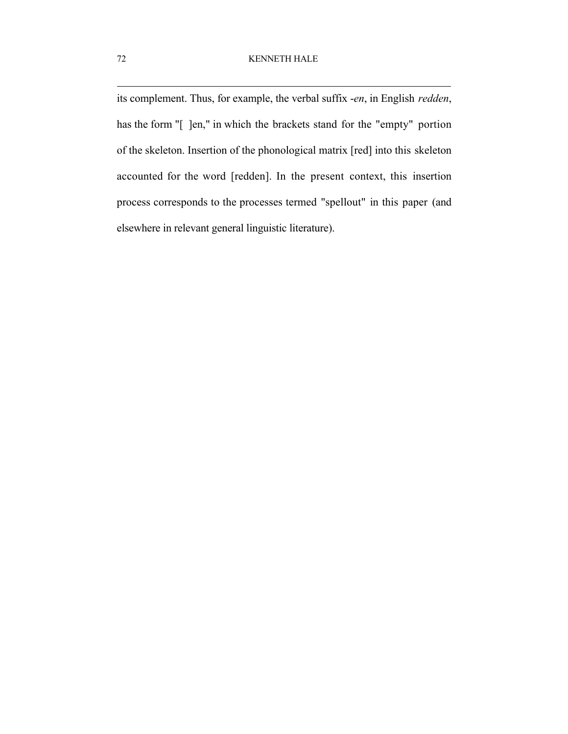its complement. Thus, for example, the verbal suffix -*en*, in English *redden*, has the form "[ ]en," in which the brackets stand for the "empty" portion of the skeleton. Insertion of the phonological matrix [red] into this skeleton accounted for the word [redden]. In the present context, this insertion process corresponds to the processes termed "spellout" in this paper (and elsewhere in relevant general linguistic literature).